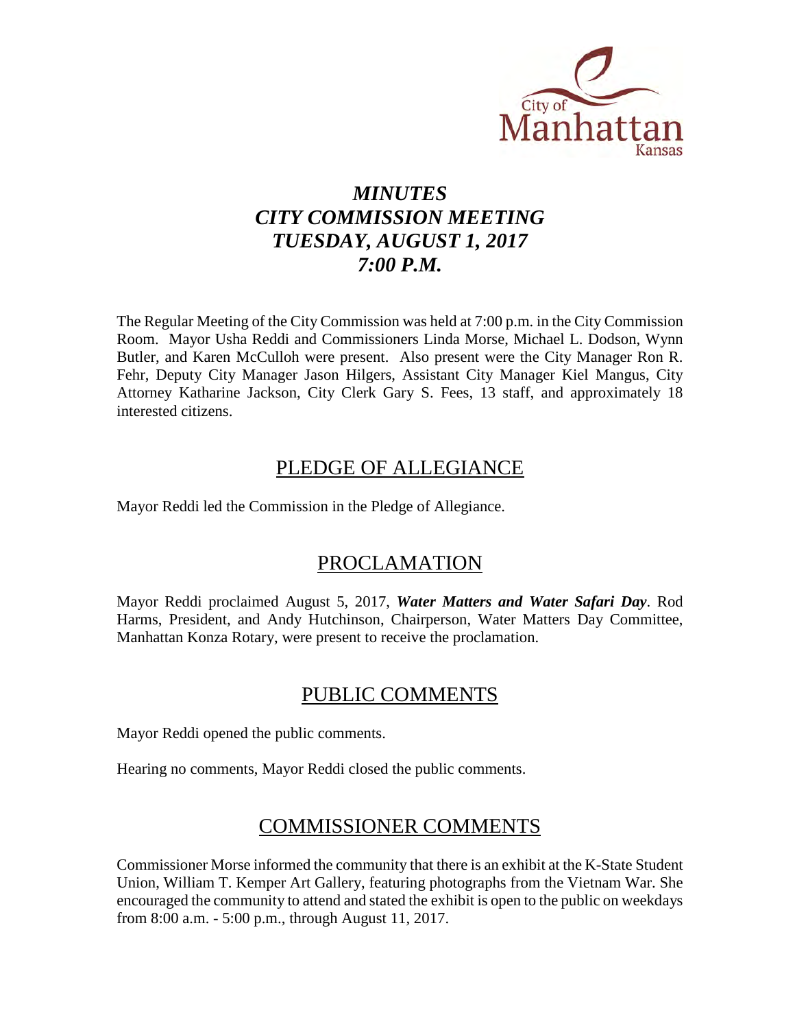City of Manhattan Kansas

# *MINUTES*
# *CITY COMMISSION MEETING*
# *TUESDAY, AUGUST 1, 2017*
# *7:00 P.M.*

The Regular Meeting of the City Commission was held at 7:00 p.m. in the City Commission Room. Mayor Usha Reddi and Commissioners Linda Morse, Michael L. Dodson, Wynn Butler, and Karen McCulloh were present. Also present were the City Manager Ron R. Fehr, Deputy City Manager Jason Hilgers, Assistant City Manager Kiel Mangus, City Attorney Katharine Jackson, City Clerk Gary S. Fees, 13 staff, and approximately 18 interested citizens.

## PLEDGE OF ALLEGIANCE

Mayor Reddi led the Commission in the Pledge of Allegiance.

## PROCLAMATION

Mayor Reddi proclaimed August 5, 2017, ***Water Matters and Water Safari Day***. Rod Harms, President, and Andy Hutchinson, Chairperson, Water Matters Day Committee, Manhattan Konza Rotary, were present to receive the proclamation.

## PUBLIC COMMENTS

Mayor Reddi opened the public comments.

Hearing no comments, Mayor Reddi closed the public comments.

## COMMISSIONER COMMENTS

Commissioner Morse informed the community that there is an exhibit at the K-State Student Union, William T. Kemper Art Gallery, featuring photographs from the Vietnam War. She encouraged the community to attend and stated the exhibit is open to the public on weekdays from 8:00 a.m. - 5:00 p.m., through August 11, 2017.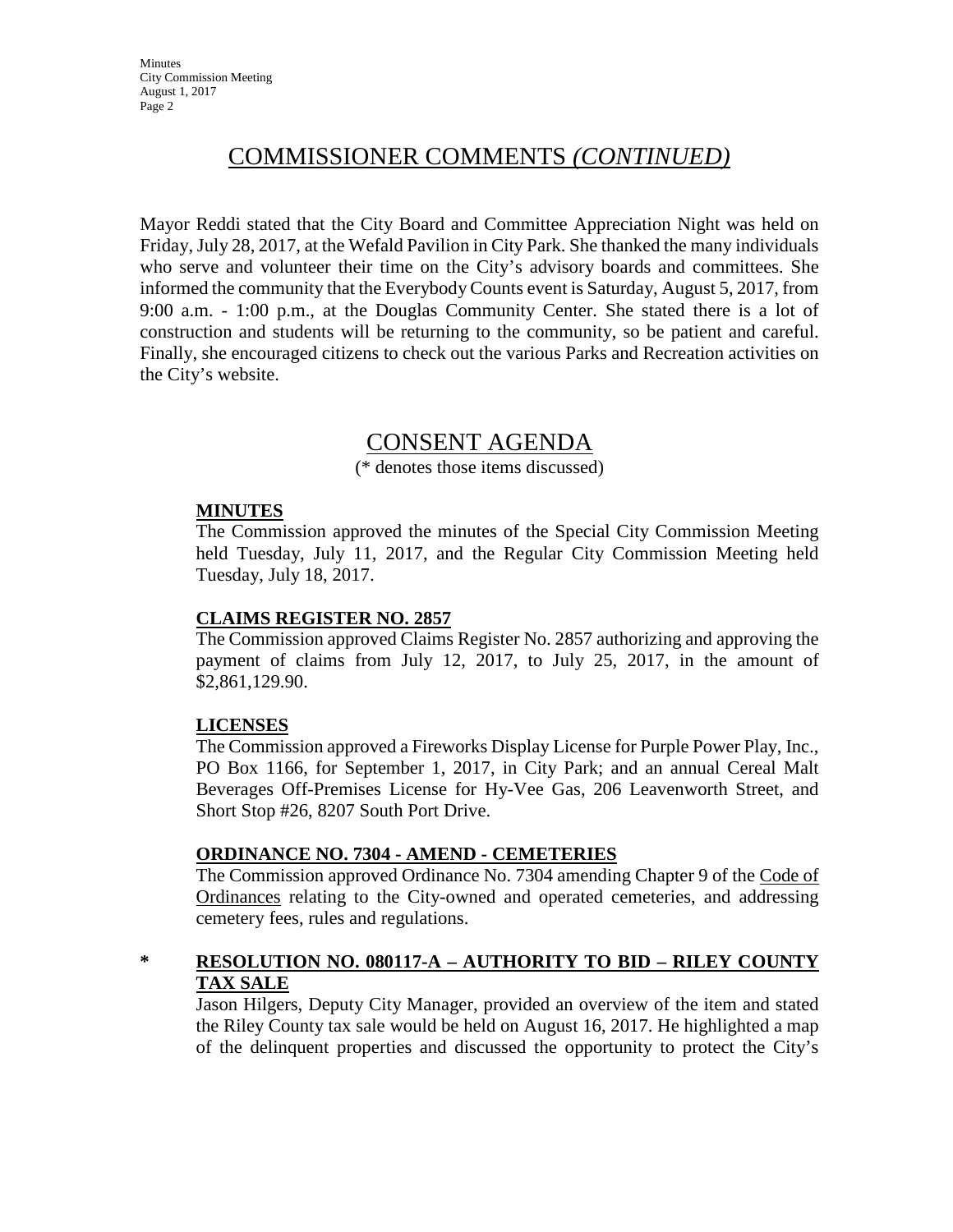## COMMISSIONER COMMENTS *(CONTINUED)*

Mayor Reddi stated that the City Board and Committee Appreciation Night was held on Friday, July 28, 2017, at the Wefald Pavilion in City Park. She thanked the many individuals who serve and volunteer their time on the City's advisory boards and committees. She informed the community that the Everybody Counts event is Saturday, August 5, 2017, from 9:00 a.m. - 1:00 p.m., at the Douglas Community Center. She stated there is a lot of construction and students will be returning to the community, so be patient and careful. Finally, she encouraged citizens to check out the various Parks and Recreation activities on the City's website.

## CONSENT AGENDA

(* denotes those items discussed)

**MINUTES**

The Commission approved the minutes of the Special City Commission Meeting held Tuesday, July 11, 2017, and the Regular City Commission Meeting held Tuesday, July 18, 2017.

**CLAIMS REGISTER NO. 2857**

The Commission approved Claims Register No. 2857 authorizing and approving the payment of claims from July 12, 2017, to July 25, 2017, in the amount of $2,861,129.90.

**LICENSES**

The Commission approved a Fireworks Display License for Purple Power Play, Inc., PO Box 1166, for September 1, 2017, in City Park; and an annual Cereal Malt Beverages Off-Premises License for Hy-Vee Gas, 206 Leavenworth Street, and Short Stop #26, 8207 South Port Drive.

**ORDINANCE NO. 7304 - AMEND - CEMETERIES**

The Commission approved Ordinance No. 7304 amending Chapter 9 of the Code of Ordinances relating to the City-owned and operated cemeteries, and addressing cemetery fees, rules and regulations.

\* **RESOLUTION NO. 080117-A – AUTHORITY TO BID – RILEY COUNTY TAX SALE**

Jason Hilgers, Deputy City Manager, provided an overview of the item and stated the Riley County tax sale would be held on August 16, 2017. He highlighted a map of the delinquent properties and discussed the opportunity to protect the City's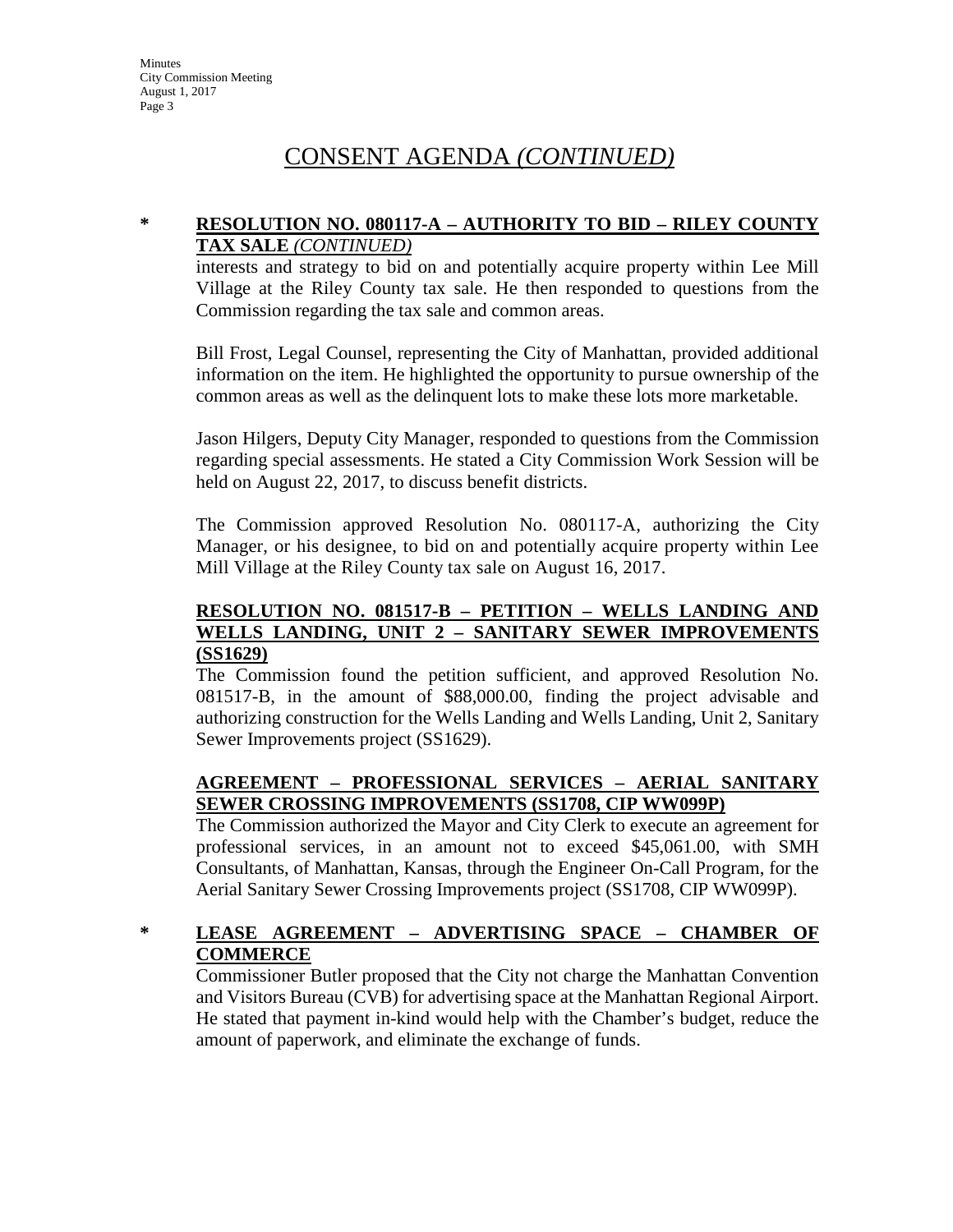# CONSENT AGENDA *(CONTINUED)*

**\* RESOLUTION NO. 080117-A – AUTHORITY TO BID – RILEY COUNTY TAX SALE** ***(CONTINUED)***

interests and strategy to bid on and potentially acquire property within Lee Mill Village at the Riley County tax sale. He then responded to questions from the Commission regarding the tax sale and common areas.

Bill Frost, Legal Counsel, representing the City of Manhattan, provided additional information on the item. He highlighted the opportunity to pursue ownership of the common areas as well as the delinquent lots to make these lots more marketable.

Jason Hilgers, Deputy City Manager, responded to questions from the Commission regarding special assessments. He stated a City Commission Work Session will be held on August 22, 2017, to discuss benefit districts.

The Commission approved Resolution No. 080117-A, authorizing the City Manager, or his designee, to bid on and potentially acquire property within Lee Mill Village at the Riley County tax sale on August 16, 2017.

**RESOLUTION NO. 081517-B – PETITION – WELLS LANDING AND WELLS LANDING, UNIT 2 – SANITARY SEWER IMPROVEMENTS (SS1629)**

The Commission found the petition sufficient, and approved Resolution No. 081517-B, in the amount of $88,000.00, finding the project advisable and authorizing construction for the Wells Landing and Wells Landing, Unit 2, Sanitary Sewer Improvements project (SS1629).

**AGREEMENT – PROFESSIONAL SERVICES – AERIAL SANITARY SEWER CROSSING IMPROVEMENTS (SS1708, CIP WW099P)**

The Commission authorized the Mayor and City Clerk to execute an agreement for professional services, in an amount not to exceed $45,061.00, with SMH Consultants, of Manhattan, Kansas, through the Engineer On-Call Program, for the Aerial Sanitary Sewer Crossing Improvements project (SS1708, CIP WW099P).

**\* LEASE AGREEMENT – ADVERTISING SPACE – CHAMBER OF COMMERCE**

Commissioner Butler proposed that the City not charge the Manhattan Convention and Visitors Bureau (CVB) for advertising space at the Manhattan Regional Airport. He stated that payment in-kind would help with the Chamber's budget, reduce the amount of paperwork, and eliminate the exchange of funds.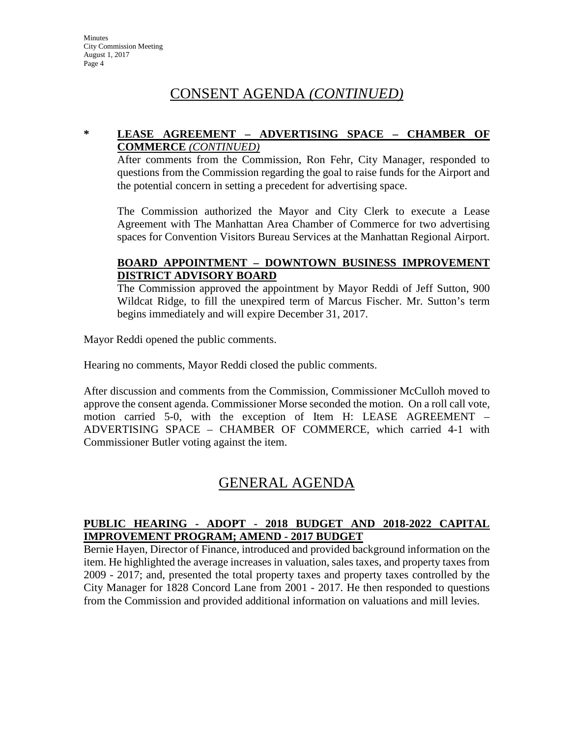# CONSENT AGENDA *(CONTINUED)*

**\* LEASE AGREEMENT – ADVERTISING SPACE – CHAMBER OF COMMERCE** *(CONTINUED)*

After comments from the Commission, Ron Fehr, City Manager, responded to questions from the Commission regarding the goal to raise funds for the Airport and the potential concern in setting a precedent for advertising space.

The Commission authorized the Mayor and City Clerk to execute a Lease Agreement with The Manhattan Area Chamber of Commerce for two advertising spaces for Convention Visitors Bureau Services at the Manhattan Regional Airport.

**BOARD APPOINTMENT – DOWNTOWN BUSINESS IMPROVEMENT DISTRICT ADVISORY BOARD**

The Commission approved the appointment by Mayor Reddi of Jeff Sutton, 900 Wildcat Ridge, to fill the unexpired term of Marcus Fischer. Mr. Sutton's term begins immediately and will expire December 31, 2017.

Mayor Reddi opened the public comments.

Hearing no comments, Mayor Reddi closed the public comments.

After discussion and comments from the Commission, Commissioner McCulloh moved to approve the consent agenda. Commissioner Morse seconded the motion. On a roll call vote, motion carried 5-0, with the exception of Item H: LEASE AGREEMENT – ADVERTISING SPACE – CHAMBER OF COMMERCE, which carried 4-1 with Commissioner Butler voting against the item.

# GENERAL AGENDA

**PUBLIC HEARING - ADOPT - 2018 BUDGET AND 2018-2022 CAPITAL IMPROVEMENT PROGRAM; AMEND - 2017 BUDGET**

Bernie Hayen, Director of Finance, introduced and provided background information on the item. He highlighted the average increases in valuation, sales taxes, and property taxes from 2009 - 2017; and, presented the total property taxes and property taxes controlled by the City Manager for 1828 Concord Lane from 2001 - 2017. He then responded to questions from the Commission and provided additional information on valuations and mill levies.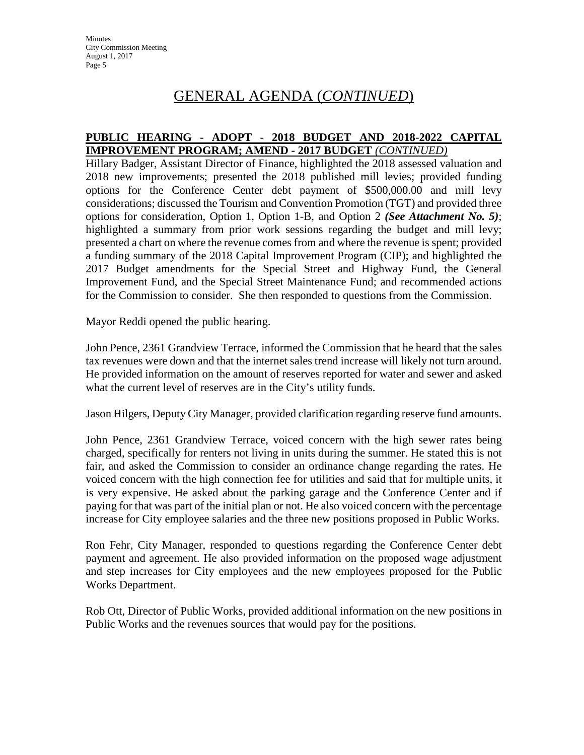# GENERAL AGENDA (*CONTINUED*)

**PUBLIC HEARING - ADOPT - 2018 BUDGET AND 2018-2022 CAPITAL IMPROVEMENT PROGRAM; AMEND - 2017 BUDGET** ***(CONTINUED)***

Hillary Badger, Assistant Director of Finance, highlighted the 2018 assessed valuation and 2018 new improvements; presented the 2018 published mill levies; provided funding options for the Conference Center debt payment of $500,000.00 and mill levy considerations; discussed the Tourism and Convention Promotion (TGT) and provided three options for consideration, Option 1, Option 1-B, and Option 2 ***(See Attachment No. 5)***; highlighted a summary from prior work sessions regarding the budget and mill levy; presented a chart on where the revenue comes from and where the revenue is spent; provided a funding summary of the 2018 Capital Improvement Program (CIP); and highlighted the 2017 Budget amendments for the Special Street and Highway Fund, the General Improvement Fund, and the Special Street Maintenance Fund; and recommended actions for the Commission to consider. She then responded to questions from the Commission.

Mayor Reddi opened the public hearing.

John Pence, 2361 Grandview Terrace, informed the Commission that he heard that the sales tax revenues were down and that the internet sales trend increase will likely not turn around. He provided information on the amount of reserves reported for water and sewer and asked what the current level of reserves are in the City's utility funds.

Jason Hilgers, Deputy City Manager, provided clarification regarding reserve fund amounts.

John Pence, 2361 Grandview Terrace, voiced concern with the high sewer rates being charged, specifically for renters not living in units during the summer. He stated this is not fair, and asked the Commission to consider an ordinance change regarding the rates. He voiced concern with the high connection fee for utilities and said that for multiple units, it is very expensive. He asked about the parking garage and the Conference Center and if paying for that was part of the initial plan or not. He also voiced concern with the percentage increase for City employee salaries and the three new positions proposed in Public Works.

Ron Fehr, City Manager, responded to questions regarding the Conference Center debt payment and agreement. He also provided information on the proposed wage adjustment and step increases for City employees and the new employees proposed for the Public Works Department.

Rob Ott, Director of Public Works, provided additional information on the new positions in Public Works and the revenues sources that would pay for the positions.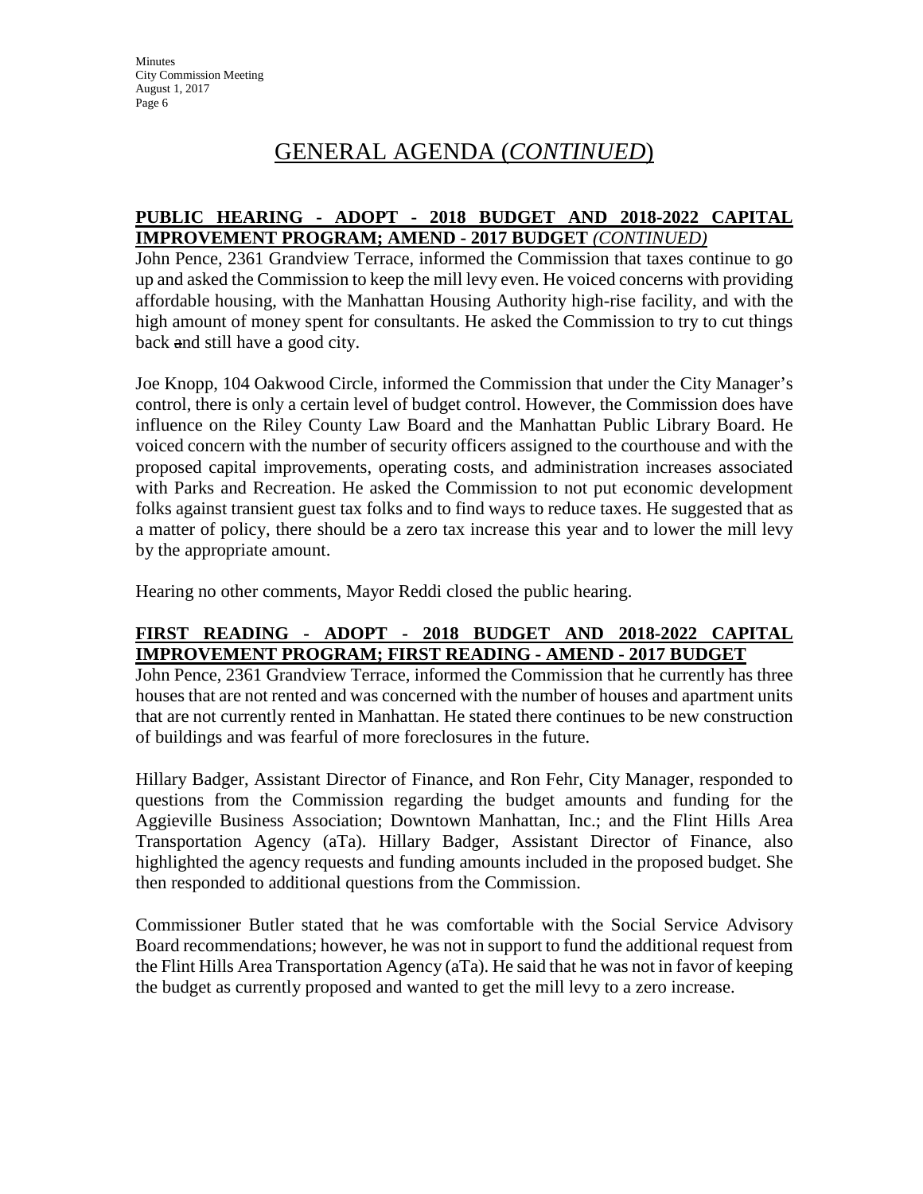# GENERAL AGENDA (*CONTINUED*)

**PUBLIC HEARING - ADOPT - 2018 BUDGET AND 2018-2022 CAPITAL IMPROVEMENT PROGRAM; AMEND - 2017 BUDGET** ***(CONTINUED)***

John Pence, 2361 Grandview Terrace, informed the Commission that taxes continue to go up and asked the Commission to keep the mill levy even. He voiced concerns with providing affordable housing, with the Manhattan Housing Authority high-rise facility, and with the high amount of money spent for consultants. He asked the Commission to try to cut things back and still have a good city.

Joe Knopp, 104 Oakwood Circle, informed the Commission that under the City Manager's control, there is only a certain level of budget control. However, the Commission does have influence on the Riley County Law Board and the Manhattan Public Library Board. He voiced concern with the number of security officers assigned to the courthouse and with the proposed capital improvements, operating costs, and administration increases associated with Parks and Recreation. He asked the Commission to not put economic development folks against transient guest tax folks and to find ways to reduce taxes. He suggested that as a matter of policy, there should be a zero tax increase this year and to lower the mill levy by the appropriate amount.

Hearing no other comments, Mayor Reddi closed the public hearing.

**FIRST READING - ADOPT - 2018 BUDGET AND 2018-2022 CAPITAL IMPROVEMENT PROGRAM; FIRST READING - AMEND - 2017 BUDGET**

John Pence, 2361 Grandview Terrace, informed the Commission that he currently has three houses that are not rented and was concerned with the number of houses and apartment units that are not currently rented in Manhattan. He stated there continues to be new construction of buildings and was fearful of more foreclosures in the future.

Hillary Badger, Assistant Director of Finance, and Ron Fehr, City Manager, responded to questions from the Commission regarding the budget amounts and funding for the Aggieville Business Association; Downtown Manhattan, Inc.; and the Flint Hills Area Transportation Agency (aTa). Hillary Badger, Assistant Director of Finance, also highlighted the agency requests and funding amounts included in the proposed budget. She then responded to additional questions from the Commission.

Commissioner Butler stated that he was comfortable with the Social Service Advisory Board recommendations; however, he was not in support to fund the additional request from the Flint Hills Area Transportation Agency (aTa). He said that he was not in favor of keeping the budget as currently proposed and wanted to get the mill levy to a zero increase.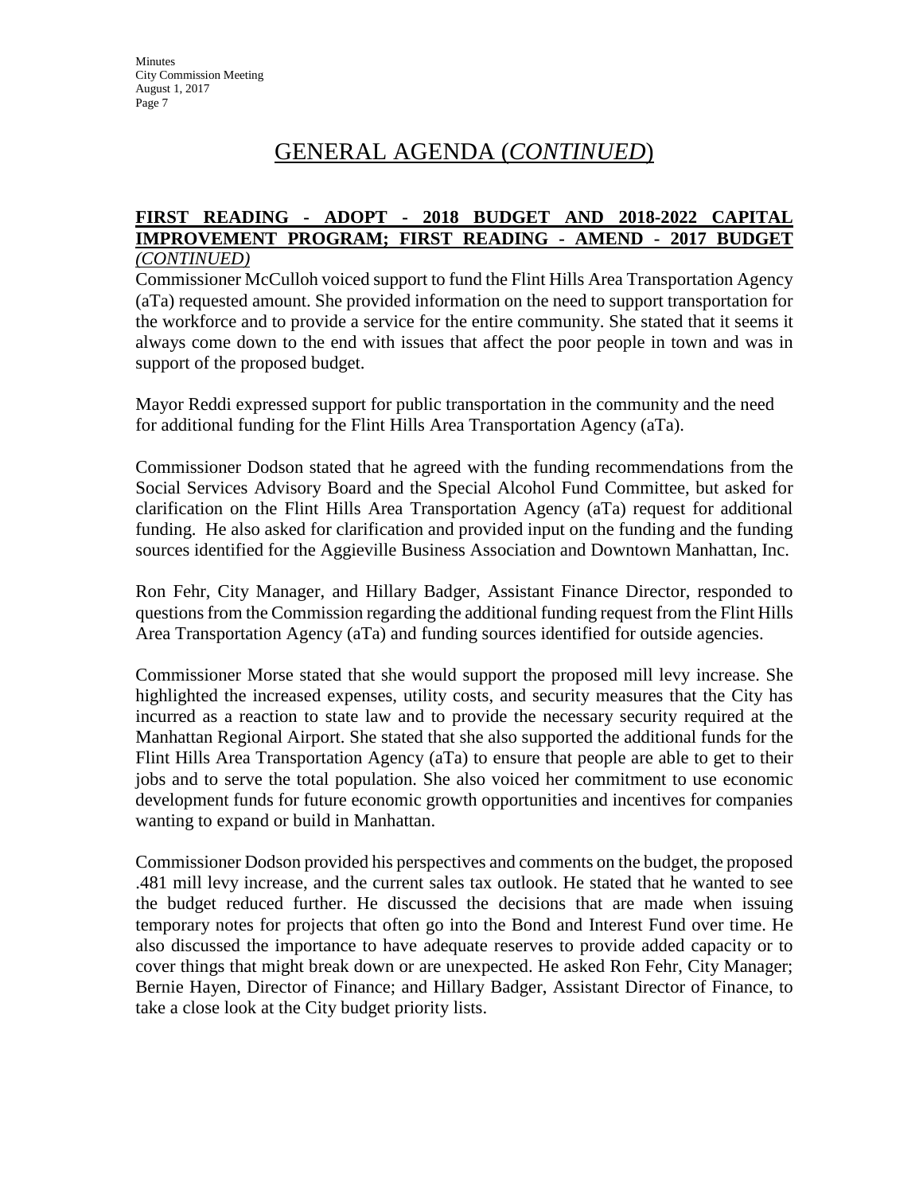## GENERAL AGENDA (*CONTINUED*)

**FIRST READING - ADOPT - 2018 BUDGET AND 2018-2022 CAPITAL IMPROVEMENT PROGRAM; FIRST READING - AMEND - 2017 BUDGET** *(CONTINUED)*

Commissioner McCulloh voiced support to fund the Flint Hills Area Transportation Agency (aTa) requested amount. She provided information on the need to support transportation for the workforce and to provide a service for the entire community. She stated that it seems it always come down to the end with issues that affect the poor people in town and was in support of the proposed budget.

Mayor Reddi expressed support for public transportation in the community and the need for additional funding for the Flint Hills Area Transportation Agency (aTa).

Commissioner Dodson stated that he agreed with the funding recommendations from the Social Services Advisory Board and the Special Alcohol Fund Committee, but asked for clarification on the Flint Hills Area Transportation Agency (aTa) request for additional funding. He also asked for clarification and provided input on the funding and the funding sources identified for the Aggieville Business Association and Downtown Manhattan, Inc.

Ron Fehr, City Manager, and Hillary Badger, Assistant Finance Director, responded to questions from the Commission regarding the additional funding request from the Flint Hills Area Transportation Agency (aTa) and funding sources identified for outside agencies.

Commissioner Morse stated that she would support the proposed mill levy increase. She highlighted the increased expenses, utility costs, and security measures that the City has incurred as a reaction to state law and to provide the necessary security required at the Manhattan Regional Airport. She stated that she also supported the additional funds for the Flint Hills Area Transportation Agency (aTa) to ensure that people are able to get to their jobs and to serve the total population. She also voiced her commitment to use economic development funds for future economic growth opportunities and incentives for companies wanting to expand or build in Manhattan.

Commissioner Dodson provided his perspectives and comments on the budget, the proposed .481 mill levy increase, and the current sales tax outlook. He stated that he wanted to see the budget reduced further. He discussed the decisions that are made when issuing temporary notes for projects that often go into the Bond and Interest Fund over time. He also discussed the importance to have adequate reserves to provide added capacity or to cover things that might break down or are unexpected. He asked Ron Fehr, City Manager; Bernie Hayen, Director of Finance; and Hillary Badger, Assistant Director of Finance, to take a close look at the City budget priority lists.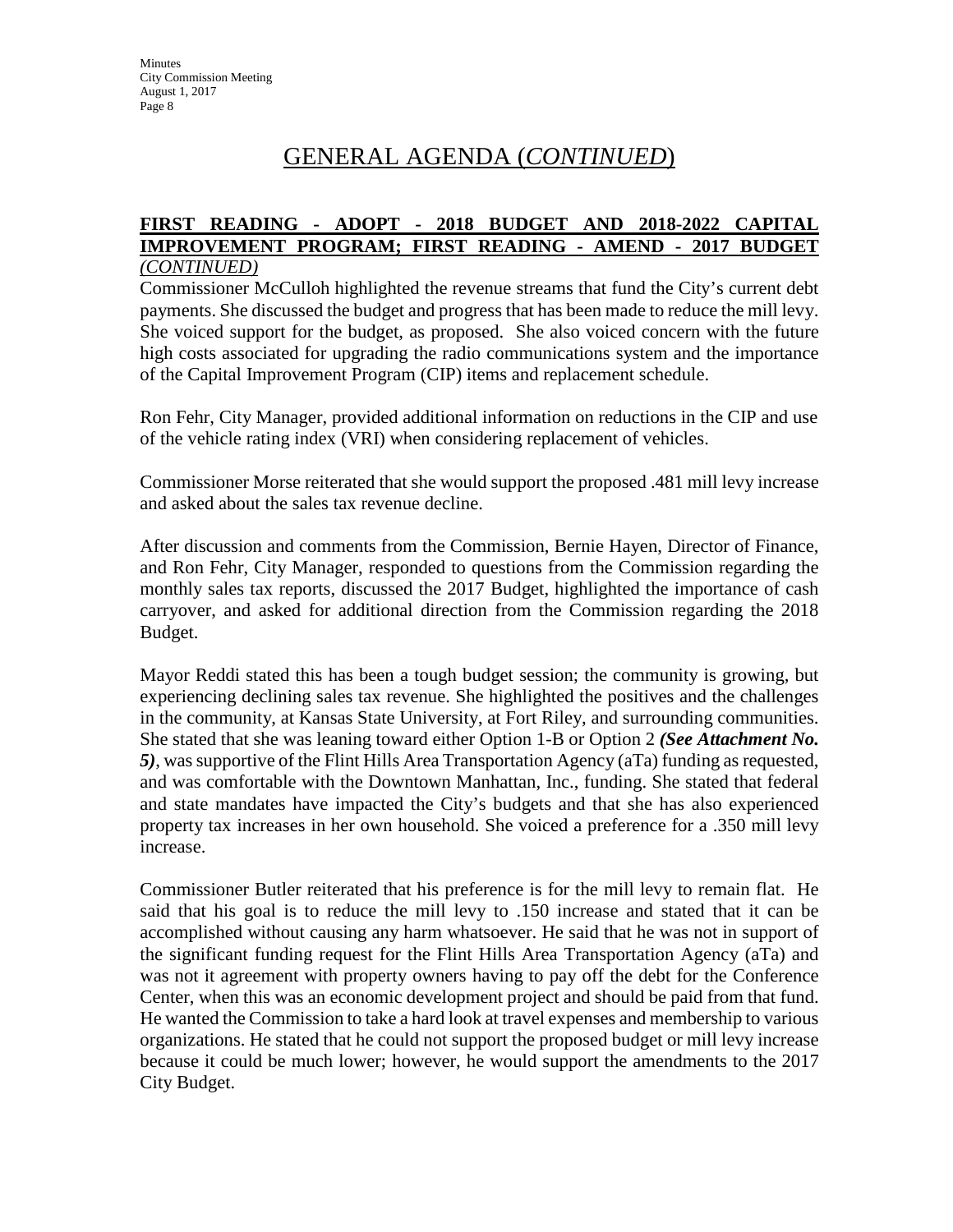# GENERAL AGENDA (*CONTINUED*)

**FIRST READING - ADOPT - 2018 BUDGET AND 2018-2022 CAPITAL IMPROVEMENT PROGRAM; FIRST READING - AMEND - 2017 BUDGET** *(CONTINUED)*

Commissioner McCulloh highlighted the revenue streams that fund the City's current debt payments. She discussed the budget and progress that has been made to reduce the mill levy. She voiced support for the budget, as proposed. She also voiced concern with the future high costs associated for upgrading the radio communications system and the importance of the Capital Improvement Program (CIP) items and replacement schedule.

Ron Fehr, City Manager, provided additional information on reductions in the CIP and use of the vehicle rating index (VRI) when considering replacement of vehicles.

Commissioner Morse reiterated that she would support the proposed .481 mill levy increase and asked about the sales tax revenue decline.

After discussion and comments from the Commission, Bernie Hayen, Director of Finance, and Ron Fehr, City Manager, responded to questions from the Commission regarding the monthly sales tax reports, discussed the 2017 Budget, highlighted the importance of cash carryover, and asked for additional direction from the Commission regarding the 2018 Budget.

Mayor Reddi stated this has been a tough budget session; the community is growing, but experiencing declining sales tax revenue. She highlighted the positives and the challenges in the community, at Kansas State University, at Fort Riley, and surrounding communities. She stated that she was leaning toward either Option 1-B or Option 2 ***(See Attachment No. 5)***, was supportive of the Flint Hills Area Transportation Agency (aTa) funding as requested, and was comfortable with the Downtown Manhattan, Inc., funding. She stated that federal and state mandates have impacted the City's budgets and that she has also experienced property tax increases in her own household. She voiced a preference for a .350 mill levy increase.

Commissioner Butler reiterated that his preference is for the mill levy to remain flat. He said that his goal is to reduce the mill levy to .150 increase and stated that it can be accomplished without causing any harm whatsoever. He said that he was not in support of the significant funding request for the Flint Hills Area Transportation Agency (aTa) and was not it agreement with property owners having to pay off the debt for the Conference Center, when this was an economic development project and should be paid from that fund. He wanted the Commission to take a hard look at travel expenses and membership to various organizations. He stated that he could not support the proposed budget or mill levy increase because it could be much lower; however, he would support the amendments to the 2017 City Budget.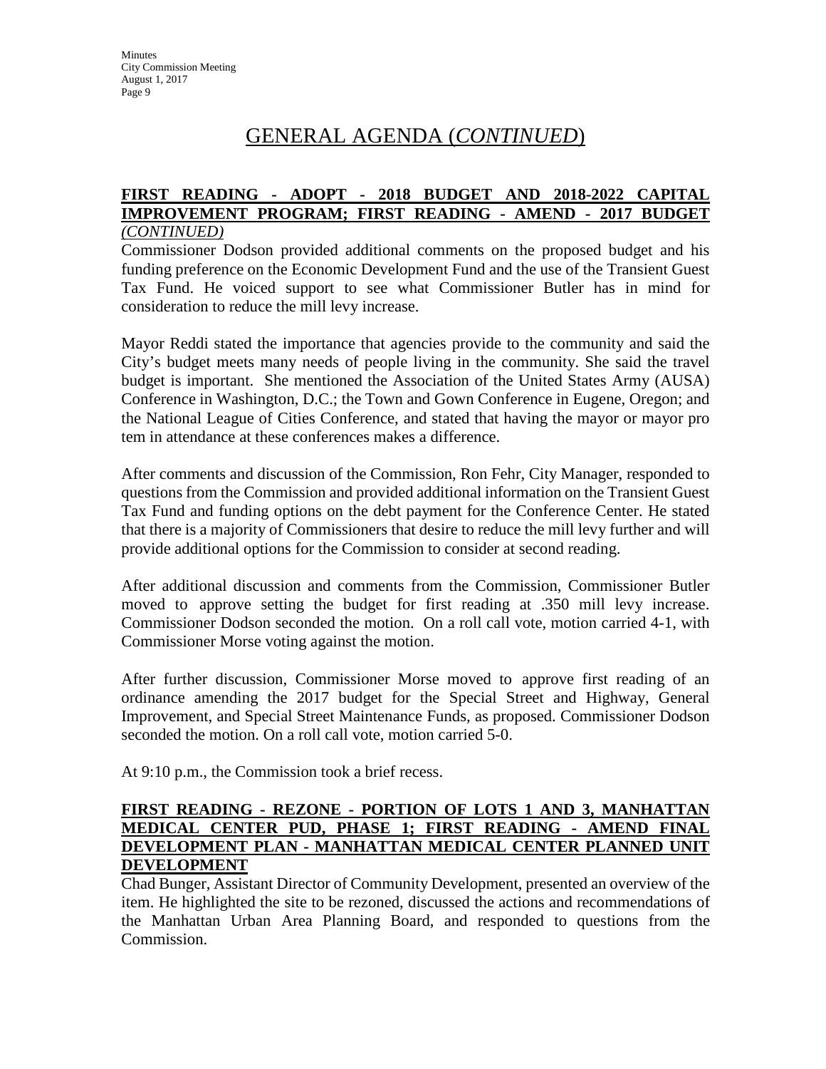## GENERAL AGENDA (*CONTINUED*)

**FIRST READING - ADOPT - 2018 BUDGET AND 2018-2022 CAPITAL IMPROVEMENT PROGRAM; FIRST READING - AMEND - 2017 BUDGET** *(CONTINUED)*

Commissioner Dodson provided additional comments on the proposed budget and his funding preference on the Economic Development Fund and the use of the Transient Guest Tax Fund. He voiced support to see what Commissioner Butler has in mind for consideration to reduce the mill levy increase.

Mayor Reddi stated the importance that agencies provide to the community and said the City's budget meets many needs of people living in the community. She said the travel budget is important. She mentioned the Association of the United States Army (AUSA) Conference in Washington, D.C.; the Town and Gown Conference in Eugene, Oregon; and the National League of Cities Conference, and stated that having the mayor or mayor pro tem in attendance at these conferences makes a difference.

After comments and discussion of the Commission, Ron Fehr, City Manager, responded to questions from the Commission and provided additional information on the Transient Guest Tax Fund and funding options on the debt payment for the Conference Center. He stated that there is a majority of Commissioners that desire to reduce the mill levy further and will provide additional options for the Commission to consider at second reading.

After additional discussion and comments from the Commission, Commissioner Butler moved to approve setting the budget for first reading at .350 mill levy increase. Commissioner Dodson seconded the motion. On a roll call vote, motion carried 4-1, with Commissioner Morse voting against the motion.

After further discussion, Commissioner Morse moved to approve first reading of an ordinance amending the 2017 budget for the Special Street and Highway, General Improvement, and Special Street Maintenance Funds, as proposed. Commissioner Dodson seconded the motion. On a roll call vote, motion carried 5-0.

At 9:10 p.m., the Commission took a brief recess.

**FIRST READING - REZONE - PORTION OF LOTS 1 AND 3, MANHATTAN MEDICAL CENTER PUD, PHASE 1; FIRST READING - AMEND FINAL DEVELOPMENT PLAN - MANHATTAN MEDICAL CENTER PLANNED UNIT DEVELOPMENT**

Chad Bunger, Assistant Director of Community Development, presented an overview of the item. He highlighted the site to be rezoned, discussed the actions and recommendations of the Manhattan Urban Area Planning Board, and responded to questions from the Commission.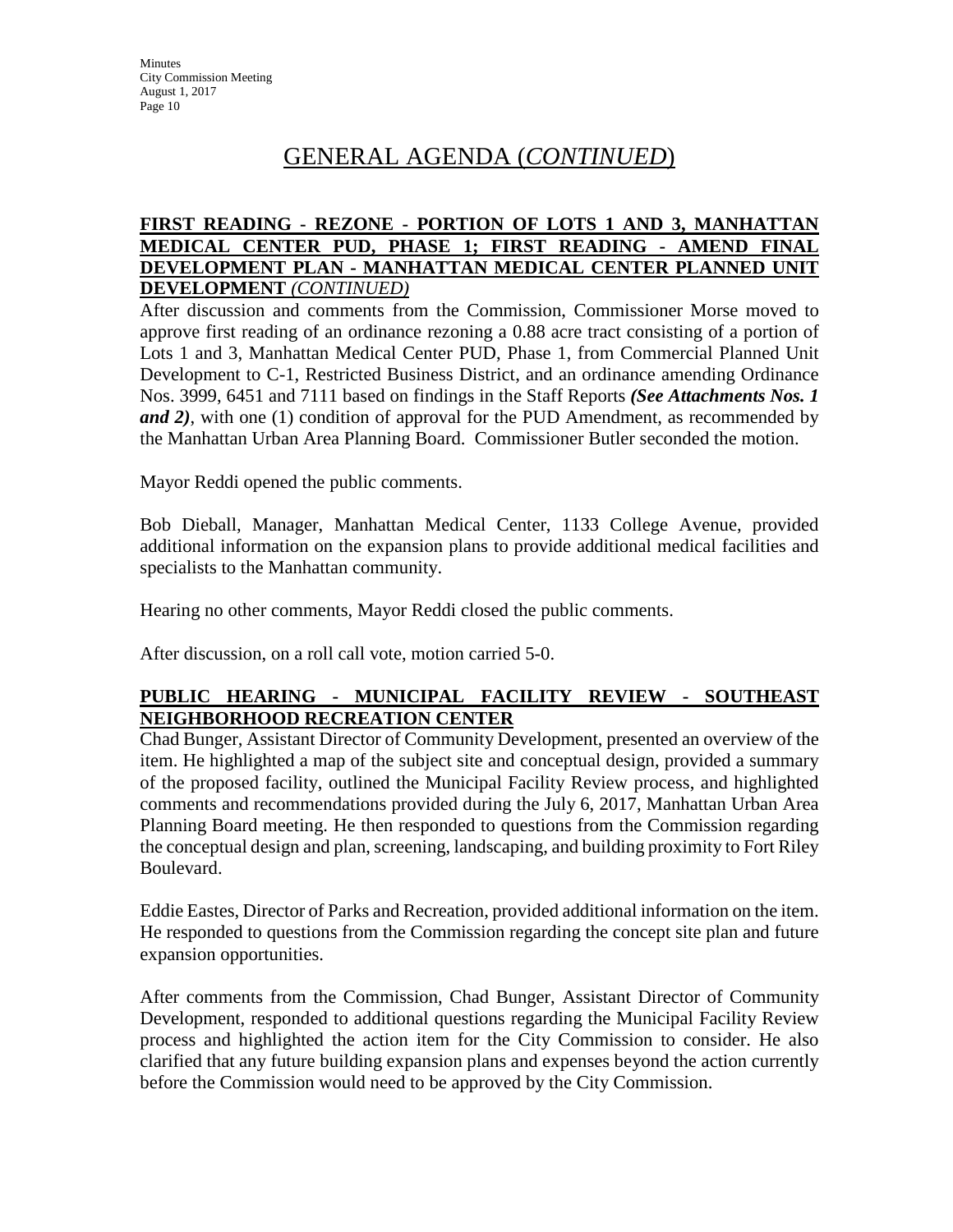## GENERAL AGENDA (*CONTINUED*)

**FIRST READING - REZONE - PORTION OF LOTS 1 AND 3, MANHATTAN MEDICAL CENTER PUD, PHASE 1; FIRST READING - AMEND FINAL DEVELOPMENT PLAN - MANHATTAN MEDICAL CENTER PLANNED UNIT DEVELOPMENT** ***(CONTINUED)***

After discussion and comments from the Commission, Commissioner Morse moved to approve first reading of an ordinance rezoning a 0.88 acre tract consisting of a portion of Lots 1 and 3, Manhattan Medical Center PUD, Phase 1, from Commercial Planned Unit Development to C-1, Restricted Business District, and an ordinance amending Ordinance Nos. 3999, 6451 and 7111 based on findings in the Staff Reports ***(See Attachments Nos. 1 and 2)***, with one (1) condition of approval for the PUD Amendment, as recommended by the Manhattan Urban Area Planning Board. Commissioner Butler seconded the motion.

Mayor Reddi opened the public comments.

Bob Dieball, Manager, Manhattan Medical Center, 1133 College Avenue, provided additional information on the expansion plans to provide additional medical facilities and specialists to the Manhattan community.

Hearing no other comments, Mayor Reddi closed the public comments.

After discussion, on a roll call vote, motion carried 5-0.

**PUBLIC HEARING - MUNICIPAL FACILITY REVIEW - SOUTHEAST NEIGHBORHOOD RECREATION CENTER**

Chad Bunger, Assistant Director of Community Development, presented an overview of the item. He highlighted a map of the subject site and conceptual design, provided a summary of the proposed facility, outlined the Municipal Facility Review process, and highlighted comments and recommendations provided during the July 6, 2017, Manhattan Urban Area Planning Board meeting. He then responded to questions from the Commission regarding the conceptual design and plan, screening, landscaping, and building proximity to Fort Riley Boulevard.

Eddie Eastes, Director of Parks and Recreation, provided additional information on the item. He responded to questions from the Commission regarding the concept site plan and future expansion opportunities.

After comments from the Commission, Chad Bunger, Assistant Director of Community Development, responded to additional questions regarding the Municipal Facility Review process and highlighted the action item for the City Commission to consider. He also clarified that any future building expansion plans and expenses beyond the action currently before the Commission would need to be approved by the City Commission.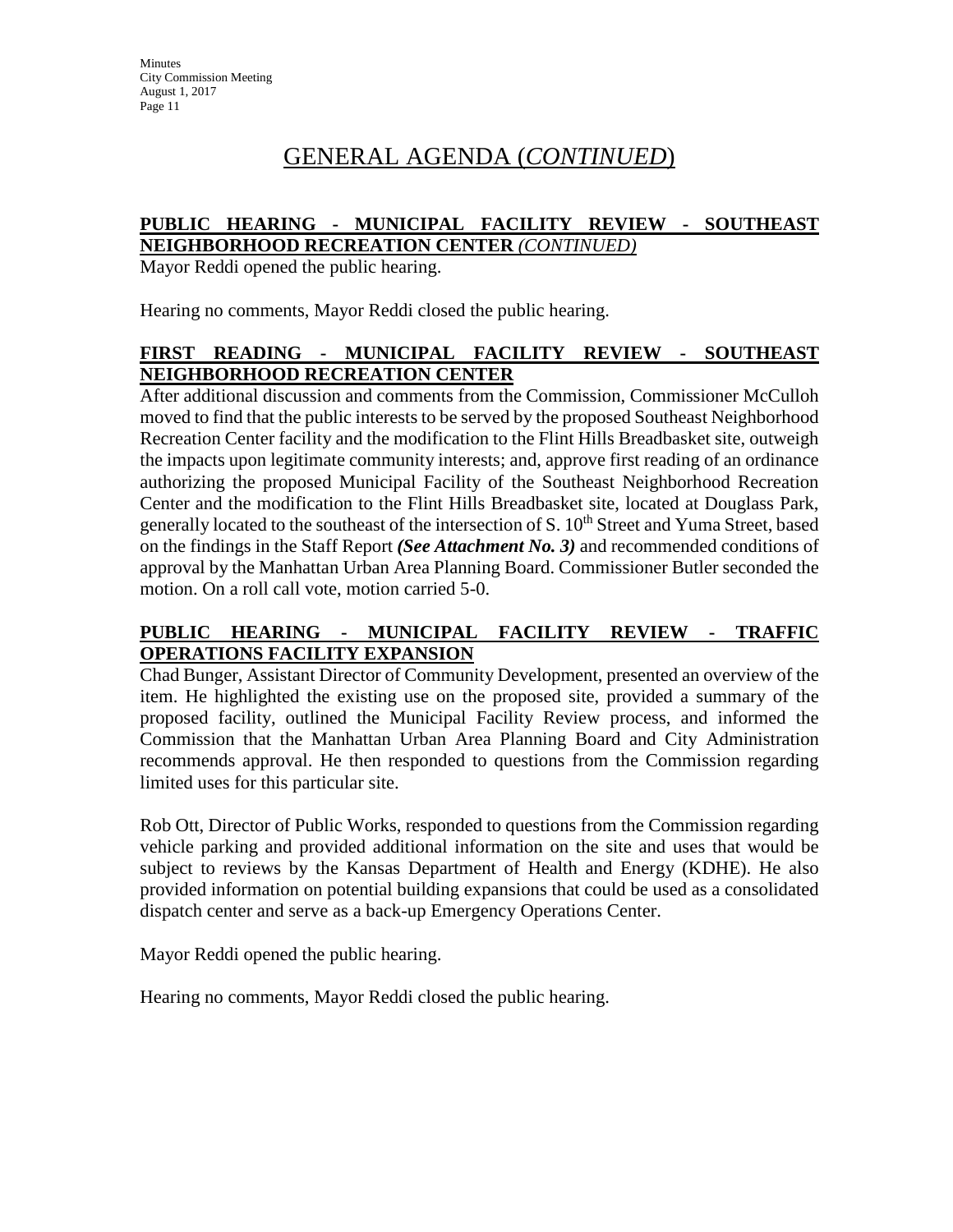# GENERAL AGENDA (*CONTINUED*)

## PUBLIC HEARING - MUNICIPAL FACILITY REVIEW - SOUTHEAST NEIGHBORHOOD RECREATION CENTER *(CONTINUED)*

Mayor Reddi opened the public hearing.

Hearing no comments, Mayor Reddi closed the public hearing.

## FIRST READING - MUNICIPAL FACILITY REVIEW - SOUTHEAST NEIGHBORHOOD RECREATION CENTER

After additional discussion and comments from the Commission, Commissioner McCulloh moved to find that the public interests to be served by the proposed Southeast Neighborhood Recreation Center facility and the modification to the Flint Hills Breadbasket site, outweigh the impacts upon legitimate community interests; and, approve first reading of an ordinance authorizing the proposed Municipal Facility of the Southeast Neighborhood Recreation Center and the modification to the Flint Hills Breadbasket site, located at Douglass Park, generally located to the southeast of the intersection of S. 10th Street and Yuma Street, based on the findings in the Staff Report ***(See Attachment No. 3)*** and recommended conditions of approval by the Manhattan Urban Area Planning Board. Commissioner Butler seconded the motion. On a roll call vote, motion carried 5-0.

## PUBLIC HEARING - MUNICIPAL FACILITY REVIEW - TRAFFIC OPERATIONS FACILITY EXPANSION

Chad Bunger, Assistant Director of Community Development, presented an overview of the item. He highlighted the existing use on the proposed site, provided a summary of the proposed facility, outlined the Municipal Facility Review process, and informed the Commission that the Manhattan Urban Area Planning Board and City Administration recommends approval. He then responded to questions from the Commission regarding limited uses for this particular site.

Rob Ott, Director of Public Works, responded to questions from the Commission regarding vehicle parking and provided additional information on the site and uses that would be subject to reviews by the Kansas Department of Health and Energy (KDHE). He also provided information on potential building expansions that could be used as a consolidated dispatch center and serve as a back-up Emergency Operations Center.

Mayor Reddi opened the public hearing.

Hearing no comments, Mayor Reddi closed the public hearing.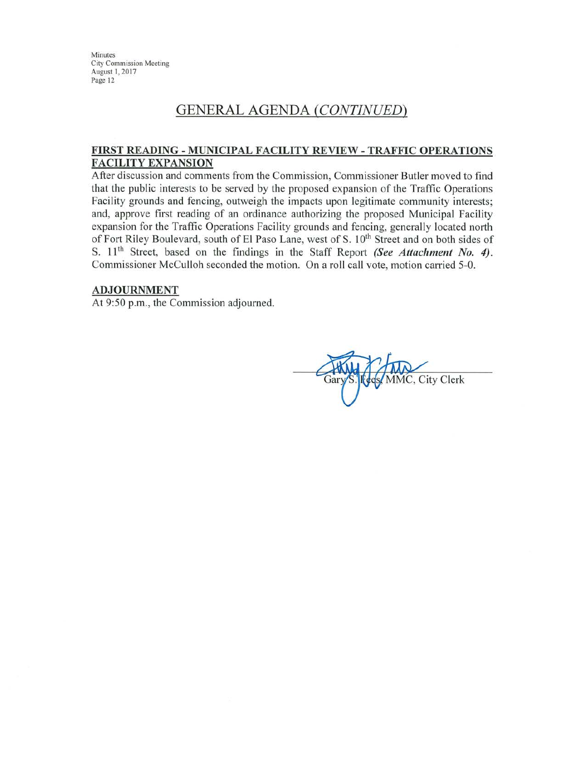## GENERAL AGENDA (*CONTINUED*)

**FIRST READING - MUNICIPAL FACILITY REVIEW - TRAFFIC OPERATIONS FACILITY EXPANSION**

After discussion and comments from the Commission, Commissioner Butler moved to find that the public interests to be served by the proposed expansion of the Traffic Operations Facility grounds and fencing, outweigh the impacts upon legitimate community interests; and, approve first reading of an ordinance authorizing the proposed Municipal Facility expansion for the Traffic Operations Facility grounds and fencing, generally located north of Fort Riley Boulevard, south of El Paso Lane, west of S. 10th Street and on both sides of S. 11th Street, based on the findings in the Staff Report ***(See Attachment No. 4)***. Commissioner McCulloh seconded the motion. On a roll call vote, motion carried 5-0.

**ADJOURNMENT**

At 9:50 p.m., the Commission adjourned.

Gary S. Fees, MMC, City Clerk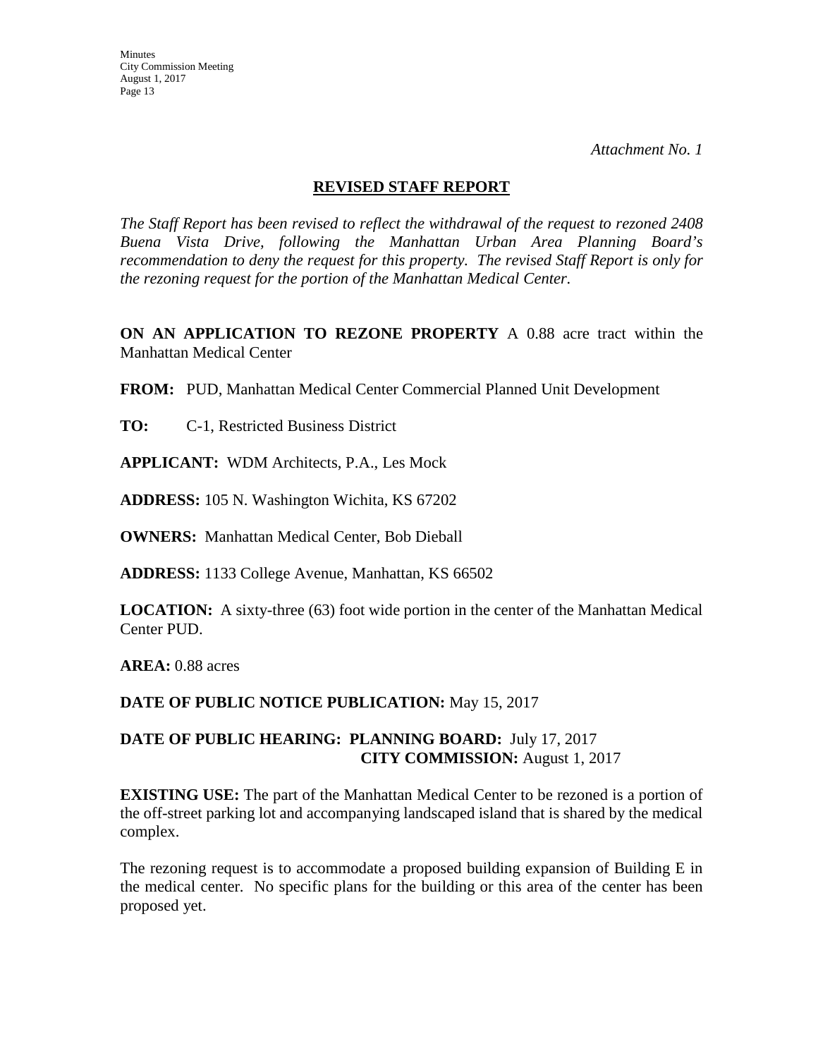*Attachment No. 1*

## REVISED STAFF REPORT

*The Staff Report has been revised to reflect the withdrawal of the request to rezoned 2408 Buena Vista Drive, following the Manhattan Urban Area Planning Board's recommendation to deny the request for this property. The revised Staff Report is only for the rezoning request for the portion of the Manhattan Medical Center.*

**ON AN APPLICATION TO REZONE PROPERTY** A 0.88 acre tract within the Manhattan Medical Center

**FROM:** PUD, Manhattan Medical Center Commercial Planned Unit Development

**TO:** C-1, Restricted Business District

**APPLICANT:** WDM Architects, P.A., Les Mock

**ADDRESS:** 105 N. Washington Wichita, KS 67202

**OWNERS:** Manhattan Medical Center, Bob Dieball

**ADDRESS:** 1133 College Avenue, Manhattan, KS 66502

**LOCATION:** A sixty-three (63) foot wide portion in the center of the Manhattan Medical Center PUD.

**AREA:** 0.88 acres

**DATE OF PUBLIC NOTICE PUBLICATION:** May 15, 2017

**DATE OF PUBLIC HEARING: PLANNING BOARD:** July 17, 2017
**CITY COMMISSION:** August 1, 2017

**EXISTING USE:** The part of the Manhattan Medical Center to be rezoned is a portion of the off-street parking lot and accompanying landscaped island that is shared by the medical complex.

The rezoning request is to accommodate a proposed building expansion of Building E in the medical center. No specific plans for the building or this area of the center has been proposed yet.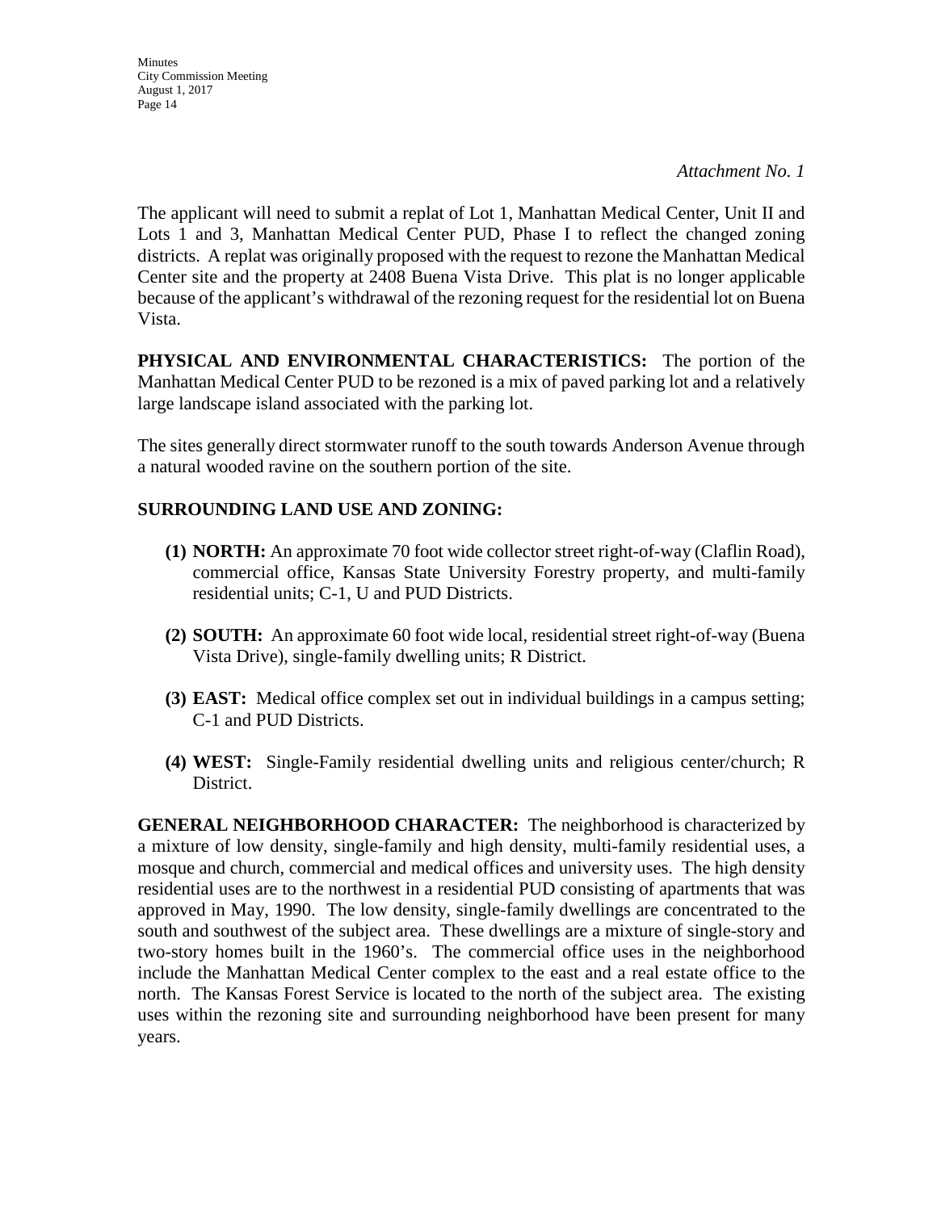*Attachment No. 1*

The applicant will need to submit a replat of Lot 1, Manhattan Medical Center, Unit II and Lots 1 and 3, Manhattan Medical Center PUD, Phase I to reflect the changed zoning districts. A replat was originally proposed with the request to rezone the Manhattan Medical Center site and the property at 2408 Buena Vista Drive. This plat is no longer applicable because of the applicant's withdrawal of the rezoning request for the residential lot on Buena Vista.

**PHYSICAL AND ENVIRONMENTAL CHARACTERISTICS:** The portion of the Manhattan Medical Center PUD to be rezoned is a mix of paved parking lot and a relatively large landscape island associated with the parking lot.

The sites generally direct stormwater runoff to the south towards Anderson Avenue through a natural wooded ravine on the southern portion of the site.

**SURROUNDING LAND USE AND ZONING:**

**(1) NORTH:** An approximate 70 foot wide collector street right-of-way (Claflin Road), commercial office, Kansas State University Forestry property, and multi-family residential units; C-1, U and PUD Districts.

**(2) SOUTH:** An approximate 60 foot wide local, residential street right-of-way (Buena Vista Drive), single-family dwelling units; R District.

**(3) EAST:** Medical office complex set out in individual buildings in a campus setting; C-1 and PUD Districts.

**(4) WEST:** Single-Family residential dwelling units and religious center/church; R District.

**GENERAL NEIGHBORHOOD CHARACTER:** The neighborhood is characterized by a mixture of low density, single-family and high density, multi-family residential uses, a mosque and church, commercial and medical offices and university uses. The high density residential uses are to the northwest in a residential PUD consisting of apartments that was approved in May, 1990. The low density, single-family dwellings are concentrated to the south and southwest of the subject area. These dwellings are a mixture of single-story and two-story homes built in the 1960's. The commercial office uses in the neighborhood include the Manhattan Medical Center complex to the east and a real estate office to the north. The Kansas Forest Service is located to the north of the subject area. The existing uses within the rezoning site and surrounding neighborhood have been present for many years.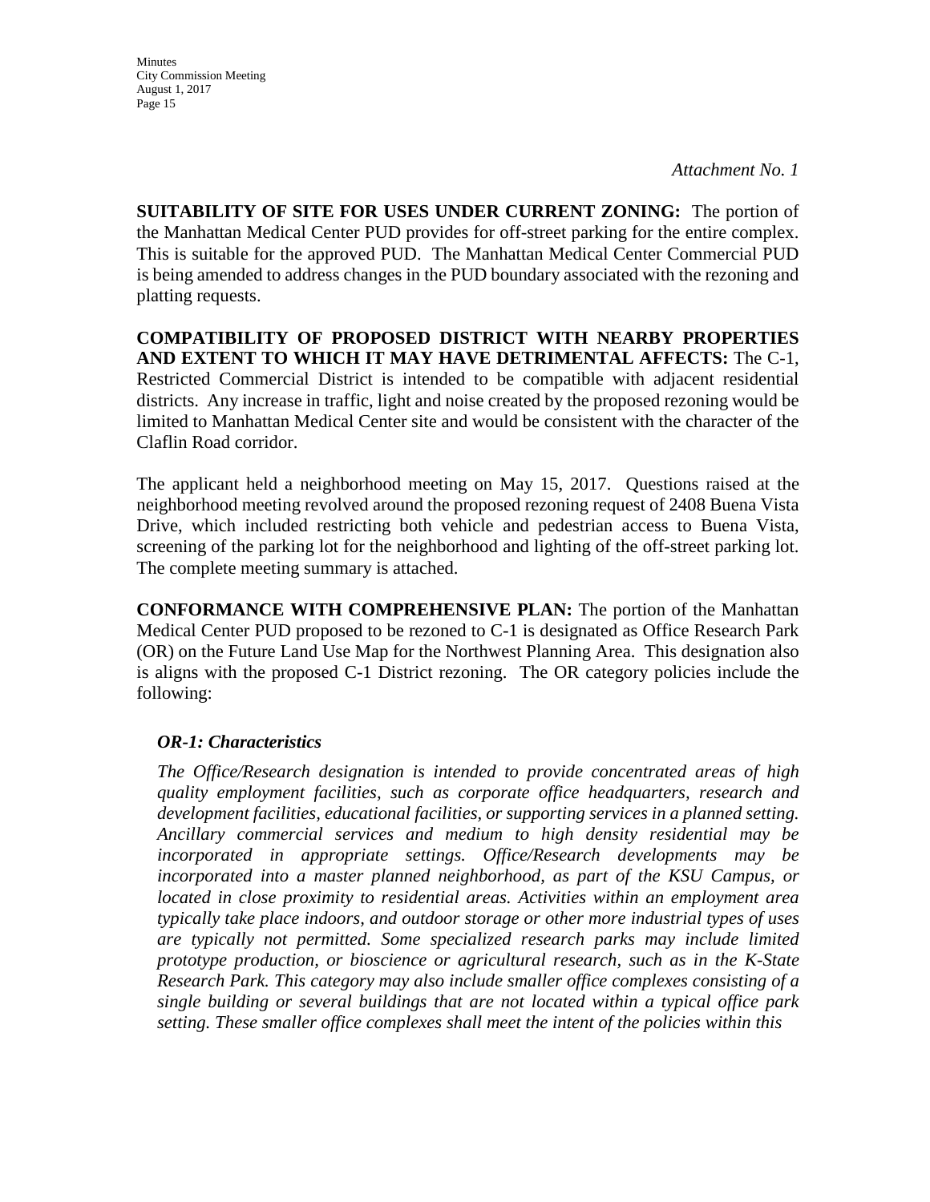*Attachment No. 1*

**SUITABILITY OF SITE FOR USES UNDER CURRENT ZONING:** The portion of the Manhattan Medical Center PUD provides for off-street parking for the entire complex. This is suitable for the approved PUD. The Manhattan Medical Center Commercial PUD is being amended to address changes in the PUD boundary associated with the rezoning and platting requests.

**COMPATIBILITY OF PROPOSED DISTRICT WITH NEARBY PROPERTIES AND EXTENT TO WHICH IT MAY HAVE DETRIMENTAL AFFECTS:** The C-1, Restricted Commercial District is intended to be compatible with adjacent residential districts. Any increase in traffic, light and noise created by the proposed rezoning would be limited to Manhattan Medical Center site and would be consistent with the character of the Claflin Road corridor.

The applicant held a neighborhood meeting on May 15, 2017. Questions raised at the neighborhood meeting revolved around the proposed rezoning request of 2408 Buena Vista Drive, which included restricting both vehicle and pedestrian access to Buena Vista, screening of the parking lot for the neighborhood and lighting of the off-street parking lot. The complete meeting summary is attached.

**CONFORMANCE WITH COMPREHENSIVE PLAN:** The portion of the Manhattan Medical Center PUD proposed to be rezoned to C-1 is designated as Office Research Park (OR) on the Future Land Use Map for the Northwest Planning Area. This designation also is aligns with the proposed C-1 District rezoning. The OR category policies include the following:

***OR-1: Characteristics***

*The Office/Research designation is intended to provide concentrated areas of high quality employment facilities, such as corporate office headquarters, research and development facilities, educational facilities, or supporting services in a planned setting. Ancillary commercial services and medium to high density residential may be incorporated in appropriate settings. Office/Research developments may be incorporated into a master planned neighborhood, as part of the KSU Campus, or located in close proximity to residential areas. Activities within an employment area typically take place indoors, and outdoor storage or other more industrial types of uses are typically not permitted. Some specialized research parks may include limited prototype production, or bioscience or agricultural research, such as in the K-State Research Park. This category may also include smaller office complexes consisting of a single building or several buildings that are not located within a typical office park setting. These smaller office complexes shall meet the intent of the policies within this*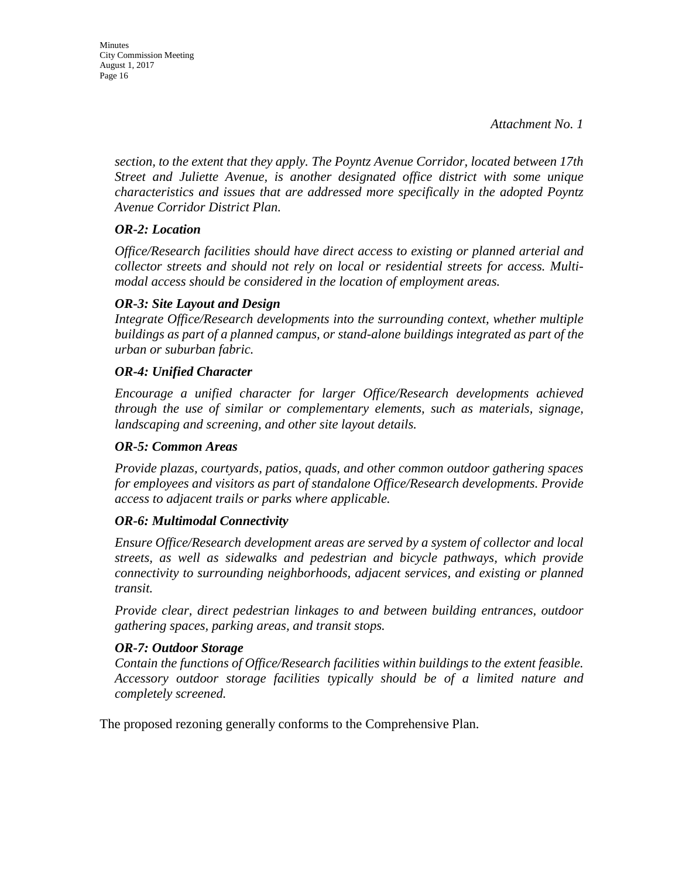*Attachment No. 1*

*section, to the extent that they apply. The Poyntz Avenue Corridor, located between 17th Street and Juliette Avenue, is another designated office district with some unique characteristics and issues that are addressed more specifically in the adopted Poyntz Avenue Corridor District Plan.*

***OR-2: Location***

*Office/Research facilities should have direct access to existing or planned arterial and collector streets and should not rely on local or residential streets for access. Multi-modal access should be considered in the location of employment areas.*

***OR-3: Site Layout and Design***

*Integrate Office/Research developments into the surrounding context, whether multiple buildings as part of a planned campus, or stand-alone buildings integrated as part of the urban or suburban fabric.*

***OR-4: Unified Character***

*Encourage a unified character for larger Office/Research developments achieved through the use of similar or complementary elements, such as materials, signage, landscaping and screening, and other site layout details.*

***OR-5: Common Areas***

*Provide plazas, courtyards, patios, quads, and other common outdoor gathering spaces for employees and visitors as part of standalone Office/Research developments. Provide access to adjacent trails or parks where applicable.*

***OR-6: Multimodal Connectivity***

*Ensure Office/Research development areas are served by a system of collector and local streets, as well as sidewalks and pedestrian and bicycle pathways, which provide connectivity to surrounding neighborhoods, adjacent services, and existing or planned transit.*

*Provide clear, direct pedestrian linkages to and between building entrances, outdoor gathering spaces, parking areas, and transit stops.*

***OR-7: Outdoor Storage***

*Contain the functions of Office/Research facilities within buildings to the extent feasible. Accessory outdoor storage facilities typically should be of a limited nature and completely screened.*

The proposed rezoning generally conforms to the Comprehensive Plan.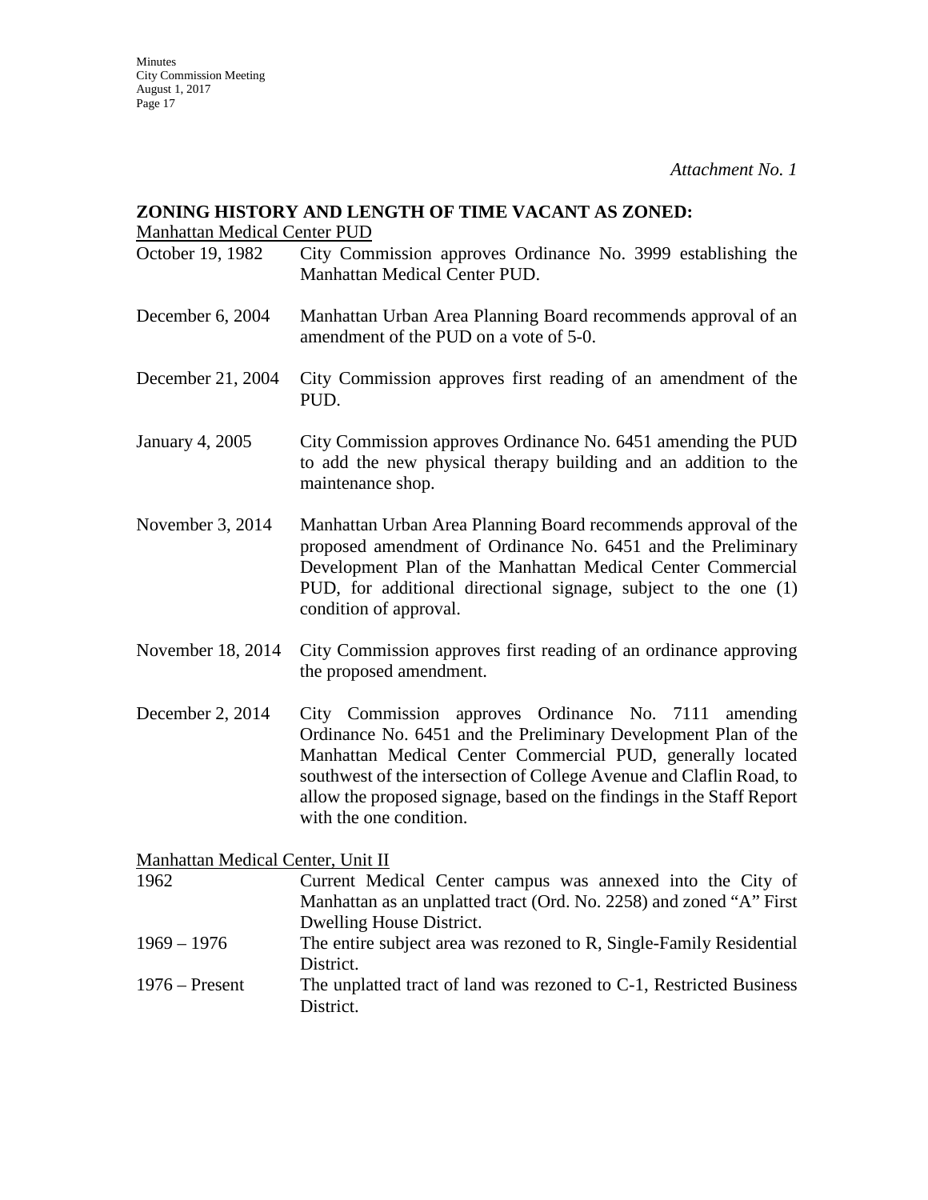*Attachment No. 1*

## ZONING HISTORY AND LENGTH OF TIME VACANT AS ZONED:

Manhattan Medical Center PUD

| | |
|---|---|
| October 19, 1982 | City Commission approves Ordinance No. 3999 establishing the Manhattan Medical Center PUD. |
| December 6, 2004 | Manhattan Urban Area Planning Board recommends approval of an amendment of the PUD on a vote of 5-0. |
| December 21, 2004 | City Commission approves first reading of an amendment of the PUD. |
| January 4, 2005 | City Commission approves Ordinance No. 6451 amending the PUD to add the new physical therapy building and an addition to the maintenance shop. |
| November 3, 2014 | Manhattan Urban Area Planning Board recommends approval of the proposed amendment of Ordinance No. 6451 and the Preliminary Development Plan of the Manhattan Medical Center Commercial PUD, for additional directional signage, subject to the one (1) condition of approval. |
| November 18, 2014 | City Commission approves first reading of an ordinance approving the proposed amendment. |
| December 2, 2014 | City Commission approves Ordinance No. 7111 amending Ordinance No. 6451 and the Preliminary Development Plan of the Manhattan Medical Center Commercial PUD, generally located southwest of the intersection of College Avenue and Claflin Road, to allow the proposed signage, based on the findings in the Staff Report with the one condition. |

Manhattan Medical Center, Unit II

| | |
|---|---|
| 1962 | Current Medical Center campus was annexed into the City of Manhattan as an unplatted tract (Ord. No. 2258) and zoned "A" First Dwelling House District. |
| 1969 – 1976 | The entire subject area was rezoned to R, Single-Family Residential District. |
| 1976 – Present | The unplatted tract of land was rezoned to C-1, Restricted Business District. |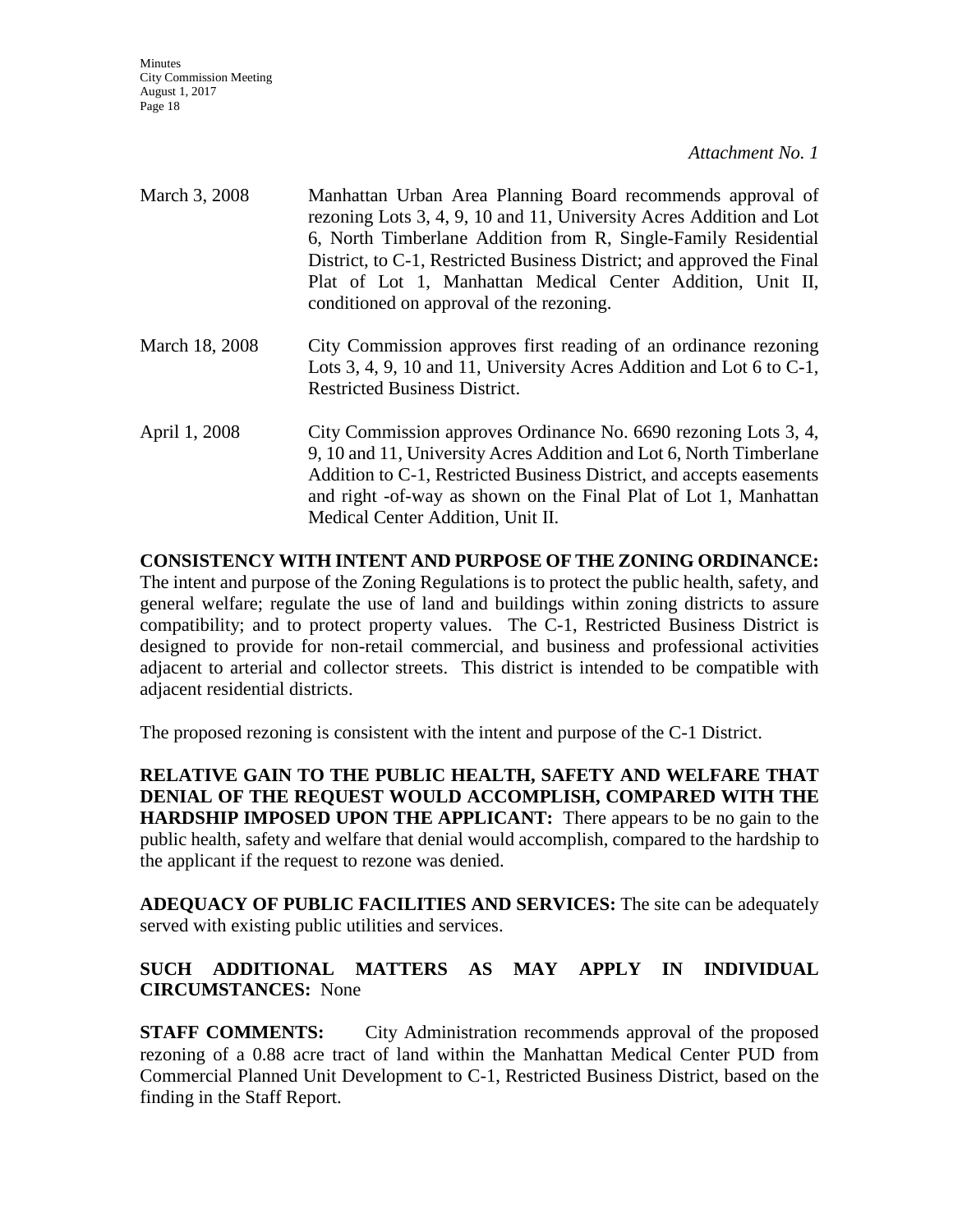*Attachment No. 1*

March 3, 2008 Manhattan Urban Area Planning Board recommends approval of rezoning Lots 3, 4, 9, 10 and 11, University Acres Addition and Lot 6, North Timberlane Addition from R, Single-Family Residential District, to C-1, Restricted Business District; and approved the Final Plat of Lot 1, Manhattan Medical Center Addition, Unit II, conditioned on approval of the rezoning.

March 18, 2008 City Commission approves first reading of an ordinance rezoning Lots 3, 4, 9, 10 and 11, University Acres Addition and Lot 6 to C-1, Restricted Business District.

April 1, 2008 City Commission approves Ordinance No. 6690 rezoning Lots 3, 4, 9, 10 and 11, University Acres Addition and Lot 6, North Timberlane Addition to C-1, Restricted Business District, and accepts easements and right -of-way as shown on the Final Plat of Lot 1, Manhattan Medical Center Addition, Unit II.

**CONSISTENCY WITH INTENT AND PURPOSE OF THE ZONING ORDINANCE:** The intent and purpose of the Zoning Regulations is to protect the public health, safety, and general welfare; regulate the use of land and buildings within zoning districts to assure compatibility; and to protect property values. The C-1, Restricted Business District is designed to provide for non-retail commercial, and business and professional activities adjacent to arterial and collector streets. This district is intended to be compatible with adjacent residential districts.

The proposed rezoning is consistent with the intent and purpose of the C-1 District.

**RELATIVE GAIN TO THE PUBLIC HEALTH, SAFETY AND WELFARE THAT DENIAL OF THE REQUEST WOULD ACCOMPLISH, COMPARED WITH THE HARDSHIP IMPOSED UPON THE APPLICANT:** There appears to be no gain to the public health, safety and welfare that denial would accomplish, compared to the hardship to the applicant if the request to rezone was denied.

**ADEQUACY OF PUBLIC FACILITIES AND SERVICES:** The site can be adequately served with existing public utilities and services.

**SUCH ADDITIONAL MATTERS AS MAY APPLY IN INDIVIDUAL CIRCUMSTANCES:** None

**STAFF COMMENTS:** City Administration recommends approval of the proposed rezoning of a 0.88 acre tract of land within the Manhattan Medical Center PUD from Commercial Planned Unit Development to C-1, Restricted Business District, based on the finding in the Staff Report.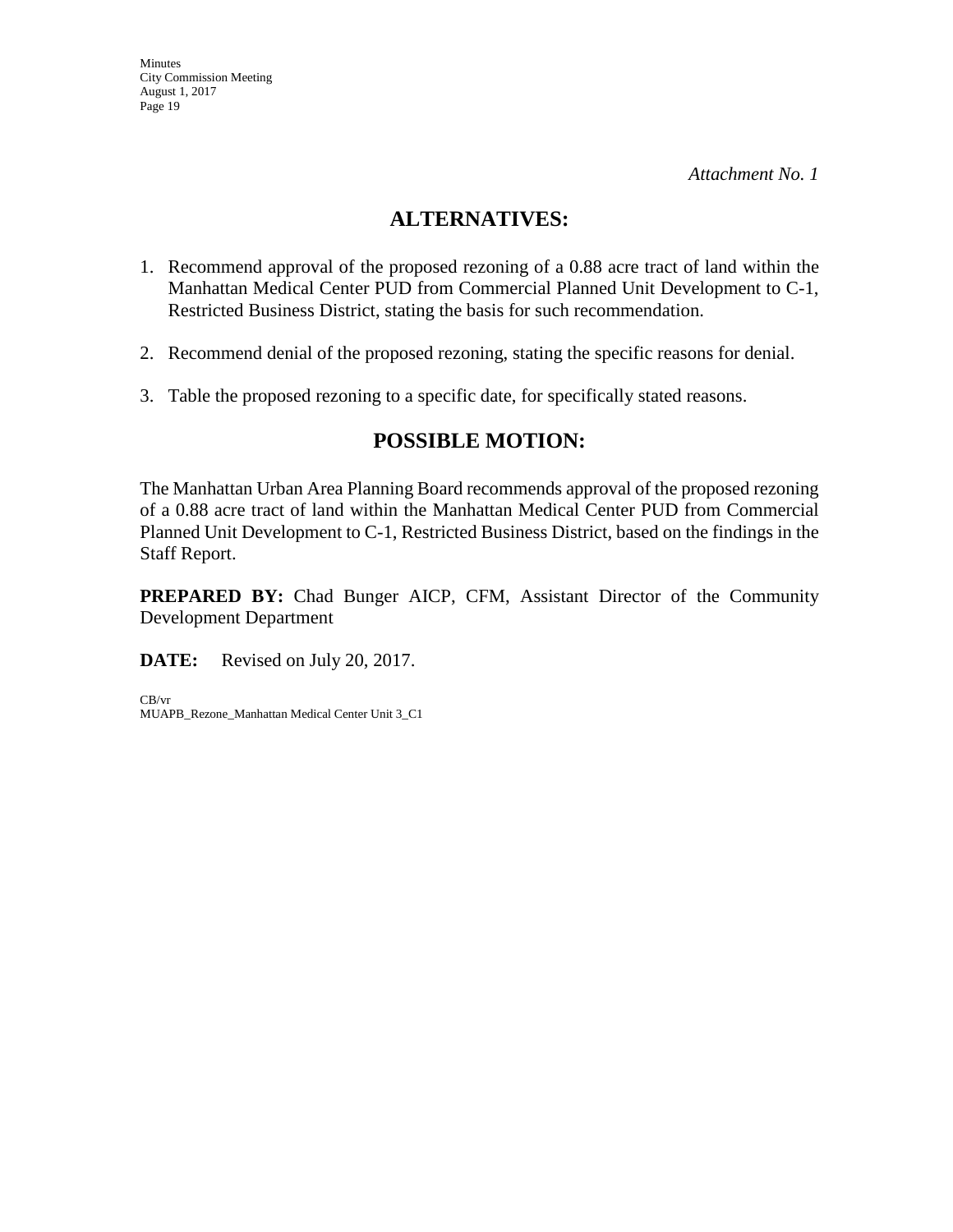*Attachment No. 1*

## ALTERNATIVES:

1. Recommend approval of the proposed rezoning of a 0.88 acre tract of land within the Manhattan Medical Center PUD from Commercial Planned Unit Development to C-1, Restricted Business District, stating the basis for such recommendation.

2. Recommend denial of the proposed rezoning, stating the specific reasons for denial.

3. Table the proposed rezoning to a specific date, for specifically stated reasons.

## POSSIBLE MOTION:

The Manhattan Urban Area Planning Board recommends approval of the proposed rezoning of a 0.88 acre tract of land within the Manhattan Medical Center PUD from Commercial Planned Unit Development to C-1, Restricted Business District, based on the findings in the Staff Report.

**PREPARED BY:** Chad Bunger AICP, CFM, Assistant Director of the Community Development Department

**DATE:** Revised on July 20, 2017.

CB/vr
MUAPB_Rezone_Manhattan Medical Center Unit 3_C1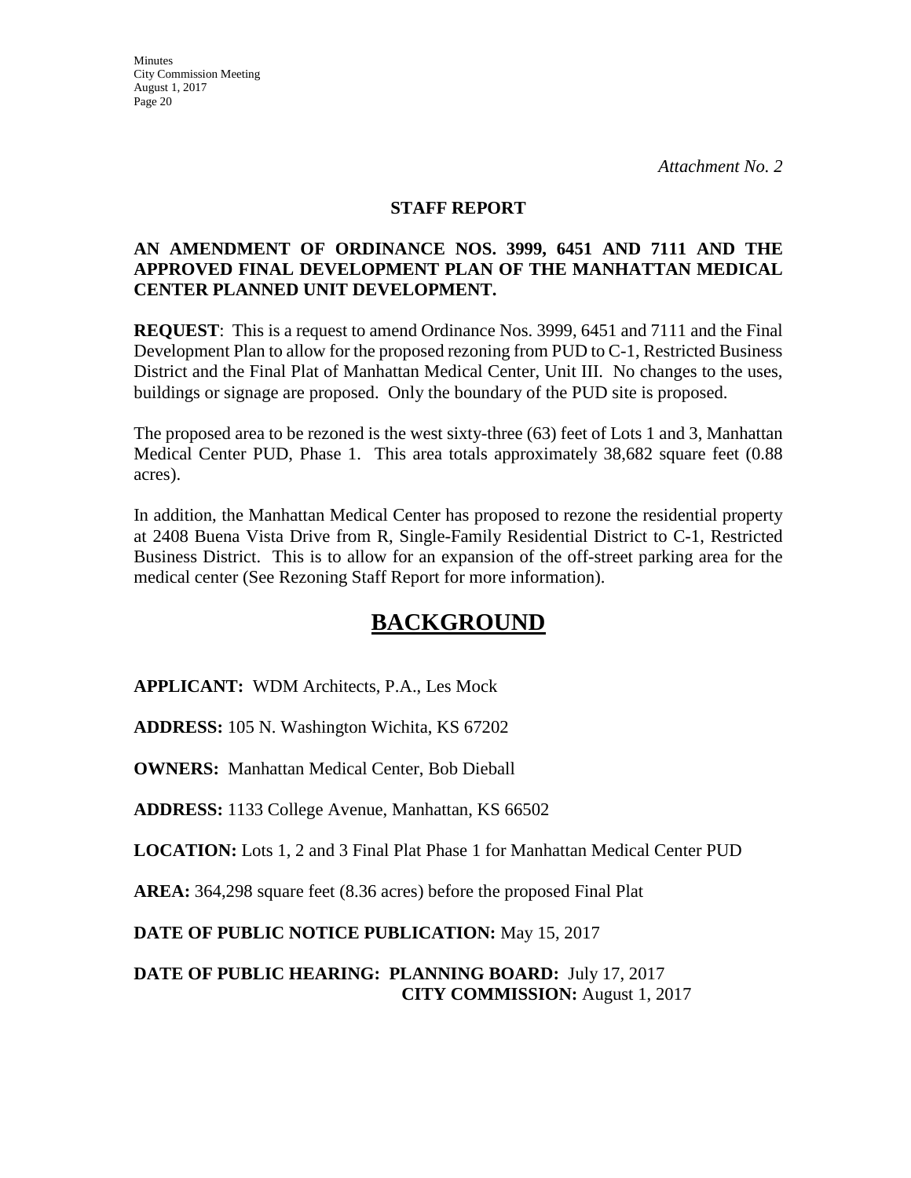*Attachment No. 2*

**STAFF REPORT**

**AN AMENDMENT OF ORDINANCE NOS. 3999, 6451 AND 7111 AND THE APPROVED FINAL DEVELOPMENT PLAN OF THE MANHATTAN MEDICAL CENTER PLANNED UNIT DEVELOPMENT.**

**REQUEST**: This is a request to amend Ordinance Nos. 3999, 6451 and 7111 and the Final Development Plan to allow for the proposed rezoning from PUD to C-1, Restricted Business District and the Final Plat of Manhattan Medical Center, Unit III. No changes to the uses, buildings or signage are proposed. Only the boundary of the PUD site is proposed.

The proposed area to be rezoned is the west sixty-three (63) feet of Lots 1 and 3, Manhattan Medical Center PUD, Phase 1. This area totals approximately 38,682 square feet (0.88 acres).

In addition, the Manhattan Medical Center has proposed to rezone the residential property at 2408 Buena Vista Drive from R, Single-Family Residential District to C-1, Restricted Business District. This is to allow for an expansion of the off-street parking area for the medical center (See Rezoning Staff Report for more information).

# BACKGROUND

**APPLICANT:** WDM Architects, P.A., Les Mock

**ADDRESS:** 105 N. Washington Wichita, KS 67202

**OWNERS:** Manhattan Medical Center, Bob Dieball

**ADDRESS:** 1133 College Avenue, Manhattan, KS 66502

**LOCATION:** Lots 1, 2 and 3 Final Plat Phase 1 for Manhattan Medical Center PUD

**AREA:** 364,298 square feet (8.36 acres) before the proposed Final Plat

**DATE OF PUBLIC NOTICE PUBLICATION:** May 15, 2017

**DATE OF PUBLIC HEARING: PLANNING BOARD:** July 17, 2017
**CITY COMMISSION:** August 1, 2017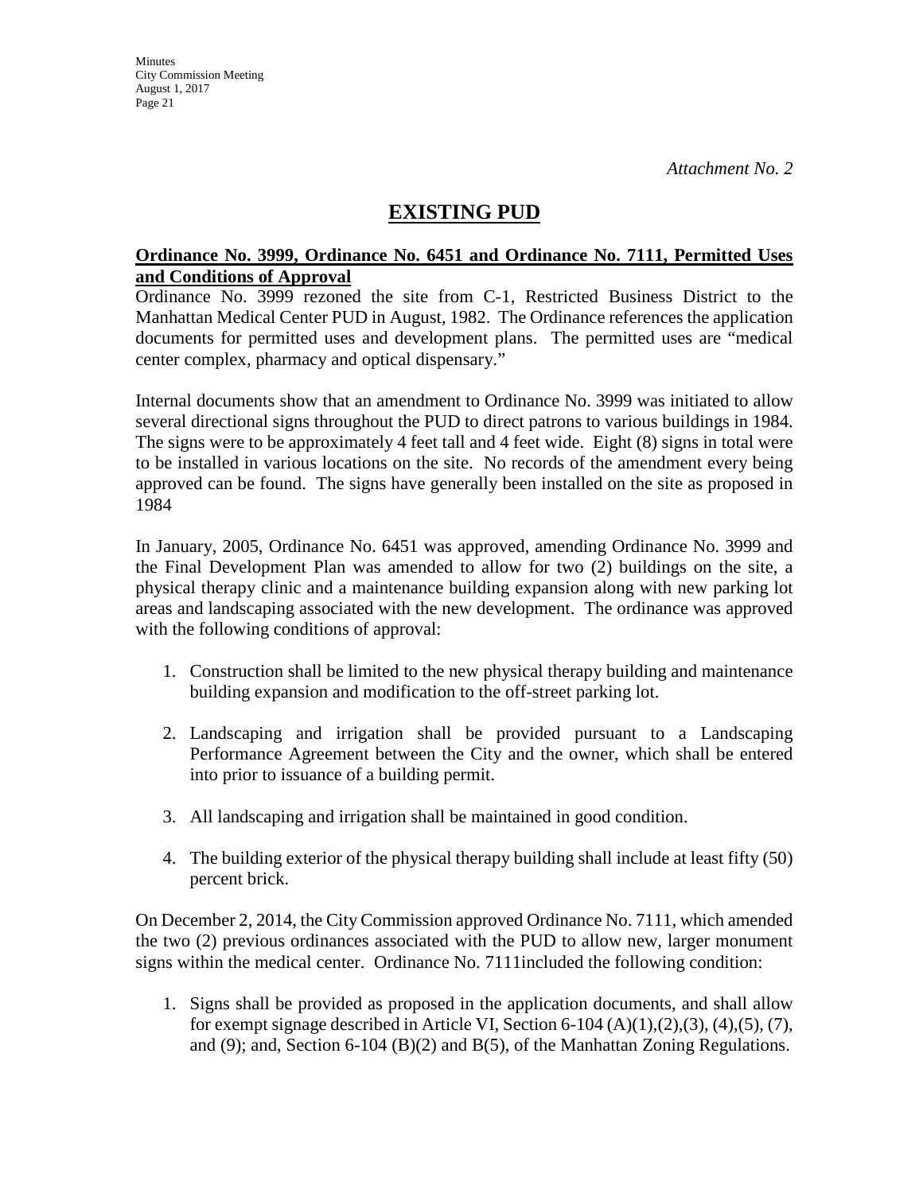*Attachment No. 2*

# EXISTING PUD

**Ordinance No. 3999, Ordinance No. 6451 and Ordinance No. 7111, Permitted Uses and Conditions of Approval**

Ordinance No. 3999 rezoned the site from C-1, Restricted Business District to the Manhattan Medical Center PUD in August, 1982. The Ordinance references the application documents for permitted uses and development plans. The permitted uses are "medical center complex, pharmacy and optical dispensary."

Internal documents show that an amendment to Ordinance No. 3999 was initiated to allow several directional signs throughout the PUD to direct patrons to various buildings in 1984. The signs were to be approximately 4 feet tall and 4 feet wide. Eight (8) signs in total were to be installed in various locations on the site. No records of the amendment every being approved can be found. The signs have generally been installed on the site as proposed in 1984

In January, 2005, Ordinance No. 6451 was approved, amending Ordinance No. 3999 and the Final Development Plan was amended to allow for two (2) buildings on the site, a physical therapy clinic and a maintenance building expansion along with new parking lot areas and landscaping associated with the new development. The ordinance was approved with the following conditions of approval:

1. Construction shall be limited to the new physical therapy building and maintenance building expansion and modification to the off-street parking lot.

2. Landscaping and irrigation shall be provided pursuant to a Landscaping Performance Agreement between the City and the owner, which shall be entered into prior to issuance of a building permit.

3. All landscaping and irrigation shall be maintained in good condition.

4. The building exterior of the physical therapy building shall include at least fifty (50) percent brick.

On December 2, 2014, the City Commission approved Ordinance No. 7111, which amended the two (2) previous ordinances associated with the PUD to allow new, larger monument signs within the medical center. Ordinance No. 7111included the following condition:

1. Signs shall be provided as proposed in the application documents, and shall allow for exempt signage described in Article VI, Section 6-104 (A)(1),(2),(3), (4),(5), (7), and (9); and, Section 6-104 (B)(2) and B(5), of the Manhattan Zoning Regulations.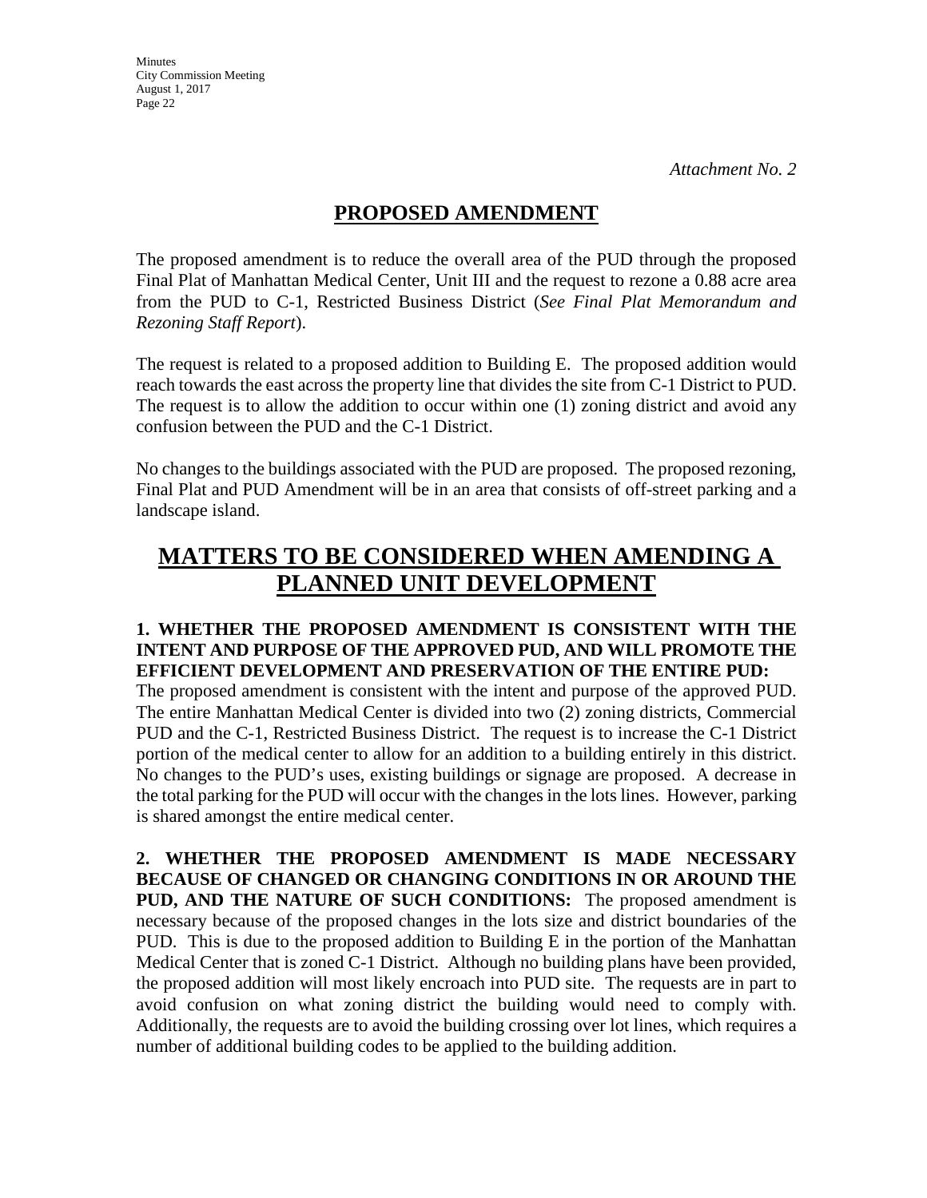*Attachment No. 2*

## PROPOSED AMENDMENT

The proposed amendment is to reduce the overall area of the PUD through the proposed Final Plat of Manhattan Medical Center, Unit III and the request to rezone a 0.88 acre area from the PUD to C-1, Restricted Business District (*See Final Plat Memorandum and Rezoning Staff Report*).

The request is related to a proposed addition to Building E. The proposed addition would reach towards the east across the property line that divides the site from C-1 District to PUD. The request is to allow the addition to occur within one (1) zoning district and avoid any confusion between the PUD and the C-1 District.

No changes to the buildings associated with the PUD are proposed. The proposed rezoning, Final Plat and PUD Amendment will be in an area that consists of off-street parking and a landscape island.

# MATTERS TO BE CONSIDERED WHEN AMENDING A PLANNED UNIT DEVELOPMENT

**1. WHETHER THE PROPOSED AMENDMENT IS CONSISTENT WITH THE INTENT AND PURPOSE OF THE APPROVED PUD, AND WILL PROMOTE THE EFFICIENT DEVELOPMENT AND PRESERVATION OF THE ENTIRE PUD:**
The proposed amendment is consistent with the intent and purpose of the approved PUD. The entire Manhattan Medical Center is divided into two (2) zoning districts, Commercial PUD and the C-1, Restricted Business District. The request is to increase the C-1 District portion of the medical center to allow for an addition to a building entirely in this district. No changes to the PUD's uses, existing buildings or signage are proposed. A decrease in the total parking for the PUD will occur with the changes in the lots lines. However, parking is shared amongst the entire medical center.

**2. WHETHER THE PROPOSED AMENDMENT IS MADE NECESSARY BECAUSE OF CHANGED OR CHANGING CONDITIONS IN OR AROUND THE PUD, AND THE NATURE OF SUCH CONDITIONS:** The proposed amendment is necessary because of the proposed changes in the lots size and district boundaries of the PUD. This is due to the proposed addition to Building E in the portion of the Manhattan Medical Center that is zoned C-1 District. Although no building plans have been provided, the proposed addition will most likely encroach into PUD site. The requests are in part to avoid confusion on what zoning district the building would need to comply with. Additionally, the requests are to avoid the building crossing over lot lines, which requires a number of additional building codes to be applied to the building addition.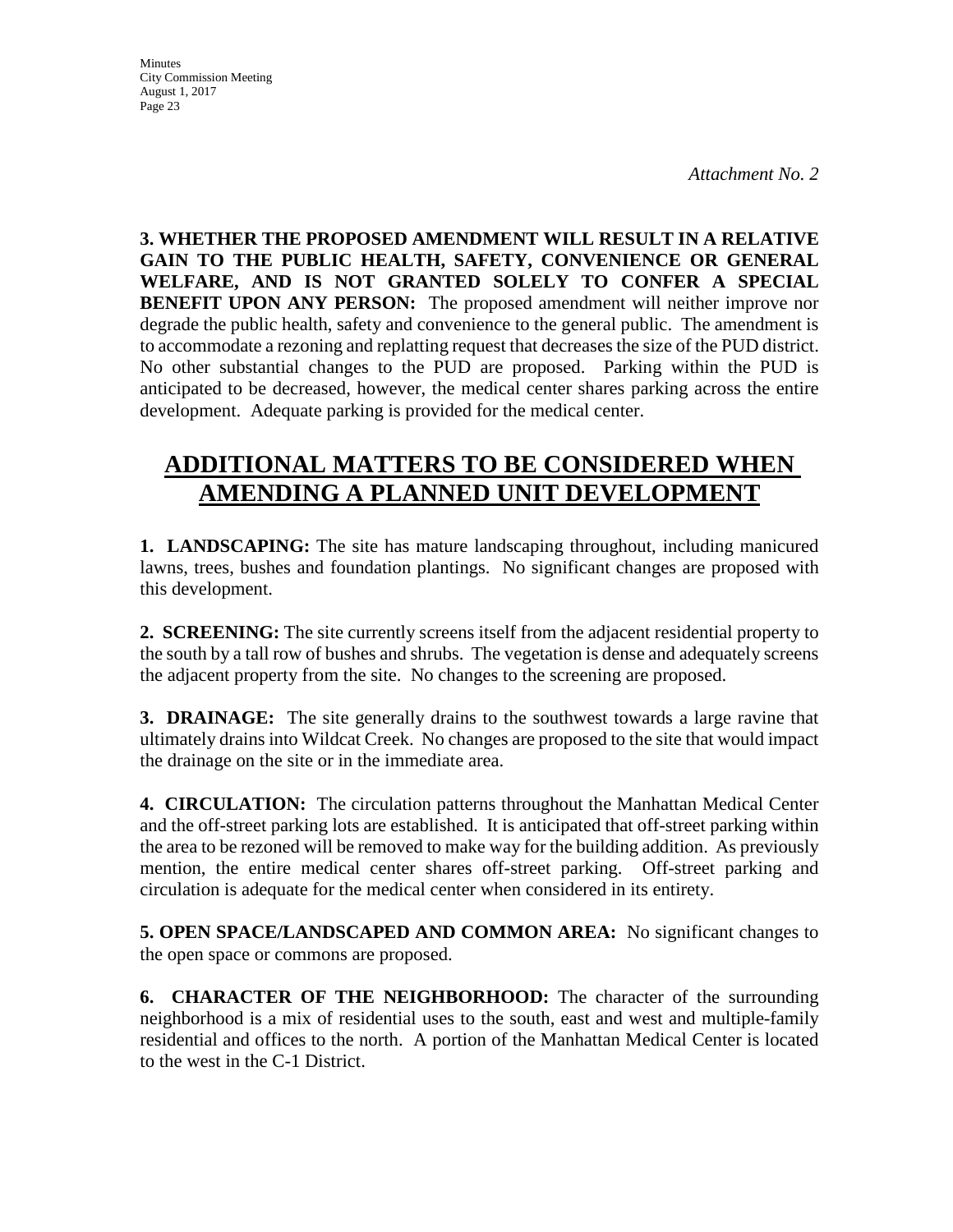*Attachment No. 2*

**3. WHETHER THE PROPOSED AMENDMENT WILL RESULT IN A RELATIVE GAIN TO THE PUBLIC HEALTH, SAFETY, CONVENIENCE OR GENERAL WELFARE, AND IS NOT GRANTED SOLELY TO CONFER A SPECIAL BENEFIT UPON ANY PERSON:** The proposed amendment will neither improve nor degrade the public health, safety and convenience to the general public. The amendment is to accommodate a rezoning and replatting request that decreases the size of the PUD district. No other substantial changes to the PUD are proposed. Parking within the PUD is anticipated to be decreased, however, the medical center shares parking across the entire development. Adequate parking is provided for the medical center.

## ADDITIONAL MATTERS TO BE CONSIDERED WHEN AMENDING A PLANNED UNIT DEVELOPMENT

**1. LANDSCAPING:** The site has mature landscaping throughout, including manicured lawns, trees, bushes and foundation plantings. No significant changes are proposed with this development.

**2. SCREENING:** The site currently screens itself from the adjacent residential property to the south by a tall row of bushes and shrubs. The vegetation is dense and adequately screens the adjacent property from the site. No changes to the screening are proposed.

**3. DRAINAGE:** The site generally drains to the southwest towards a large ravine that ultimately drains into Wildcat Creek. No changes are proposed to the site that would impact the drainage on the site or in the immediate area.

**4. CIRCULATION:** The circulation patterns throughout the Manhattan Medical Center and the off-street parking lots are established. It is anticipated that off-street parking within the area to be rezoned will be removed to make way for the building addition. As previously mention, the entire medical center shares off-street parking. Off-street parking and circulation is adequate for the medical center when considered in its entirety.

**5. OPEN SPACE/LANDSCAPED AND COMMON AREA:** No significant changes to the open space or commons are proposed.

**6. CHARACTER OF THE NEIGHBORHOOD:** The character of the surrounding neighborhood is a mix of residential uses to the south, east and west and multiple-family residential and offices to the north. A portion of the Manhattan Medical Center is located to the west in the C-1 District.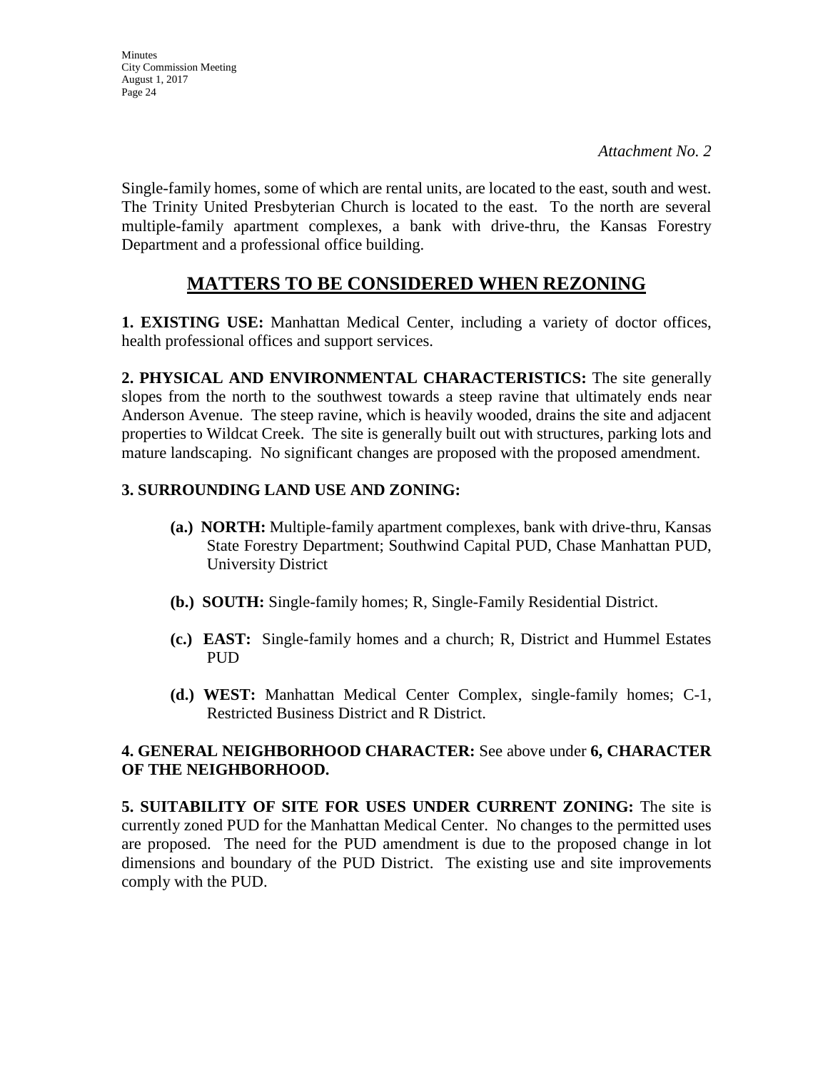*Attachment No. 2*

Single-family homes, some of which are rental units, are located to the east, south and west. The Trinity United Presbyterian Church is located to the east. To the north are several multiple-family apartment complexes, a bank with drive-thru, the Kansas Forestry Department and a professional office building.

## MATTERS TO BE CONSIDERED WHEN REZONING

**1. EXISTING USE:** Manhattan Medical Center, including a variety of doctor offices, health professional offices and support services.

**2. PHYSICAL AND ENVIRONMENTAL CHARACTERISTICS:** The site generally slopes from the north to the southwest towards a steep ravine that ultimately ends near Anderson Avenue. The steep ravine, which is heavily wooded, drains the site and adjacent properties to Wildcat Creek. The site is generally built out with structures, parking lots and mature landscaping. No significant changes are proposed with the proposed amendment.

**3. SURROUNDING LAND USE AND ZONING:**

- **(a.) NORTH:** Multiple-family apartment complexes, bank with drive-thru, Kansas State Forestry Department; Southwind Capital PUD, Chase Manhattan PUD, University District
- **(b.) SOUTH:** Single-family homes; R, Single-Family Residential District.
- **(c.) EAST:** Single-family homes and a church; R, District and Hummel Estates PUD
- **(d.) WEST:** Manhattan Medical Center Complex, single-family homes; C-1, Restricted Business District and R District.

**4. GENERAL NEIGHBORHOOD CHARACTER:** See above under **6, CHARACTER OF THE NEIGHBORHOOD.**

**5. SUITABILITY OF SITE FOR USES UNDER CURRENT ZONING:** The site is currently zoned PUD for the Manhattan Medical Center. No changes to the permitted uses are proposed. The need for the PUD amendment is due to the proposed change in lot dimensions and boundary of the PUD District. The existing use and site improvements comply with the PUD.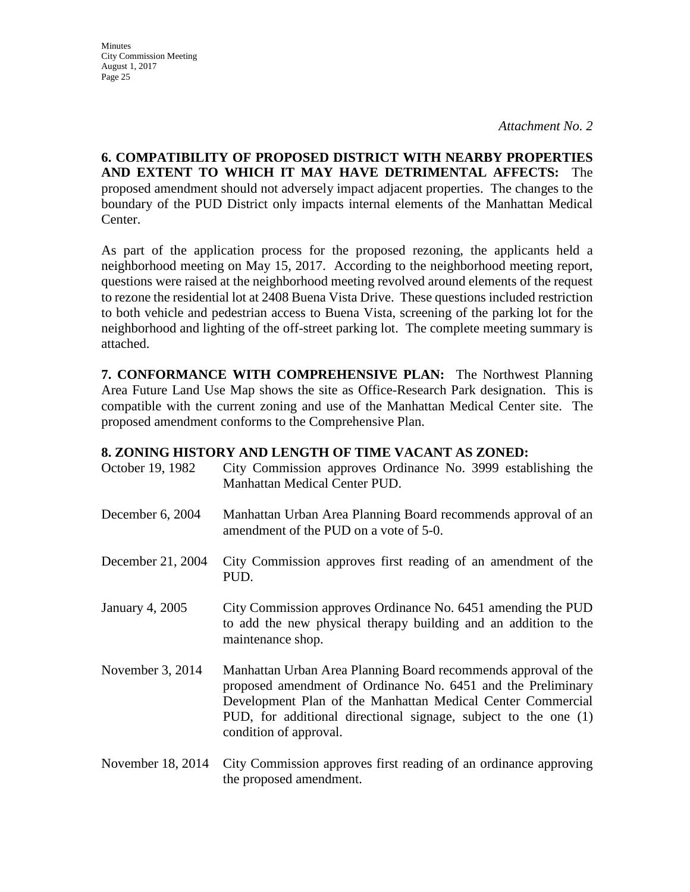*Attachment No. 2*

**6. COMPATIBILITY OF PROPOSED DISTRICT WITH NEARBY PROPERTIES AND EXTENT TO WHICH IT MAY HAVE DETRIMENTAL AFFECTS:** The proposed amendment should not adversely impact adjacent properties. The changes to the boundary of the PUD District only impacts internal elements of the Manhattan Medical Center.

As part of the application process for the proposed rezoning, the applicants held a neighborhood meeting on May 15, 2017. According to the neighborhood meeting report, questions were raised at the neighborhood meeting revolved around elements of the request to rezone the residential lot at 2408 Buena Vista Drive. These questions included restriction to both vehicle and pedestrian access to Buena Vista, screening of the parking lot for the neighborhood and lighting of the off-street parking lot. The complete meeting summary is attached.

**7. CONFORMANCE WITH COMPREHENSIVE PLAN:** The Northwest Planning Area Future Land Use Map shows the site as Office-Research Park designation. This is compatible with the current zoning and use of the Manhattan Medical Center site. The proposed amendment conforms to the Comprehensive Plan.

**8. ZONING HISTORY AND LENGTH OF TIME VACANT AS ZONED:**

| | |
|---|---|
| October 19, 1982 | City Commission approves Ordinance No. 3999 establishing the Manhattan Medical Center PUD. |
| December 6, 2004 | Manhattan Urban Area Planning Board recommends approval of an amendment of the PUD on a vote of 5-0. |
| December 21, 2004 | City Commission approves first reading of an amendment of the PUD. |
| January 4, 2005 | City Commission approves Ordinance No. 6451 amending the PUD to add the new physical therapy building and an addition to the maintenance shop. |
| November 3, 2014 | Manhattan Urban Area Planning Board recommends approval of the proposed amendment of Ordinance No. 6451 and the Preliminary Development Plan of the Manhattan Medical Center Commercial PUD, for additional directional signage, subject to the one (1) condition of approval. |
| November 18, 2014 | City Commission approves first reading of an ordinance approving the proposed amendment. |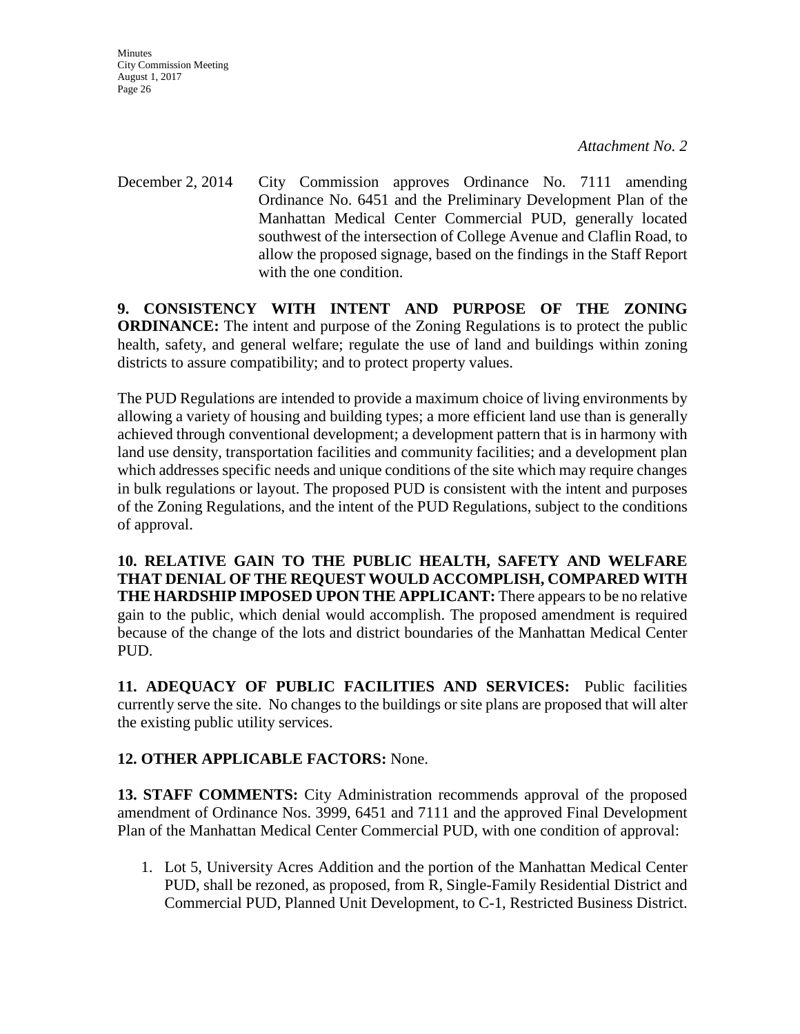*Attachment No. 2*

December 2, 2014 City Commission approves Ordinance No. 7111 amending Ordinance No. 6451 and the Preliminary Development Plan of the Manhattan Medical Center Commercial PUD, generally located southwest of the intersection of College Avenue and Claflin Road, to allow the proposed signage, based on the findings in the Staff Report with the one condition.

**9. CONSISTENCY WITH INTENT AND PURPOSE OF THE ZONING ORDINANCE:** The intent and purpose of the Zoning Regulations is to protect the public health, safety, and general welfare; regulate the use of land and buildings within zoning districts to assure compatibility; and to protect property values.

The PUD Regulations are intended to provide a maximum choice of living environments by allowing a variety of housing and building types; a more efficient land use than is generally achieved through conventional development; a development pattern that is in harmony with land use density, transportation facilities and community facilities; and a development plan which addresses specific needs and unique conditions of the site which may require changes in bulk regulations or layout. The proposed PUD is consistent with the intent and purposes of the Zoning Regulations, and the intent of the PUD Regulations, subject to the conditions of approval.

**10. RELATIVE GAIN TO THE PUBLIC HEALTH, SAFETY AND WELFARE THAT DENIAL OF THE REQUEST WOULD ACCOMPLISH, COMPARED WITH THE HARDSHIP IMPOSED UPON THE APPLICANT:** There appears to be no relative gain to the public, which denial would accomplish. The proposed amendment is required because of the change of the lots and district boundaries of the Manhattan Medical Center PUD.

**11. ADEQUACY OF PUBLIC FACILITIES AND SERVICES:** Public facilities currently serve the site. No changes to the buildings or site plans are proposed that will alter the existing public utility services.

**12. OTHER APPLICABLE FACTORS:** None.

**13. STAFF COMMENTS:** City Administration recommends approval of the proposed amendment of Ordinance Nos. 3999, 6451 and 7111 and the approved Final Development Plan of the Manhattan Medical Center Commercial PUD, with one condition of approval:

1. Lot 5, University Acres Addition and the portion of the Manhattan Medical Center PUD, shall be rezoned, as proposed, from R, Single-Family Residential District and Commercial PUD, Planned Unit Development, to C-1, Restricted Business District.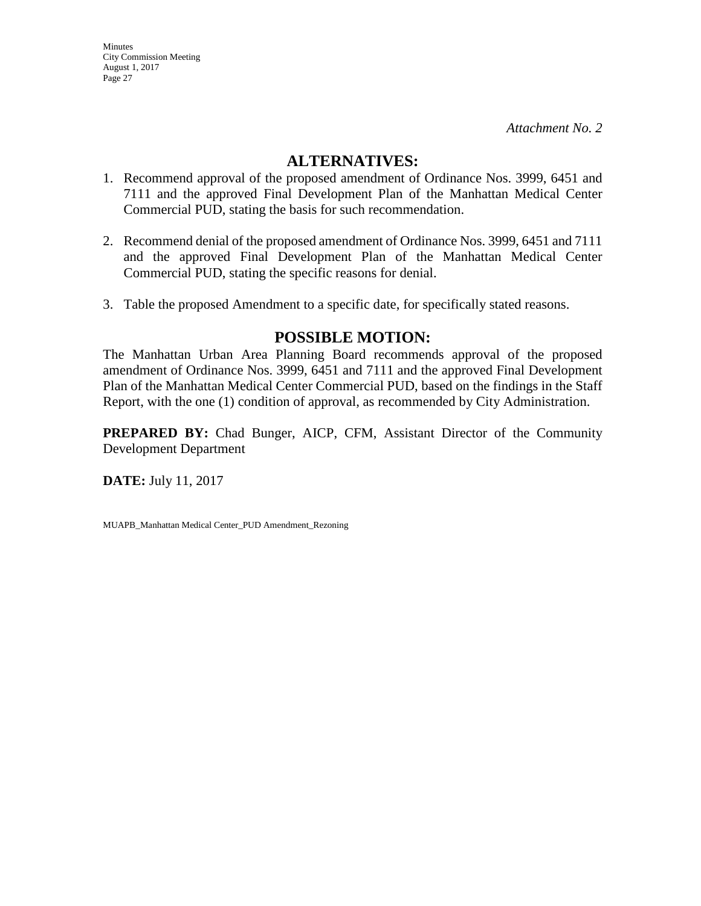*Attachment No. 2*

## ALTERNATIVES:

1. Recommend approval of the proposed amendment of Ordinance Nos. 3999, 6451 and 7111 and the approved Final Development Plan of the Manhattan Medical Center Commercial PUD, stating the basis for such recommendation.

2. Recommend denial of the proposed amendment of Ordinance Nos. 3999, 6451 and 7111 and the approved Final Development Plan of the Manhattan Medical Center Commercial PUD, stating the specific reasons for denial.

3. Table the proposed Amendment to a specific date, for specifically stated reasons.

## POSSIBLE MOTION:

The Manhattan Urban Area Planning Board recommends approval of the proposed amendment of Ordinance Nos. 3999, 6451 and 7111 and the approved Final Development Plan of the Manhattan Medical Center Commercial PUD, based on the findings in the Staff Report, with the one (1) condition of approval, as recommended by City Administration.

**PREPARED BY:** Chad Bunger, AICP, CFM, Assistant Director of the Community Development Department

**DATE:** July 11, 2017

MUAPB_Manhattan Medical Center_PUD Amendment_Rezoning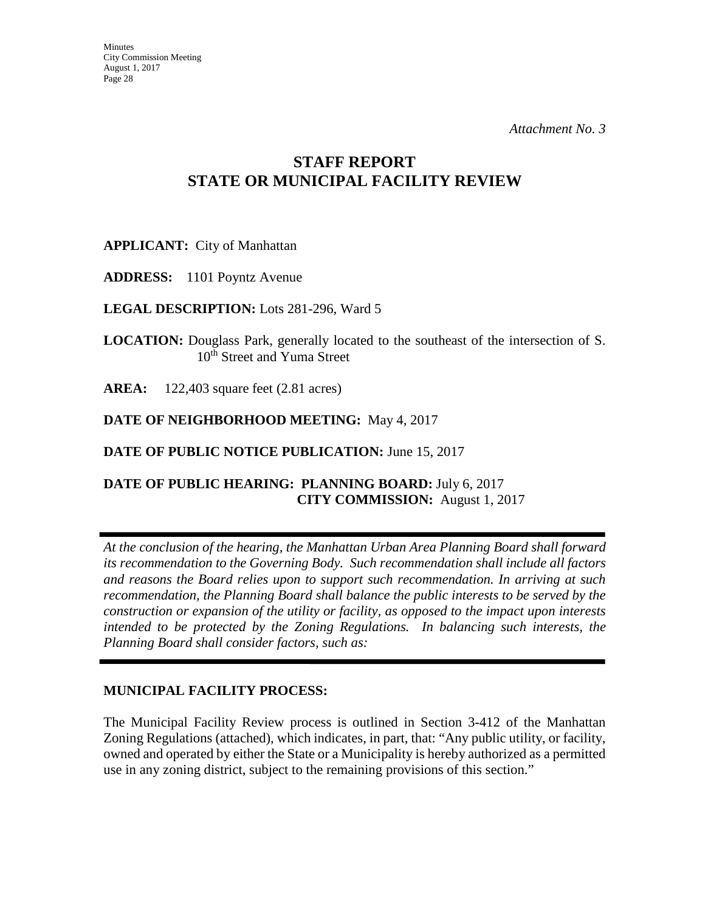*Attachment No. 3*

# STAFF REPORT
# STATE OR MUNICIPAL FACILITY REVIEW

**APPLICANT:** City of Manhattan

**ADDRESS:** 1101 Poyntz Avenue

**LEGAL DESCRIPTION:** Lots 281-296, Ward 5

**LOCATION:** Douglass Park, generally located to the southeast of the intersection of S. 10th Street and Yuma Street

**AREA:** 122,403 square feet (2.81 acres)

**DATE OF NEIGHBORHOOD MEETING:** May 4, 2017

**DATE OF PUBLIC NOTICE PUBLICATION:** June 15, 2017

**DATE OF PUBLIC HEARING: PLANNING BOARD:** July 6, 2017
**CITY COMMISSION:** August 1, 2017

---

*At the conclusion of the hearing, the Manhattan Urban Area Planning Board shall forward its recommendation to the Governing Body. Such recommendation shall include all factors and reasons the Board relies upon to support such recommendation. In arriving at such recommendation, the Planning Board shall balance the public interests to be served by the construction or expansion of the utility or facility, as opposed to the impact upon interests intended to be protected by the Zoning Regulations. In balancing such interests, the Planning Board shall consider factors, such as:*

---

**MUNICIPAL FACILITY PROCESS:**

The Municipal Facility Review process is outlined in Section 3-412 of the Manhattan Zoning Regulations (attached), which indicates, in part, that: "Any public utility, or facility, owned and operated by either the State or a Municipality is hereby authorized as a permitted use in any zoning district, subject to the remaining provisions of this section."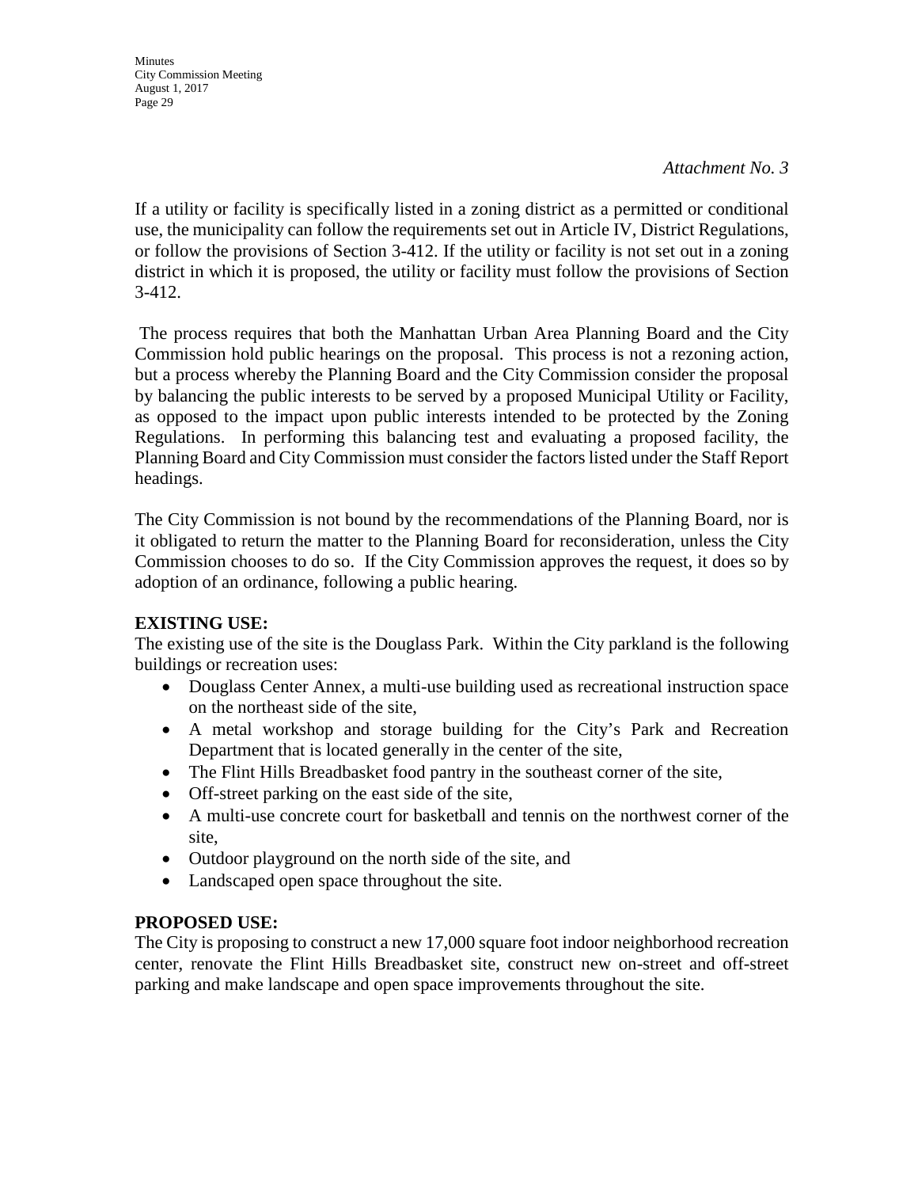*Attachment No. 3*

If a utility or facility is specifically listed in a zoning district as a permitted or conditional use, the municipality can follow the requirements set out in Article IV, District Regulations, or follow the provisions of Section 3-412. If the utility or facility is not set out in a zoning district in which it is proposed, the utility or facility must follow the provisions of Section 3-412.

The process requires that both the Manhattan Urban Area Planning Board and the City Commission hold public hearings on the proposal. This process is not a rezoning action, but a process whereby the Planning Board and the City Commission consider the proposal by balancing the public interests to be served by a proposed Municipal Utility or Facility, as opposed to the impact upon public interests intended to be protected by the Zoning Regulations. In performing this balancing test and evaluating a proposed facility, the Planning Board and City Commission must consider the factors listed under the Staff Report headings.

The City Commission is not bound by the recommendations of the Planning Board, nor is it obligated to return the matter to the Planning Board for reconsideration, unless the City Commission chooses to do so. If the City Commission approves the request, it does so by adoption of an ordinance, following a public hearing.

**EXISTING USE:**
The existing use of the site is the Douglass Park. Within the City parkland is the following buildings or recreation uses:

- Douglass Center Annex, a multi-use building used as recreational instruction space on the northeast side of the site,
- A metal workshop and storage building for the City's Park and Recreation Department that is located generally in the center of the site,
- The Flint Hills Breadbasket food pantry in the southeast corner of the site,
- Off-street parking on the east side of the site,
- A multi-use concrete court for basketball and tennis on the northwest corner of the site,
- Outdoor playground on the north side of the site, and
- Landscaped open space throughout the site.

**PROPOSED USE:**
The City is proposing to construct a new 17,000 square foot indoor neighborhood recreation center, renovate the Flint Hills Breadbasket site, construct new on-street and off-street parking and make landscape and open space improvements throughout the site.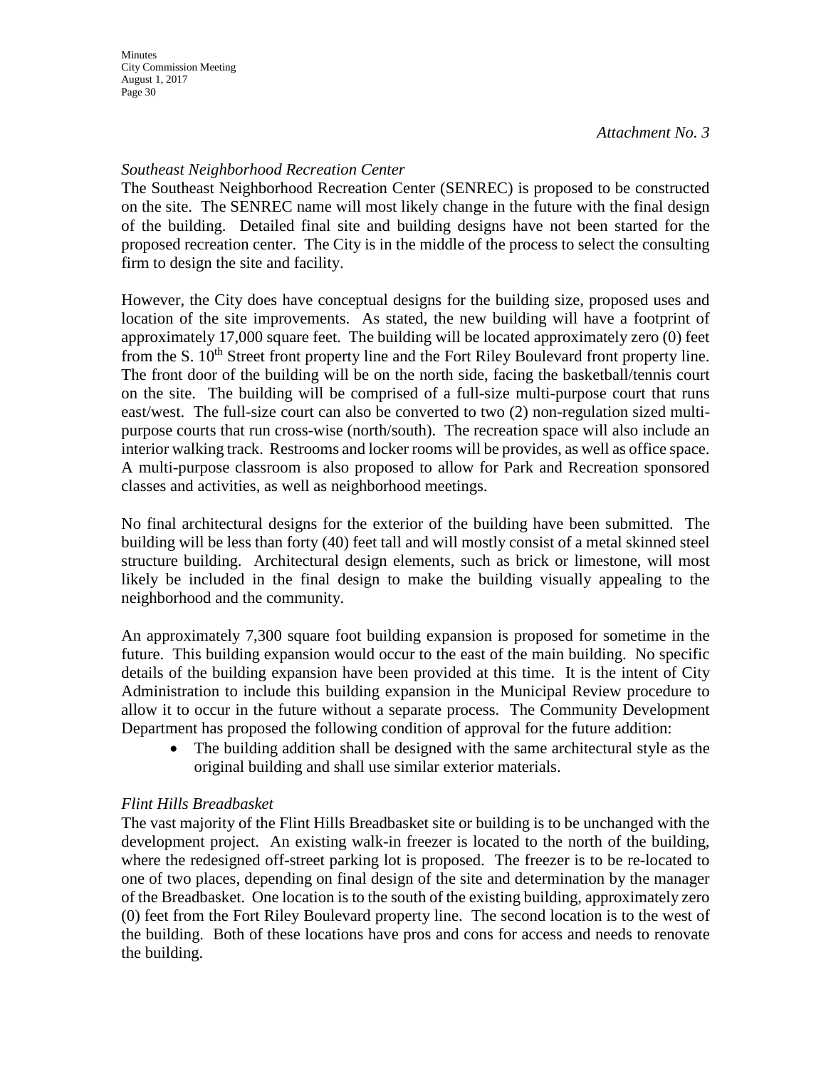*Attachment No. 3*

*Southeast Neighborhood Recreation Center*

The Southeast Neighborhood Recreation Center (SENREC) is proposed to be constructed on the site. The SENREC name will most likely change in the future with the final design of the building. Detailed final site and building designs have not been started for the proposed recreation center. The City is in the middle of the process to select the consulting firm to design the site and facility.

However, the City does have conceptual designs for the building size, proposed uses and location of the site improvements. As stated, the new building will have a footprint of approximately 17,000 square feet. The building will be located approximately zero (0) feet from the S. 10th Street front property line and the Fort Riley Boulevard front property line. The front door of the building will be on the north side, facing the basketball/tennis court on the site. The building will be comprised of a full-size multi-purpose court that runs east/west. The full-size court can also be converted to two (2) non-regulation sized multi-purpose courts that run cross-wise (north/south). The recreation space will also include an interior walking track. Restrooms and locker rooms will be provides, as well as office space. A multi-purpose classroom is also proposed to allow for Park and Recreation sponsored classes and activities, as well as neighborhood meetings.

No final architectural designs for the exterior of the building have been submitted. The building will be less than forty (40) feet tall and will mostly consist of a metal skinned steel structure building. Architectural design elements, such as brick or limestone, will most likely be included in the final design to make the building visually appealing to the neighborhood and the community.

An approximately 7,300 square foot building expansion is proposed for sometime in the future. This building expansion would occur to the east of the main building. No specific details of the building expansion have been provided at this time. It is the intent of City Administration to include this building expansion in the Municipal Review procedure to allow it to occur in the future without a separate process. The Community Development Department has proposed the following condition of approval for the future addition:

- The building addition shall be designed with the same architectural style as the original building and shall use similar exterior materials.

*Flint Hills Breadbasket*

The vast majority of the Flint Hills Breadbasket site or building is to be unchanged with the development project. An existing walk-in freezer is located to the north of the building, where the redesigned off-street parking lot is proposed. The freezer is to be re-located to one of two places, depending on final design of the site and determination by the manager of the Breadbasket. One location is to the south of the existing building, approximately zero (0) feet from the Fort Riley Boulevard property line. The second location is to the west of the building. Both of these locations have pros and cons for access and needs to renovate the building.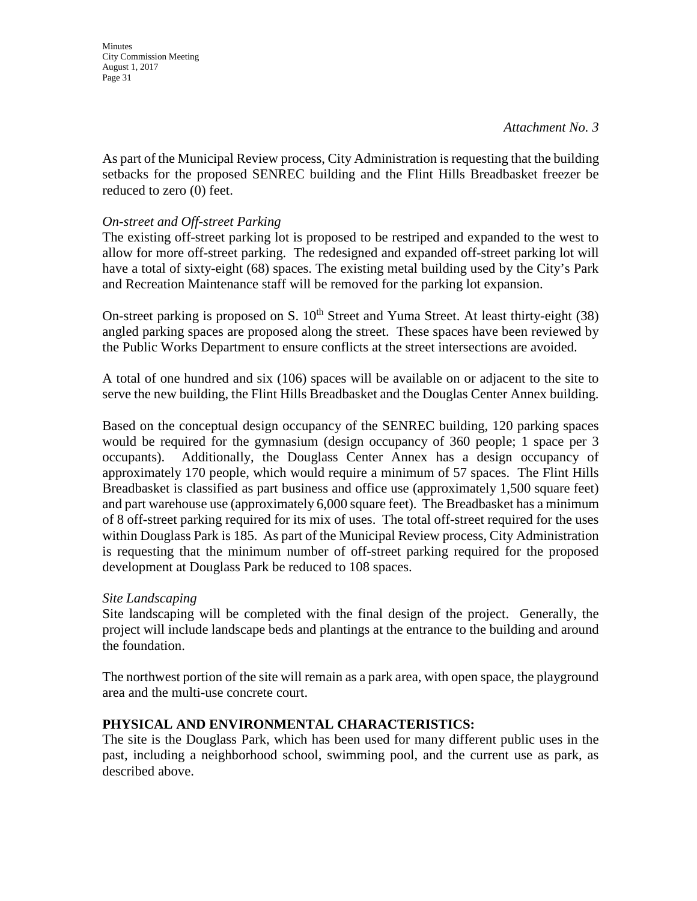*Attachment No. 3*

As part of the Municipal Review process, City Administration is requesting that the building setbacks for the proposed SENREC building and the Flint Hills Breadbasket freezer be reduced to zero (0) feet.

*On-street and Off-street Parking*

The existing off-street parking lot is proposed to be restriped and expanded to the west to allow for more off-street parking. The redesigned and expanded off-street parking lot will have a total of sixty-eight (68) spaces. The existing metal building used by the City's Park and Recreation Maintenance staff will be removed for the parking lot expansion.

On-street parking is proposed on S. 10th Street and Yuma Street. At least thirty-eight (38) angled parking spaces are proposed along the street. These spaces have been reviewed by the Public Works Department to ensure conflicts at the street intersections are avoided.

A total of one hundred and six (106) spaces will be available on or adjacent to the site to serve the new building, the Flint Hills Breadbasket and the Douglas Center Annex building.

Based on the conceptual design occupancy of the SENREC building, 120 parking spaces would be required for the gymnasium (design occupancy of 360 people; 1 space per 3 occupants). Additionally, the Douglass Center Annex has a design occupancy of approximately 170 people, which would require a minimum of 57 spaces. The Flint Hills Breadbasket is classified as part business and office use (approximately 1,500 square feet) and part warehouse use (approximately 6,000 square feet). The Breadbasket has a minimum of 8 off-street parking required for its mix of uses. The total off-street required for the uses within Douglass Park is 185. As part of the Municipal Review process, City Administration is requesting that the minimum number of off-street parking required for the proposed development at Douglass Park be reduced to 108 spaces.

*Site Landscaping*

Site landscaping will be completed with the final design of the project. Generally, the project will include landscape beds and plantings at the entrance to the building and around the foundation.

The northwest portion of the site will remain as a park area, with open space, the playground area and the multi-use concrete court.

**PHYSICAL AND ENVIRONMENTAL CHARACTERISTICS:**

The site is the Douglass Park, which has been used for many different public uses in the past, including a neighborhood school, swimming pool, and the current use as park, as described above.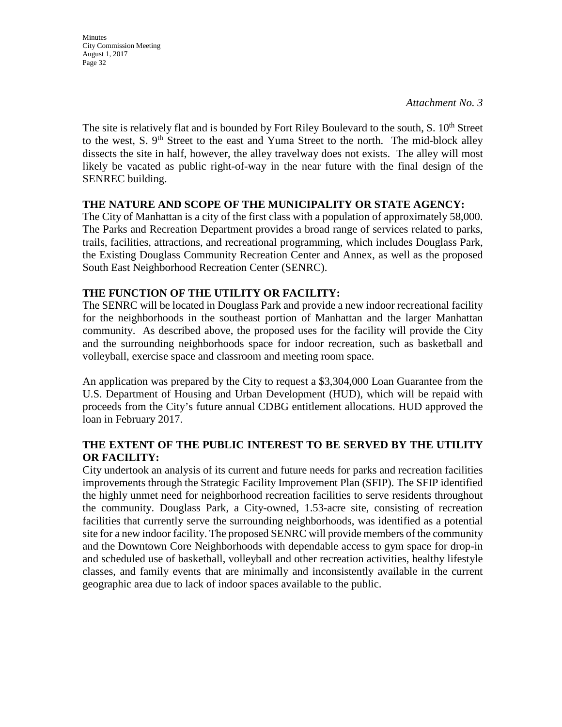*Attachment No. 3*

The site is relatively flat and is bounded by Fort Riley Boulevard to the south, S. 10th Street to the west, S. 9th Street to the east and Yuma Street to the north. The mid-block alley dissects the site in half, however, the alley travelway does not exists. The alley will most likely be vacated as public right-of-way in the near future with the final design of the SENREC building.

**THE NATURE AND SCOPE OF THE MUNICIPALITY OR STATE AGENCY:**
The City of Manhattan is a city of the first class with a population of approximately 58,000. The Parks and Recreation Department provides a broad range of services related to parks, trails, facilities, attractions, and recreational programming, which includes Douglass Park, the Existing Douglass Community Recreation Center and Annex, as well as the proposed South East Neighborhood Recreation Center (SENRC).

**THE FUNCTION OF THE UTILITY OR FACILITY:**
The SENRC will be located in Douglass Park and provide a new indoor recreational facility for the neighborhoods in the southeast portion of Manhattan and the larger Manhattan community. As described above, the proposed uses for the facility will provide the City and the surrounding neighborhoods space for indoor recreation, such as basketball and volleyball, exercise space and classroom and meeting room space.

An application was prepared by the City to request a $3,304,000 Loan Guarantee from the U.S. Department of Housing and Urban Development (HUD), which will be repaid with proceeds from the City's future annual CDBG entitlement allocations. HUD approved the loan in February 2017.

**THE EXTENT OF THE PUBLIC INTEREST TO BE SERVED BY THE UTILITY OR FACILITY:**
City undertook an analysis of its current and future needs for parks and recreation facilities improvements through the Strategic Facility Improvement Plan (SFIP). The SFIP identified the highly unmet need for neighborhood recreation facilities to serve residents throughout the community. Douglass Park, a City-owned, 1.53-acre site, consisting of recreation facilities that currently serve the surrounding neighborhoods, was identified as a potential site for a new indoor facility. The proposed SENRC will provide members of the community and the Downtown Core Neighborhoods with dependable access to gym space for drop-in and scheduled use of basketball, volleyball and other recreation activities, healthy lifestyle classes, and family events that are minimally and inconsistently available in the current geographic area due to lack of indoor spaces available to the public.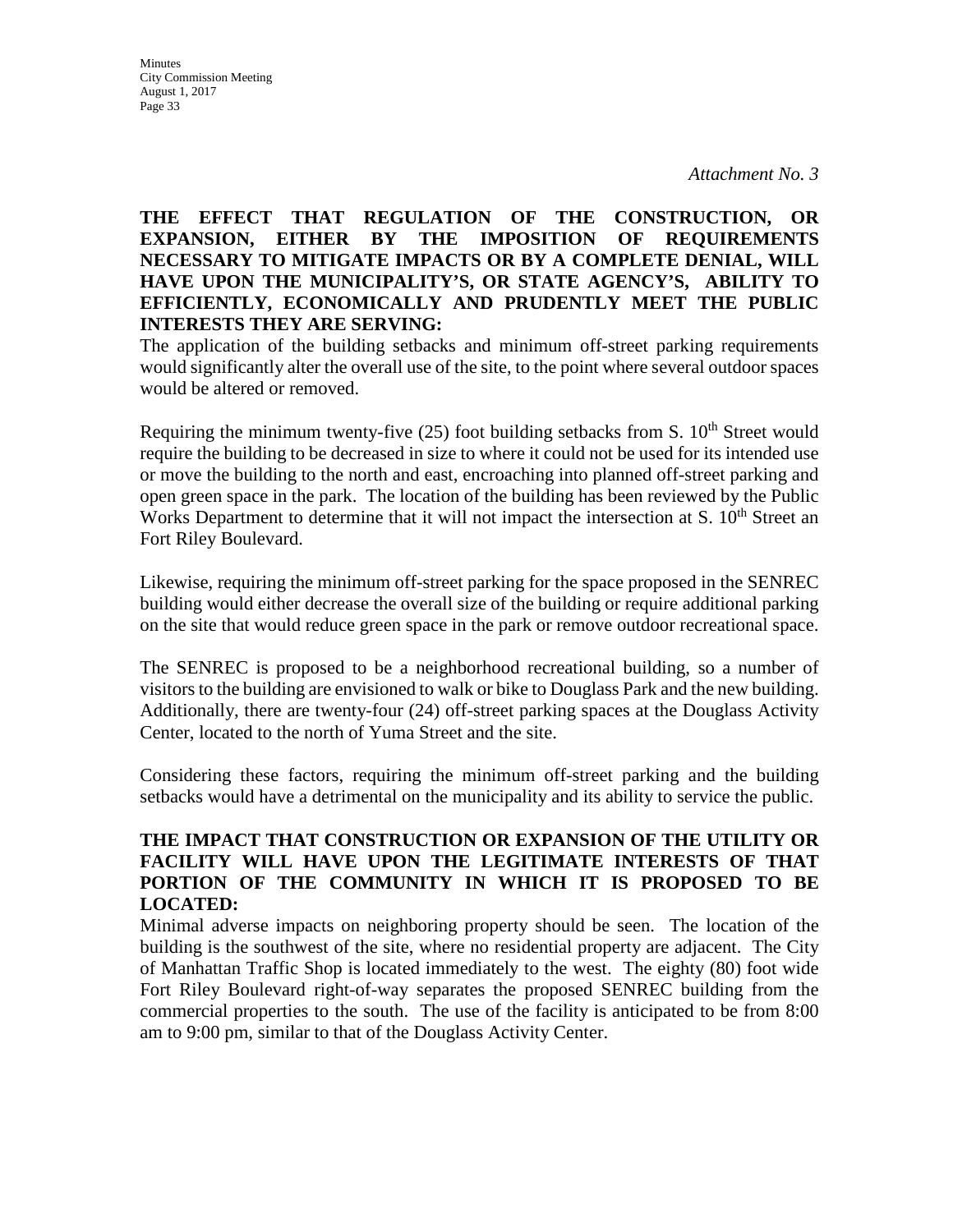*Attachment No. 3*

**THE EFFECT THAT REGULATION OF THE CONSTRUCTION, OR EXPANSION, EITHER BY THE IMPOSITION OF REQUIREMENTS NECESSARY TO MITIGATE IMPACTS OR BY A COMPLETE DENIAL, WILL HAVE UPON THE MUNICIPALITY'S, OR STATE AGENCY'S, ABILITY TO EFFICIENTLY, ECONOMICALLY AND PRUDENTLY MEET THE PUBLIC INTERESTS THEY ARE SERVING:**
The application of the building setbacks and minimum off-street parking requirements would significantly alter the overall use of the site, to the point where several outdoor spaces would be altered or removed.

Requiring the minimum twenty-five (25) foot building setbacks from S. 10th Street would require the building to be decreased in size to where it could not be used for its intended use or move the building to the north and east, encroaching into planned off-street parking and open green space in the park. The location of the building has been reviewed by the Public Works Department to determine that it will not impact the intersection at S. 10th Street an Fort Riley Boulevard.

Likewise, requiring the minimum off-street parking for the space proposed in the SENREC building would either decrease the overall size of the building or require additional parking on the site that would reduce green space in the park or remove outdoor recreational space.

The SENREC is proposed to be a neighborhood recreational building, so a number of visitors to the building are envisioned to walk or bike to Douglass Park and the new building. Additionally, there are twenty-four (24) off-street parking spaces at the Douglass Activity Center, located to the north of Yuma Street and the site.

Considering these factors, requiring the minimum off-street parking and the building setbacks would have a detrimental on the municipality and its ability to service the public.

**THE IMPACT THAT CONSTRUCTION OR EXPANSION OF THE UTILITY OR FACILITY WILL HAVE UPON THE LEGITIMATE INTERESTS OF THAT PORTION OF THE COMMUNITY IN WHICH IT IS PROPOSED TO BE LOCATED:**
Minimal adverse impacts on neighboring property should be seen. The location of the building is the southwest of the site, where no residential property are adjacent. The City of Manhattan Traffic Shop is located immediately to the west. The eighty (80) foot wide Fort Riley Boulevard right-of-way separates the proposed SENREC building from the commercial properties to the south. The use of the facility is anticipated to be from 8:00 am to 9:00 pm, similar to that of the Douglass Activity Center.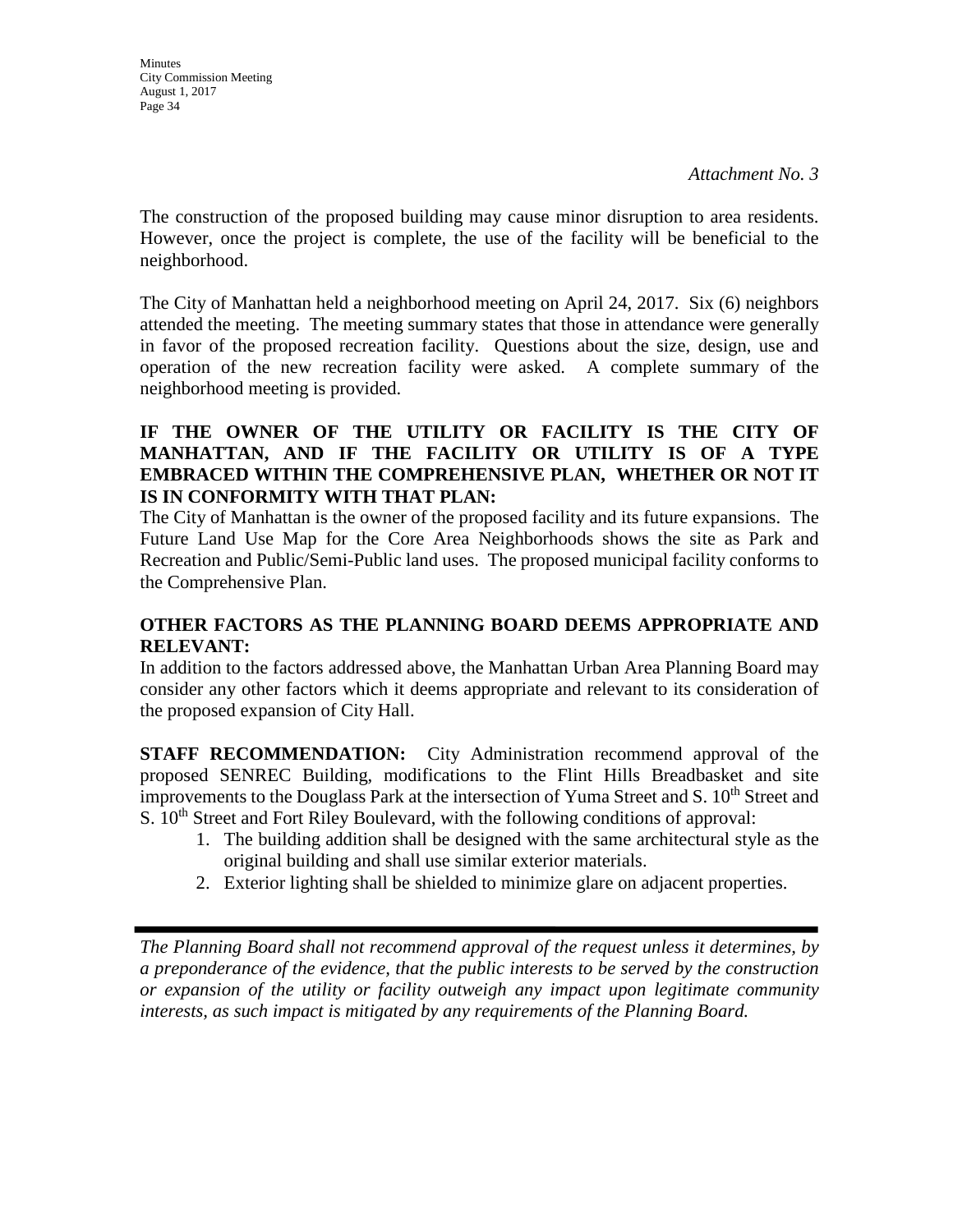*Attachment No. 3*

The construction of the proposed building may cause minor disruption to area residents. However, once the project is complete, the use of the facility will be beneficial to the neighborhood.

The City of Manhattan held a neighborhood meeting on April 24, 2017. Six (6) neighbors attended the meeting. The meeting summary states that those in attendance were generally in favor of the proposed recreation facility. Questions about the size, design, use and operation of the new recreation facility were asked. A complete summary of the neighborhood meeting is provided.

**IF THE OWNER OF THE UTILITY OR FACILITY IS THE CITY OF MANHATTAN, AND IF THE FACILITY OR UTILITY IS OF A TYPE EMBRACED WITHIN THE COMPREHENSIVE PLAN, WHETHER OR NOT IT IS IN CONFORMITY WITH THAT PLAN:**

The City of Manhattan is the owner of the proposed facility and its future expansions. The Future Land Use Map for the Core Area Neighborhoods shows the site as Park and Recreation and Public/Semi-Public land uses. The proposed municipal facility conforms to the Comprehensive Plan.

**OTHER FACTORS AS THE PLANNING BOARD DEEMS APPROPRIATE AND RELEVANT:**

In addition to the factors addressed above, the Manhattan Urban Area Planning Board may consider any other factors which it deems appropriate and relevant to its consideration of the proposed expansion of City Hall.

**STAFF RECOMMENDATION:** City Administration recommend approval of the proposed SENREC Building, modifications to the Flint Hills Breadbasket and site improvements to the Douglass Park at the intersection of Yuma Street and S. 10th Street and S. 10th Street and Fort Riley Boulevard, with the following conditions of approval:

1. The building addition shall be designed with the same architectural style as the original building and shall use similar exterior materials.
2. Exterior lighting shall be shielded to minimize glare on adjacent properties.

---

*The Planning Board shall not recommend approval of the request unless it determines, by a preponderance of the evidence, that the public interests to be served by the construction or expansion of the utility or facility outweigh any impact upon legitimate community interests, as such impact is mitigated by any requirements of the Planning Board.*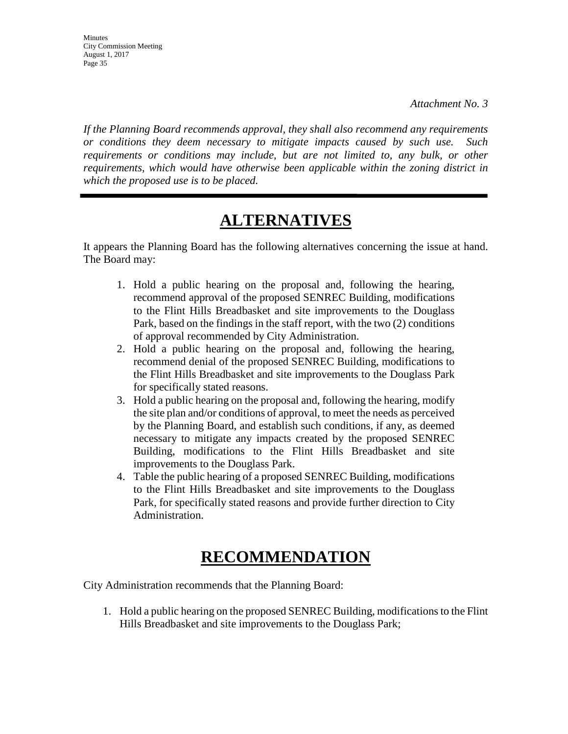*Attachment No. 3*

*If the Planning Board recommends approval, they shall also recommend any requirements or conditions they deem necessary to mitigate impacts caused by such use. Such requirements or conditions may include, but are not limited to, any bulk, or other requirements, which would have otherwise been applicable within the zoning district in which the proposed use is to be placed.*

---

# ALTERNATIVES

It appears the Planning Board has the following alternatives concerning the issue at hand. The Board may:

1. Hold a public hearing on the proposal and, following the hearing, recommend approval of the proposed SENREC Building, modifications to the Flint Hills Breadbasket and site improvements to the Douglass Park, based on the findings in the staff report, with the two (2) conditions of approval recommended by City Administration.
2. Hold a public hearing on the proposal and, following the hearing, recommend denial of the proposed SENREC Building, modifications to the Flint Hills Breadbasket and site improvements to the Douglass Park for specifically stated reasons.
3. Hold a public hearing on the proposal and, following the hearing, modify the site plan and/or conditions of approval, to meet the needs as perceived by the Planning Board, and establish such conditions, if any, as deemed necessary to mitigate any impacts created by the proposed SENREC Building, modifications to the Flint Hills Breadbasket and site improvements to the Douglass Park.
4. Table the public hearing of a proposed SENREC Building, modifications to the Flint Hills Breadbasket and site improvements to the Douglass Park, for specifically stated reasons and provide further direction to City Administration.

# RECOMMENDATION

City Administration recommends that the Planning Board:

1. Hold a public hearing on the proposed SENREC Building, modifications to the Flint Hills Breadbasket and site improvements to the Douglass Park;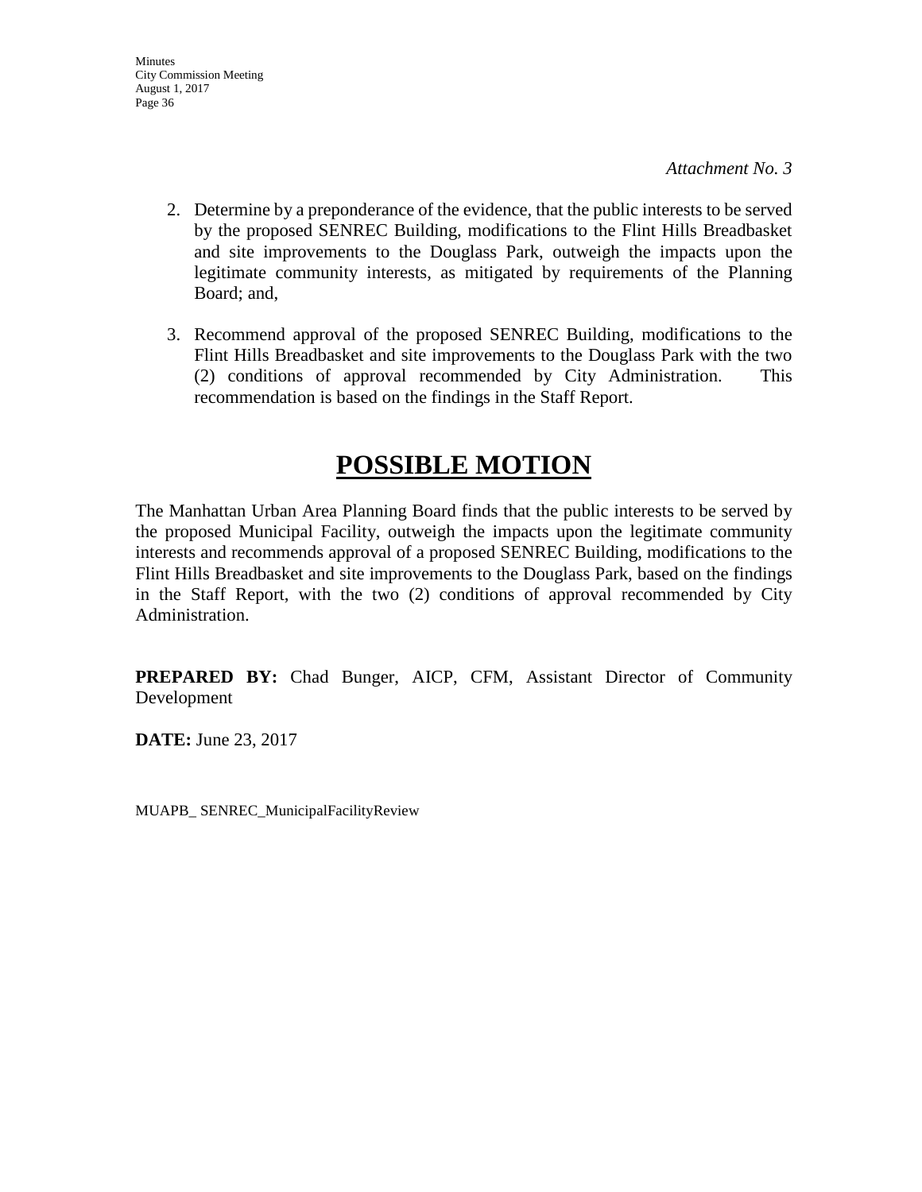*Attachment No. 3*

2. Determine by a preponderance of the evidence, that the public interests to be served by the proposed SENREC Building, modifications to the Flint Hills Breadbasket and site improvements to the Douglass Park, outweigh the impacts upon the legitimate community interests, as mitigated by requirements of the Planning Board; and,

3. Recommend approval of the proposed SENREC Building, modifications to the Flint Hills Breadbasket and site improvements to the Douglass Park with the two (2) conditions of approval recommended by City Administration. This recommendation is based on the findings in the Staff Report.

# POSSIBLE MOTION

The Manhattan Urban Area Planning Board finds that the public interests to be served by the proposed Municipal Facility, outweigh the impacts upon the legitimate community interests and recommends approval of a proposed SENREC Building, modifications to the Flint Hills Breadbasket and site improvements to the Douglass Park, based on the findings in the Staff Report, with the two (2) conditions of approval recommended by City Administration.

**PREPARED BY:** Chad Bunger, AICP, CFM, Assistant Director of Community Development

**DATE:** June 23, 2017

MUAPB_ SENREC_MunicipalFacilityReview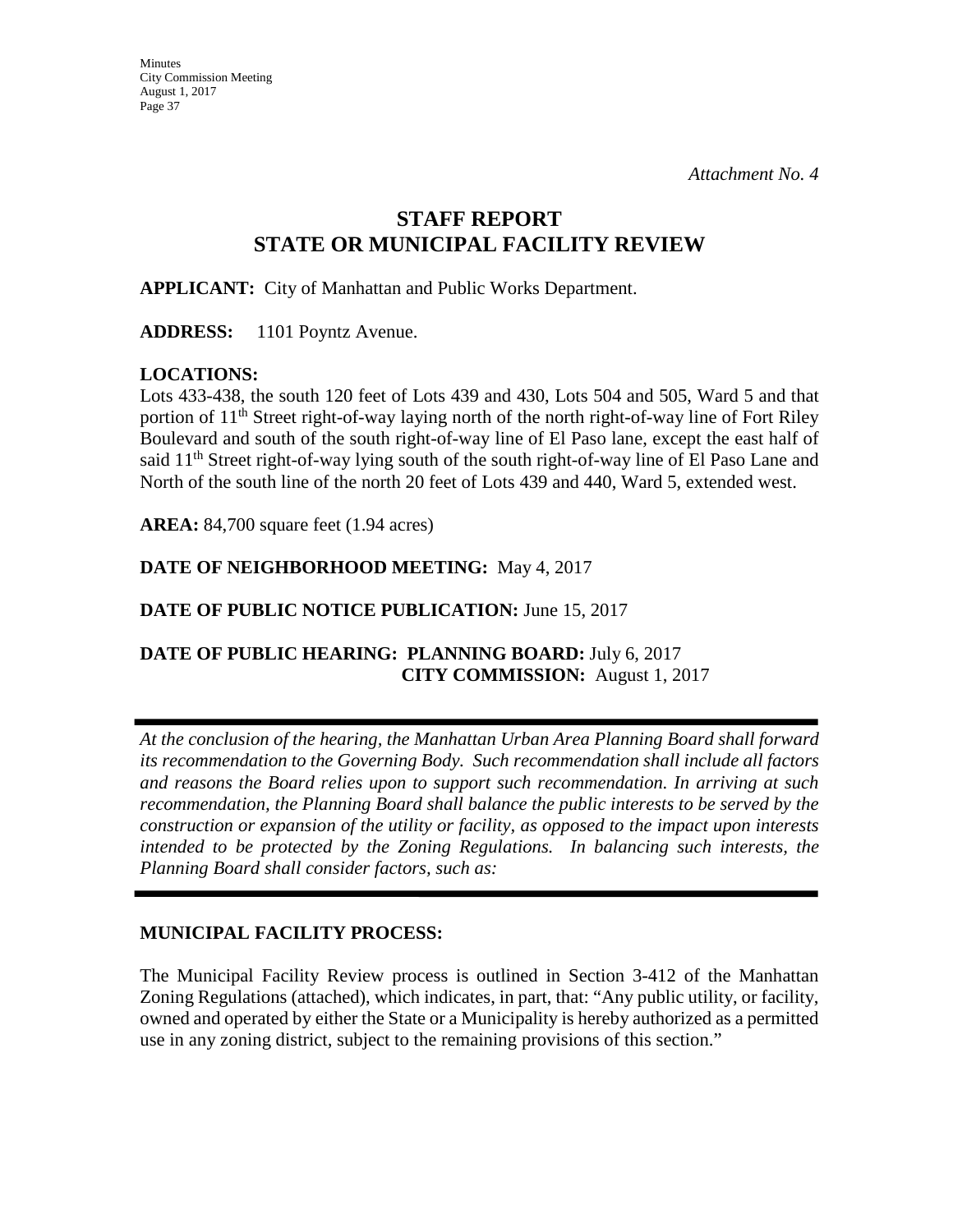*Attachment No. 4*

# STAFF REPORT
# STATE OR MUNICIPAL FACILITY REVIEW

**APPLICANT:** City of Manhattan and Public Works Department.

**ADDRESS:** 1101 Poyntz Avenue.

**LOCATIONS:**
Lots 433-438, the south 120 feet of Lots 439 and 430, Lots 504 and 505, Ward 5 and that portion of 11th Street right-of-way laying north of the north right-of-way line of Fort Riley Boulevard and south of the south right-of-way line of El Paso lane, except the east half of said 11th Street right-of-way lying south of the south right-of-way line of El Paso Lane and North of the south line of the north 20 feet of Lots 439 and 440, Ward 5, extended west.

**AREA:** 84,700 square feet (1.94 acres)

**DATE OF NEIGHBORHOOD MEETING:** May 4, 2017

**DATE OF PUBLIC NOTICE PUBLICATION:** June 15, 2017

**DATE OF PUBLIC HEARING: PLANNING BOARD:** July 6, 2017
**CITY COMMISSION:** August 1, 2017

---

*At the conclusion of the hearing, the Manhattan Urban Area Planning Board shall forward its recommendation to the Governing Body. Such recommendation shall include all factors and reasons the Board relies upon to support such recommendation. In arriving at such recommendation, the Planning Board shall balance the public interests to be served by the construction or expansion of the utility or facility, as opposed to the impact upon interests intended to be protected by the Zoning Regulations. In balancing such interests, the Planning Board shall consider factors, such as:*

---

**MUNICIPAL FACILITY PROCESS:**

The Municipal Facility Review process is outlined in Section 3-412 of the Manhattan Zoning Regulations (attached), which indicates, in part, that: "Any public utility, or facility, owned and operated by either the State or a Municipality is hereby authorized as a permitted use in any zoning district, subject to the remaining provisions of this section."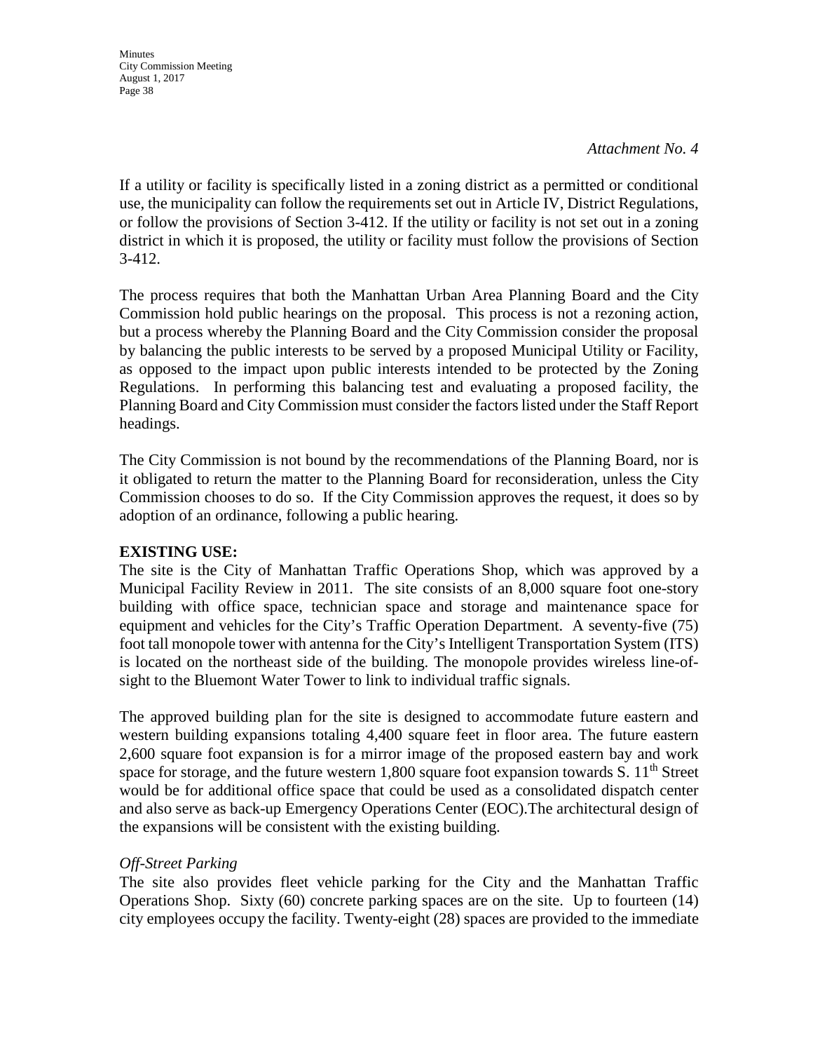*Attachment No. 4*

If a utility or facility is specifically listed in a zoning district as a permitted or conditional use, the municipality can follow the requirements set out in Article IV, District Regulations, or follow the provisions of Section 3-412. If the utility or facility is not set out in a zoning district in which it is proposed, the utility or facility must follow the provisions of Section 3-412.

The process requires that both the Manhattan Urban Area Planning Board and the City Commission hold public hearings on the proposal. This process is not a rezoning action, but a process whereby the Planning Board and the City Commission consider the proposal by balancing the public interests to be served by a proposed Municipal Utility or Facility, as opposed to the impact upon public interests intended to be protected by the Zoning Regulations. In performing this balancing test and evaluating a proposed facility, the Planning Board and City Commission must consider the factors listed under the Staff Report headings.

The City Commission is not bound by the recommendations of the Planning Board, nor is it obligated to return the matter to the Planning Board for reconsideration, unless the City Commission chooses to do so. If the City Commission approves the request, it does so by adoption of an ordinance, following a public hearing.

**EXISTING USE:**
The site is the City of Manhattan Traffic Operations Shop, which was approved by a Municipal Facility Review in 2011. The site consists of an 8,000 square foot one-story building with office space, technician space and storage and maintenance space for equipment and vehicles for the City's Traffic Operation Department. A seventy-five (75) foot tall monopole tower with antenna for the City's Intelligent Transportation System (ITS) is located on the northeast side of the building. The monopole provides wireless line-of-sight to the Bluemont Water Tower to link to individual traffic signals.

The approved building plan for the site is designed to accommodate future eastern and western building expansions totaling 4,400 square feet in floor area. The future eastern 2,600 square foot expansion is for a mirror image of the proposed eastern bay and work space for storage, and the future western 1,800 square foot expansion towards S. 11th Street would be for additional office space that could be used as a consolidated dispatch center and also serve as back-up Emergency Operations Center (EOC).The architectural design of the expansions will be consistent with the existing building.

*Off-Street Parking*
The site also provides fleet vehicle parking for the City and the Manhattan Traffic Operations Shop. Sixty (60) concrete parking spaces are on the site. Up to fourteen (14) city employees occupy the facility. Twenty-eight (28) spaces are provided to the immediate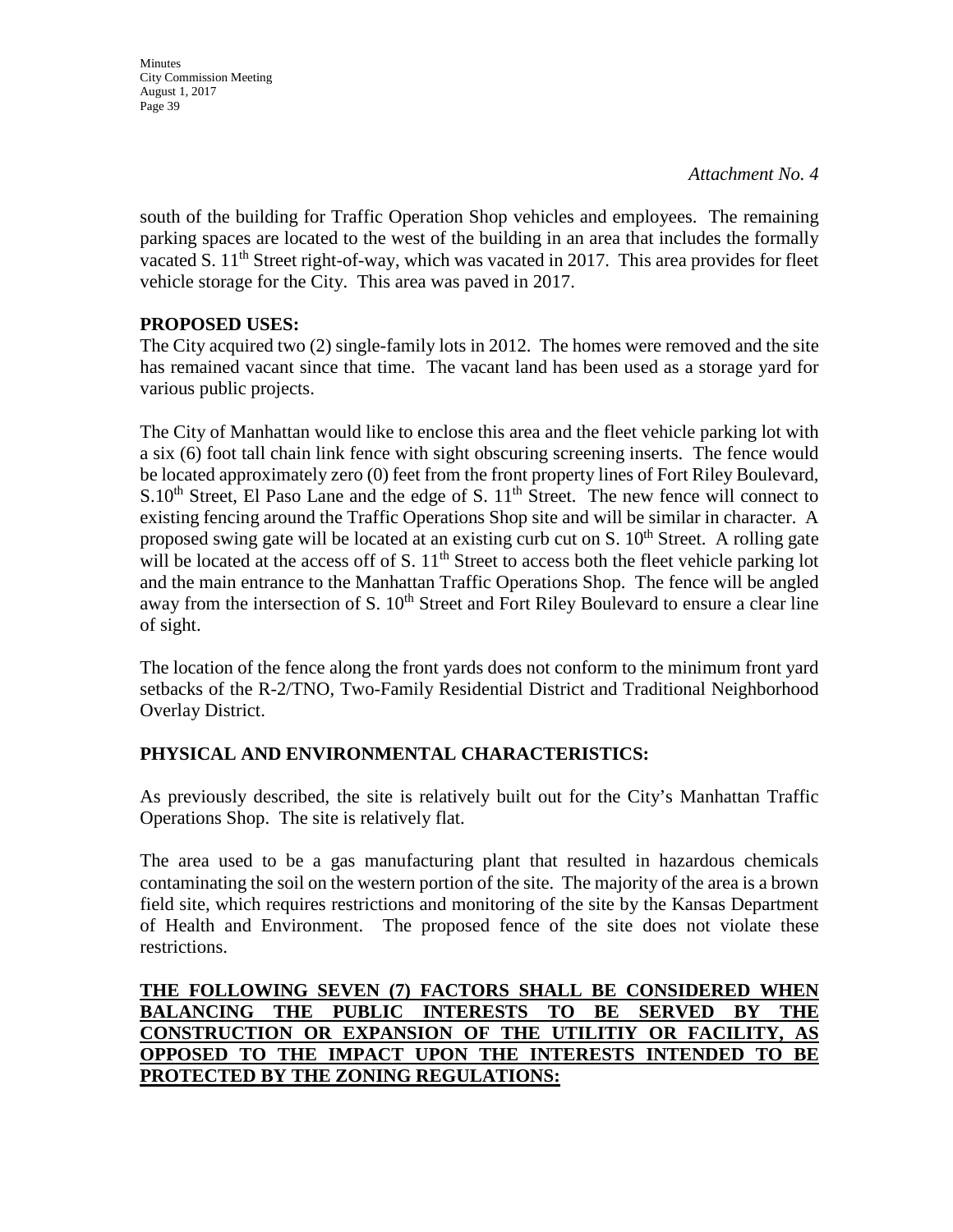*Attachment No. 4*

south of the building for Traffic Operation Shop vehicles and employees. The remaining parking spaces are located to the west of the building in an area that includes the formally vacated S. 11th Street right-of-way, which was vacated in 2017. This area provides for fleet vehicle storage for the City. This area was paved in 2017.

**PROPOSED USES:**

The City acquired two (2) single-family lots in 2012. The homes were removed and the site has remained vacant since that time. The vacant land has been used as a storage yard for various public projects.

The City of Manhattan would like to enclose this area and the fleet vehicle parking lot with a six (6) foot tall chain link fence with sight obscuring screening inserts. The fence would be located approximately zero (0) feet from the front property lines of Fort Riley Boulevard, S.10th Street, El Paso Lane and the edge of S. 11th Street. The new fence will connect to existing fencing around the Traffic Operations Shop site and will be similar in character. A proposed swing gate will be located at an existing curb cut on S. 10th Street. A rolling gate will be located at the access off of S. 11th Street to access both the fleet vehicle parking lot and the main entrance to the Manhattan Traffic Operations Shop. The fence will be angled away from the intersection of S. 10th Street and Fort Riley Boulevard to ensure a clear line of sight.

The location of the fence along the front yards does not conform to the minimum front yard setbacks of the R-2/TNO, Two-Family Residential District and Traditional Neighborhood Overlay District.

**PHYSICAL AND ENVIRONMENTAL CHARACTERISTICS:**

As previously described, the site is relatively built out for the City's Manhattan Traffic Operations Shop. The site is relatively flat.

The area used to be a gas manufacturing plant that resulted in hazardous chemicals contaminating the soil on the western portion of the site. The majority of the area is a brown field site, which requires restrictions and monitoring of the site by the Kansas Department of Health and Environment. The proposed fence of the site does not violate these restrictions.

**THE FOLLOWING SEVEN (7) FACTORS SHALL BE CONSIDERED WHEN BALANCING THE PUBLIC INTERESTS TO BE SERVED BY THE CONSTRUCTION OR EXPANSION OF THE UTILITIY OR FACILITY, AS OPPOSED TO THE IMPACT UPON THE INTERESTS INTENDED TO BE PROTECTED BY THE ZONING REGULATIONS:**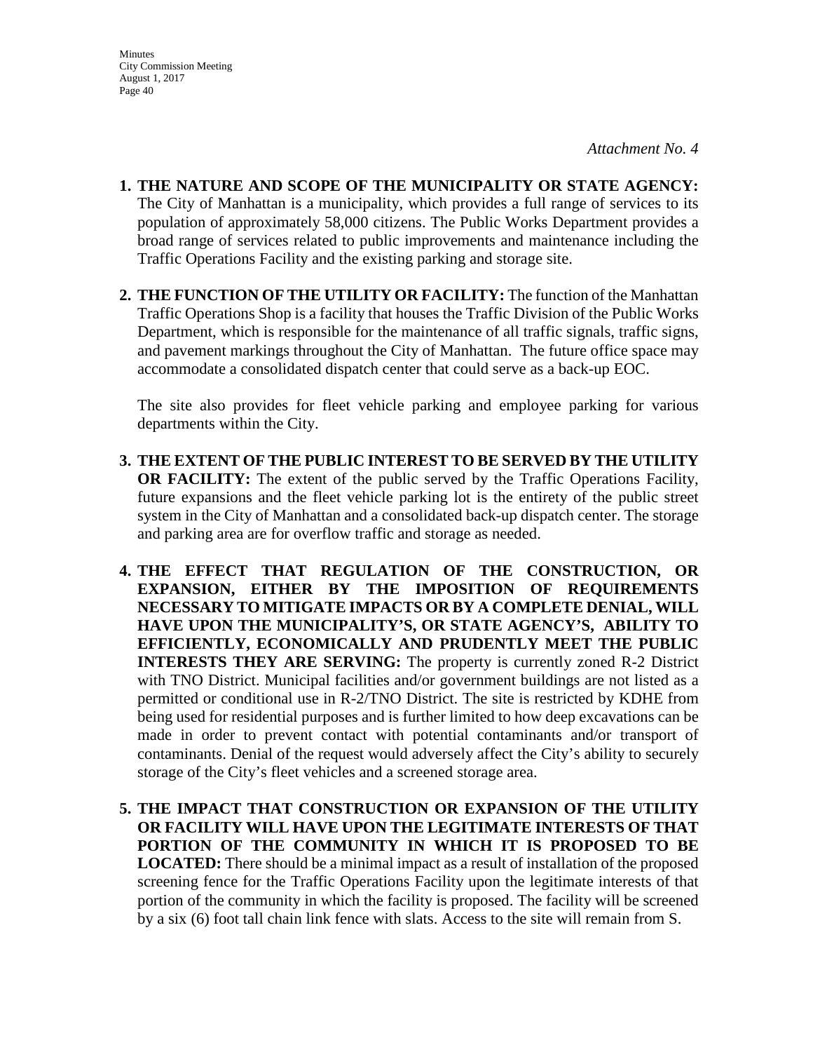*Attachment No. 4*

1. **THE NATURE AND SCOPE OF THE MUNICIPALITY OR STATE AGENCY:** The City of Manhattan is a municipality, which provides a full range of services to its population of approximately 58,000 citizens. The Public Works Department provides a broad range of services related to public improvements and maintenance including the Traffic Operations Facility and the existing parking and storage site.

2. **THE FUNCTION OF THE UTILITY OR FACILITY:** The function of the Manhattan Traffic Operations Shop is a facility that houses the Traffic Division of the Public Works Department, which is responsible for the maintenance of all traffic signals, traffic signs, and pavement markings throughout the City of Manhattan. The future office space may accommodate a consolidated dispatch center that could serve as a back-up EOC.

   The site also provides for fleet vehicle parking and employee parking for various departments within the City.

3. **THE EXTENT OF THE PUBLIC INTEREST TO BE SERVED BY THE UTILITY OR FACILITY:** The extent of the public served by the Traffic Operations Facility, future expansions and the fleet vehicle parking lot is the entirety of the public street system in the City of Manhattan and a consolidated back-up dispatch center. The storage and parking area are for overflow traffic and storage as needed.

4. **THE EFFECT THAT REGULATION OF THE CONSTRUCTION, OR EXPANSION, EITHER BY THE IMPOSITION OF REQUIREMENTS NECESSARY TO MITIGATE IMPACTS OR BY A COMPLETE DENIAL, WILL HAVE UPON THE MUNICIPALITY'S, OR STATE AGENCY'S, ABILITY TO EFFICIENTLY, ECONOMICALLY AND PRUDENTLY MEET THE PUBLIC INTERESTS THEY ARE SERVING:** The property is currently zoned R-2 District with TNO District. Municipal facilities and/or government buildings are not listed as a permitted or conditional use in R-2/TNO District. The site is restricted by KDHE from being used for residential purposes and is further limited to how deep excavations can be made in order to prevent contact with potential contaminants and/or transport of contaminants. Denial of the request would adversely affect the City's ability to securely storage of the City's fleet vehicles and a screened storage area.

5. **THE IMPACT THAT CONSTRUCTION OR EXPANSION OF THE UTILITY OR FACILITY WILL HAVE UPON THE LEGITIMATE INTERESTS OF THAT PORTION OF THE COMMUNITY IN WHICH IT IS PROPOSED TO BE LOCATED:** There should be a minimal impact as a result of installation of the proposed screening fence for the Traffic Operations Facility upon the legitimate interests of that portion of the community in which the facility is proposed. The facility will be screened by a six (6) foot tall chain link fence with slats. Access to the site will remain from S.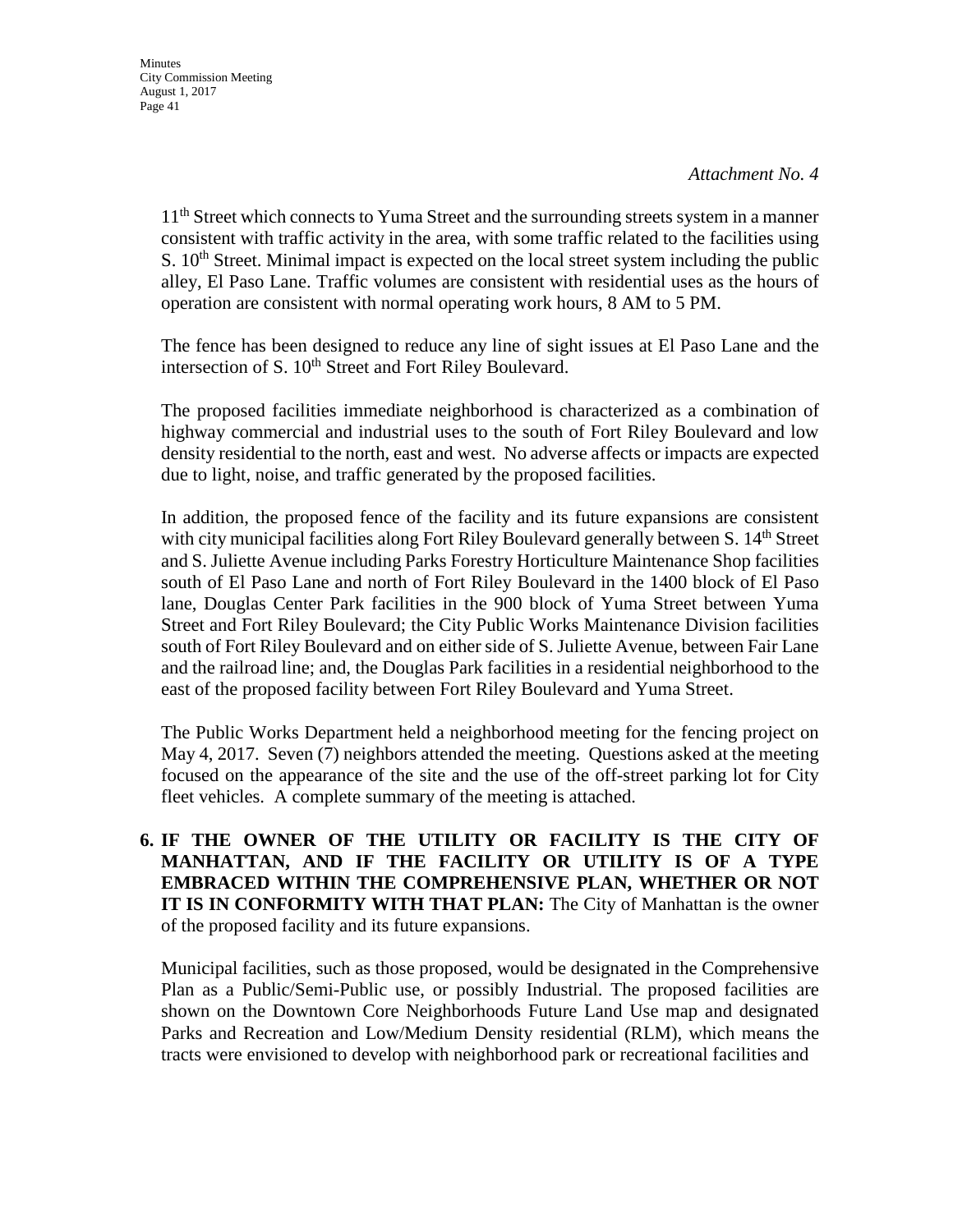*Attachment No. 4*

11th Street which connects to Yuma Street and the surrounding streets system in a manner consistent with traffic activity in the area, with some traffic related to the facilities using S. 10th Street. Minimal impact is expected on the local street system including the public alley, El Paso Lane. Traffic volumes are consistent with residential uses as the hours of operation are consistent with normal operating work hours, 8 AM to 5 PM.

The fence has been designed to reduce any line of sight issues at El Paso Lane and the intersection of S. 10th Street and Fort Riley Boulevard.

The proposed facilities immediate neighborhood is characterized as a combination of highway commercial and industrial uses to the south of Fort Riley Boulevard and low density residential to the north, east and west. No adverse affects or impacts are expected due to light, noise, and traffic generated by the proposed facilities.

In addition, the proposed fence of the facility and its future expansions are consistent with city municipal facilities along Fort Riley Boulevard generally between S. 14th Street and S. Juliette Avenue including Parks Forestry Horticulture Maintenance Shop facilities south of El Paso Lane and north of Fort Riley Boulevard in the 1400 block of El Paso lane, Douglas Center Park facilities in the 900 block of Yuma Street between Yuma Street and Fort Riley Boulevard; the City Public Works Maintenance Division facilities south of Fort Riley Boulevard and on either side of S. Juliette Avenue, between Fair Lane and the railroad line; and, the Douglas Park facilities in a residential neighborhood to the east of the proposed facility between Fort Riley Boulevard and Yuma Street.

The Public Works Department held a neighborhood meeting for the fencing project on May 4, 2017. Seven (7) neighbors attended the meeting. Questions asked at the meeting focused on the appearance of the site and the use of the off-street parking lot for City fleet vehicles. A complete summary of the meeting is attached.

**6. IF THE OWNER OF THE UTILITY OR FACILITY IS THE CITY OF MANHATTAN, AND IF THE FACILITY OR UTILITY IS OF A TYPE EMBRACED WITHIN THE COMPREHENSIVE PLAN, WHETHER OR NOT IT IS IN CONFORMITY WITH THAT PLAN:** The City of Manhattan is the owner of the proposed facility and its future expansions.

Municipal facilities, such as those proposed, would be designated in the Comprehensive Plan as a Public/Semi-Public use, or possibly Industrial. The proposed facilities are shown on the Downtown Core Neighborhoods Future Land Use map and designated Parks and Recreation and Low/Medium Density residential (RLM), which means the tracts were envisioned to develop with neighborhood park or recreational facilities and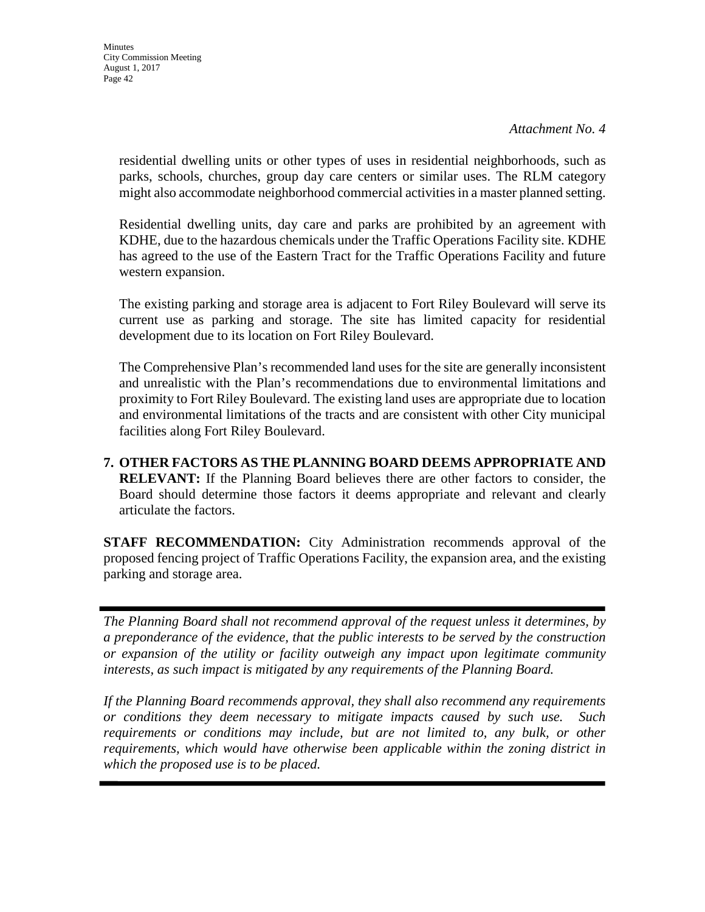*Attachment No. 4*

residential dwelling units or other types of uses in residential neighborhoods, such as parks, schools, churches, group day care centers or similar uses. The RLM category might also accommodate neighborhood commercial activities in a master planned setting.

Residential dwelling units, day care and parks are prohibited by an agreement with KDHE, due to the hazardous chemicals under the Traffic Operations Facility site. KDHE has agreed to the use of the Eastern Tract for the Traffic Operations Facility and future western expansion.

The existing parking and storage area is adjacent to Fort Riley Boulevard will serve its current use as parking and storage. The site has limited capacity for residential development due to its location on Fort Riley Boulevard.

The Comprehensive Plan's recommended land uses for the site are generally inconsistent and unrealistic with the Plan's recommendations due to environmental limitations and proximity to Fort Riley Boulevard. The existing land uses are appropriate due to location and environmental limitations of the tracts and are consistent with other City municipal facilities along Fort Riley Boulevard.

7. **OTHER FACTORS AS THE PLANNING BOARD DEEMS APPROPRIATE AND RELEVANT:** If the Planning Board believes there are other factors to consider, the Board should determine those factors it deems appropriate and relevant and clearly articulate the factors.

**STAFF RECOMMENDATION:** City Administration recommends approval of the proposed fencing project of Traffic Operations Facility, the expansion area, and the existing parking and storage area.

---

*The Planning Board shall not recommend approval of the request unless it determines, by a preponderance of the evidence, that the public interests to be served by the construction or expansion of the utility or facility outweigh any impact upon legitimate community interests, as such impact is mitigated by any requirements of the Planning Board.*

*If the Planning Board recommends approval, they shall also recommend any requirements or conditions they deem necessary to mitigate impacts caused by such use. Such requirements or conditions may include, but are not limited to, any bulk, or other requirements, which would have otherwise been applicable within the zoning district in which the proposed use is to be placed.*

---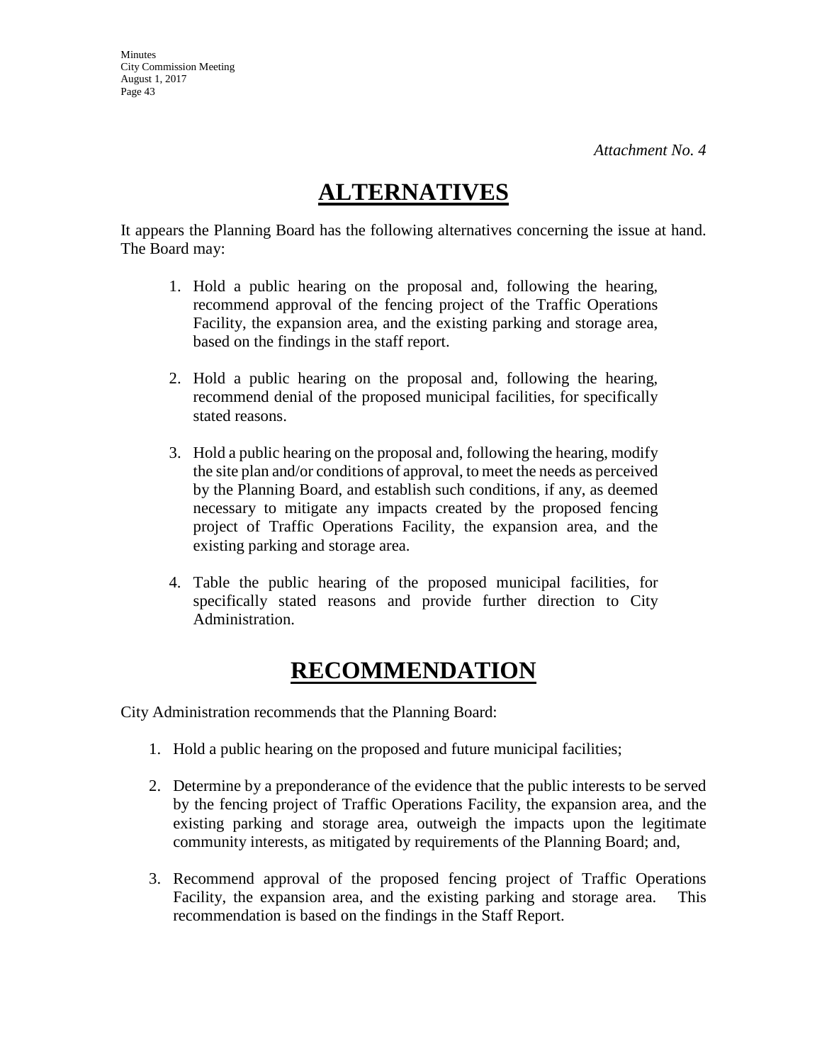*Attachment No. 4*

# ALTERNATIVES

It appears the Planning Board has the following alternatives concerning the issue at hand. The Board may:

1. Hold a public hearing on the proposal and, following the hearing, recommend approval of the fencing project of the Traffic Operations Facility, the expansion area, and the existing parking and storage area, based on the findings in the staff report.
2. Hold a public hearing on the proposal and, following the hearing, recommend denial of the proposed municipal facilities, for specifically stated reasons.
3. Hold a public hearing on the proposal and, following the hearing, modify the site plan and/or conditions of approval, to meet the needs as perceived by the Planning Board, and establish such conditions, if any, as deemed necessary to mitigate any impacts created by the proposed fencing project of Traffic Operations Facility, the expansion area, and the existing parking and storage area.
4. Table the public hearing of the proposed municipal facilities, for specifically stated reasons and provide further direction to City Administration.

# RECOMMENDATION

City Administration recommends that the Planning Board:

1. Hold a public hearing on the proposed and future municipal facilities;
2. Determine by a preponderance of the evidence that the public interests to be served by the fencing project of Traffic Operations Facility, the expansion area, and the existing parking and storage area, outweigh the impacts upon the legitimate community interests, as mitigated by requirements of the Planning Board; and,
3. Recommend approval of the proposed fencing project of Traffic Operations Facility, the expansion area, and the existing parking and storage area. This recommendation is based on the findings in the Staff Report.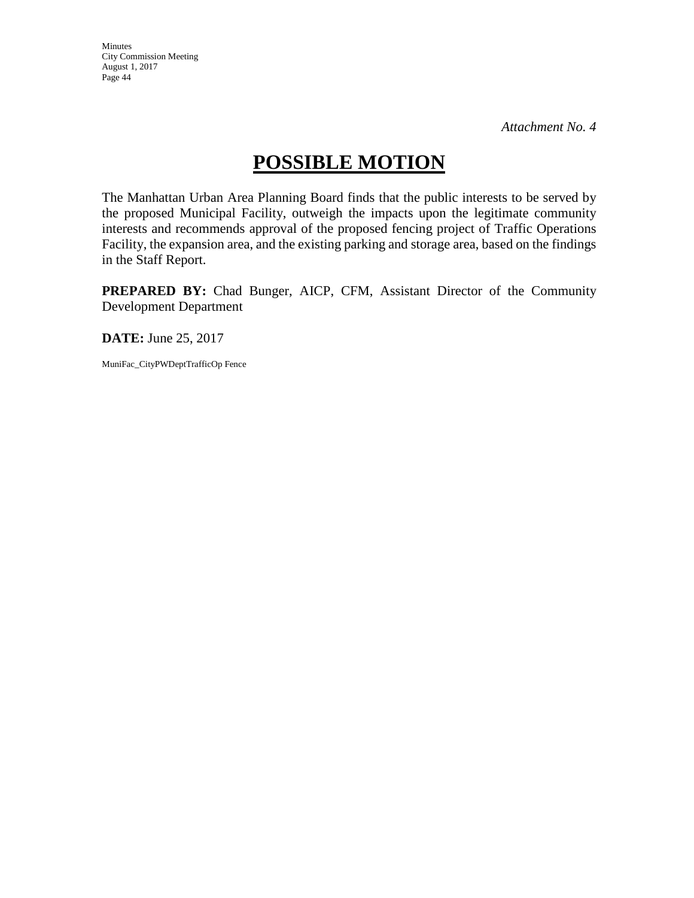*Attachment No. 4*

# POSSIBLE MOTION

The Manhattan Urban Area Planning Board finds that the public interests to be served by the proposed Municipal Facility, outweigh the impacts upon the legitimate community interests and recommends approval of the proposed fencing project of Traffic Operations Facility, the expansion area, and the existing parking and storage area, based on the findings in the Staff Report.

**PREPARED BY:** Chad Bunger, AICP, CFM, Assistant Director of the Community Development Department

**DATE:** June 25, 2017

MuniFac_CityPWDeptTrafficOp Fence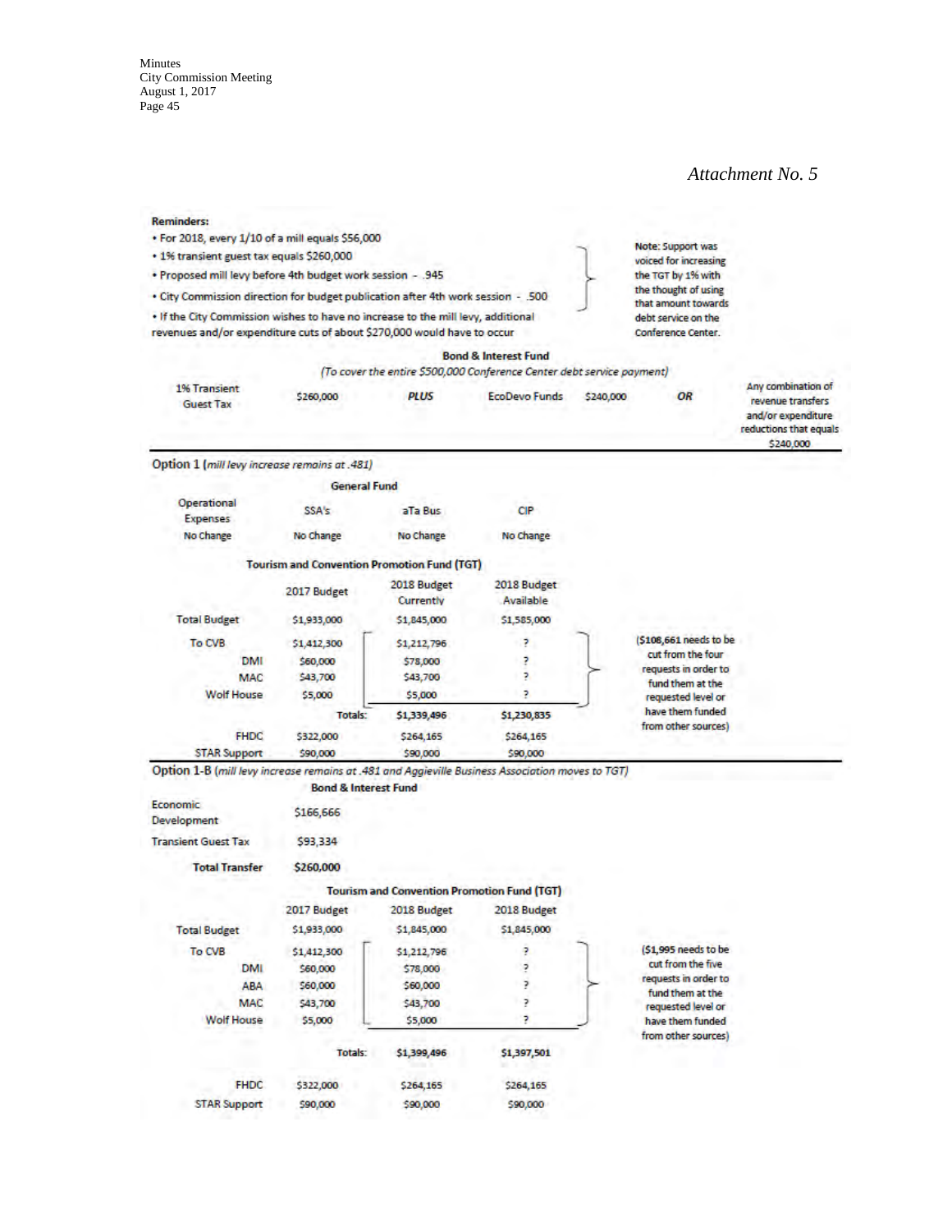*Attachment No. 5*

**Reminders:**

- For 2018, every 1/10 of a mill equals $56,000
- 1% transient guest tax equals $260,000
- Proposed mill levy before 4th budget work session - .945
- City Commission direction for budget publication after 4th work session - .500
- If the City Commission wishes to have no increase to the mill levy, additional revenues and/or expenditure cuts of about $270,000 would have to occur

Note: Support was voiced for increasing the TGT by 1% with the thought of using that amount towards debt service on the Conference Center.

**Bond & Interest Fund**

*(To cover the entire $500,000 Conference Center debt service payment)*

| 1% Transient Guest Tax | $260,000 | *PLUS* | EcoDevo Funds | $240,000 | *OR* | Any combination of revenue transfers and/or expenditure reductions that equals $240,000 |
|---|---|---|---|---|---|---|

**Option 1** *(mill levy increase remains at .481)*

**General Fund**

| Operational Expenses | SSA's | aTa Bus | CIP |
|---|---|---|---|
| No Change | No Change | No Change | No Change |

**Tourism and Convention Promotion Fund (TGT)**

| | 2017 Budget | 2018 Budget Currently | 2018 Budget Available | |
|---|---|---|---|---|
| Total Budget | $1,933,000 | $1,845,000 | $1,585,000 | |
| To CVB | $1,412,300 | $1,212,796 | ? | ($108,661 needs to be cut from the four requests in order to fund them at the requested level or have them funded from other sources) |
| DMI | $60,000 | $78,000 | ? | |
| MAC | $43,700 | $43,700 | ? | |
| Wolf House | $5,000 | $5,000 | ? | |
| Totals: | | $1,339,496 | $1,230,835 | |
| FHDC | $322,000 | $264,165 | $264,165 | |
| STAR Support | $90,000 | $90,000 | $90,000 | |

**Option 1-B** *(mill levy increase remains at .481 and Aggieville Business Association moves to TGT)*

**Bond & Interest Fund**

| | |
|---|---|
| Economic Development | $166,666 |
| Transient Guest Tax | $93,334 |
| **Total Transfer** | **$260,000** |

**Tourism and Convention Promotion Fund (TGT)**

| | 2017 Budget | 2018 Budget | 2018 Budget | |
|---|---|---|---|---|
| Total Budget | $1,933,000 | $1,845,000 | $1,845,000 | |
| To CVB | $1,412,300 | $1,212,796 | ? | ($1,995 needs to be cut from the five requests in order to fund them at the requested level or have them funded from other sources) |
| DMI | $60,000 | $78,000 | ? | |
| ABA | $60,000 | $60,000 | ? | |
| MAC | $43,700 | $43,700 | ? | |
| Wolf House | $5,000 | $5,000 | ? | |
| Totals: | | $1,399,496 | $1,397,501 | |
| FHDC | $322,000 | $264,165 | $264,165 | |
| STAR Support | $90,000 | $90,000 | $90,000 | |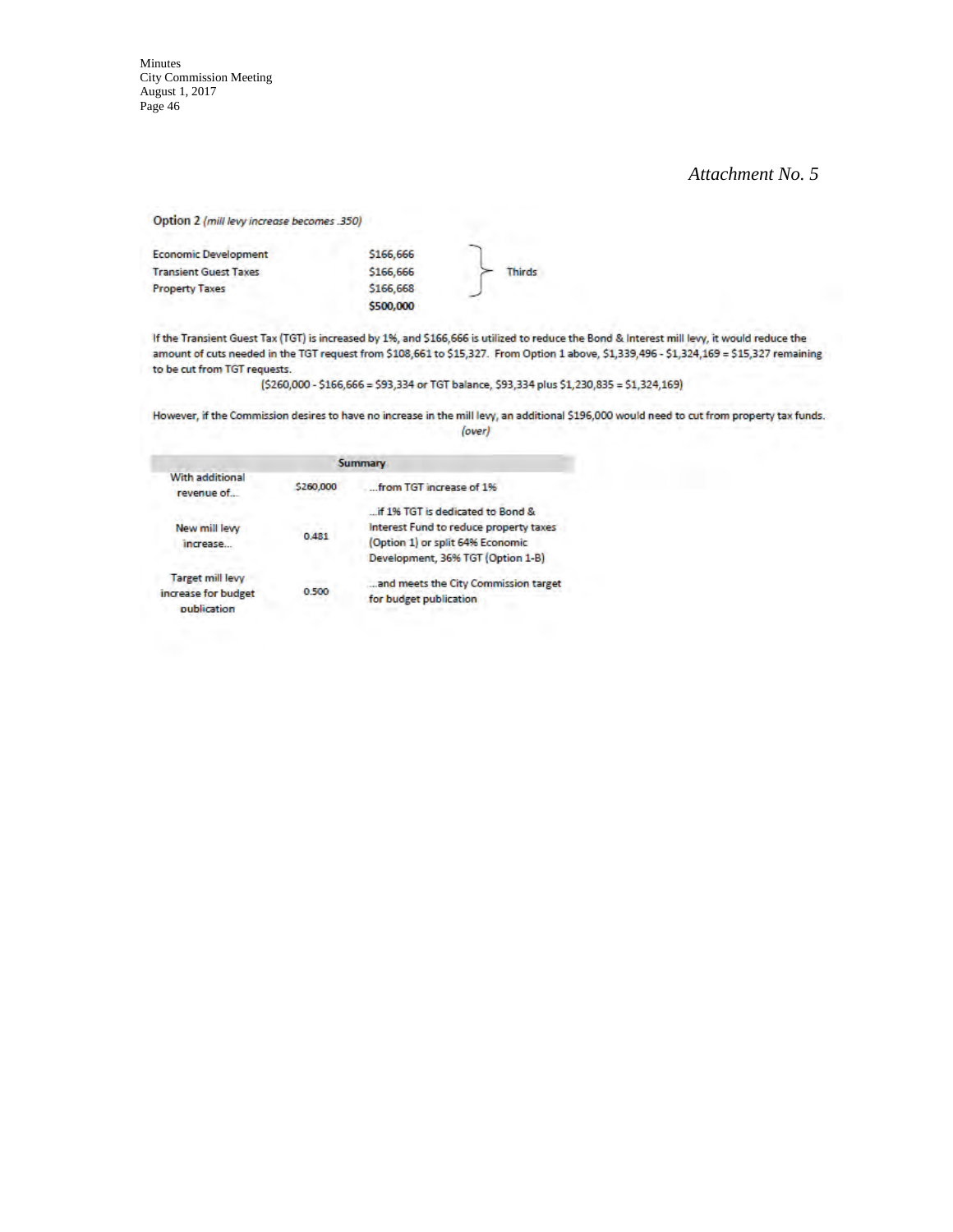*Attachment No. 5*

**Option 2** *(mill levy increase becomes .350)*

| | | |
|---|---|---|
| Economic Development | $166,666 | Thirds |
| Transient Guest Taxes | $166,666 | |
| Property Taxes | $166,668 | |
| | **$500,000** | |

If the Transient Guest Tax (TGT) is increased by 1%, and $166,666 is utilized to reduce the Bond & Interest mill levy, it would reduce the amount of cuts needed in the TGT request from $108,661 to $15,327. From Option 1 above, $1,339,496 - $1,324,169 = $15,327 remaining to be cut from TGT requests.

($260,000 - $166,666 = $93,334 or TGT balance, $93,334 plus $1,230,835 = $1,324,169)

However, if the Commission desires to have no increase in the mill levy, an additional $196,000 would need to cut from property tax funds.

*(over)*

| Summary | | |
|---|---|---|
| With additional revenue of... | $260,000 | ...from TGT increase of 1% |
| New mill levy increase... | 0.481 | ...if 1% TGT is dedicated to Bond & Interest Fund to reduce property taxes (Option 1) or split 64% Economic Development, 36% TGT (Option 1-B) |
| Target mill levy increase for budget publication | 0.500 | ...and meets the City Commission target for budget publication |